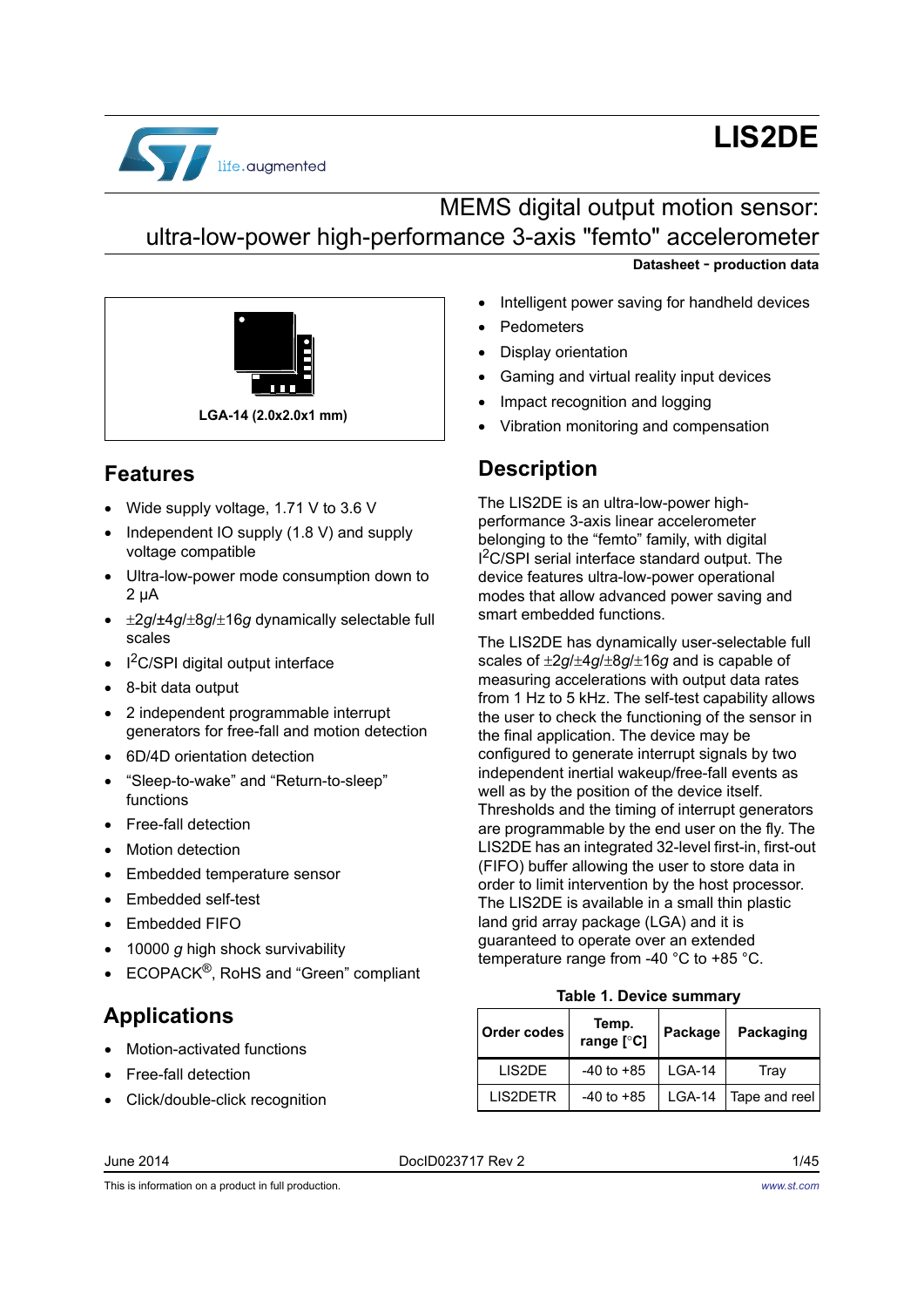# LIS2DE

## MEMS digital output motion sensor: ultra-low-power high-performance 3-axis "femto" accelerometer

**Datasheet - production data**

**LGA-14 (2.0x2.0x1 mm)**

## Features

- Wide supply voltage, 1.71 V to 3.6 V
- Independent IO supply (1.8 V) and supply voltage compatible
- Ultra-low-power mode consumption down to 2 µA
- ±2*g*/±4*g*/±8*g*/±16*g* dynamically selectable full scales
- $I^2C$/SPI digital output interface
- 8-bit data output
- 2 independent programmable interrupt generators for free-fall and motion detection
- 6D/4D orientation detection
- "Sleep-to-wake" and "Return-to-sleep" functions
- Free-fall detection
- Motion detection
- Embedded temperature sensor
- Embedded self-test
- Embedded FIFO
- 10000 *g* high shock survivability
- ECOPACK®, RoHS and "Green" compliant

## Applications

- Motion-activated functions
- Free-fall detection
- Click/double-click recognition
- Intelligent power saving for handheld devices
- Pedometers
- Display orientation
- Gaming and virtual reality input devices
- Impact recognition and logging
- Vibration monitoring and compensation

## Description

The LIS2DE is an ultra-low-power high-performance 3-axis linear accelerometer belonging to the "femto" family, with digital $I^2C$/SPI serial interface standard output. The device features ultra-low-power operational modes that allow advanced power saving and smart embedded functions.

The LIS2DE has dynamically user-selectable full scales of ±2*g*/±4*g*/±8*g*/±16*g* and is capable of measuring accelerations with output data rates from 1 Hz to 5 kHz. The self-test capability allows the user to check the functioning of the sensor in the final application. The device may be configured to generate interrupt signals by two independent inertial wakeup/free-fall events as well as by the position of the device itself. Thresholds and the timing of interrupt generators are programmable by the end user on the fly. The LIS2DE has an integrated 32-level first-in, first-out (FIFO) buffer allowing the user to store data in order to limit intervention by the host processor. The LIS2DE is available in a small thin plastic land grid array package (LGA) and it is guaranteed to operate over an extended temperature range from -40 °C to +85 °C.

**Table 1. Device summary**

| Order codes | Temp. range [°C] | Package | Packaging |
|---|---|---|---|
| LIS2DE | -40 to +85 | LGA-14 | Tray |
| LIS2DETR | -40 to +85 | LGA-14 | Tape and reel |

June 2014 DocID023717 Rev 2

This is information on a product in full production.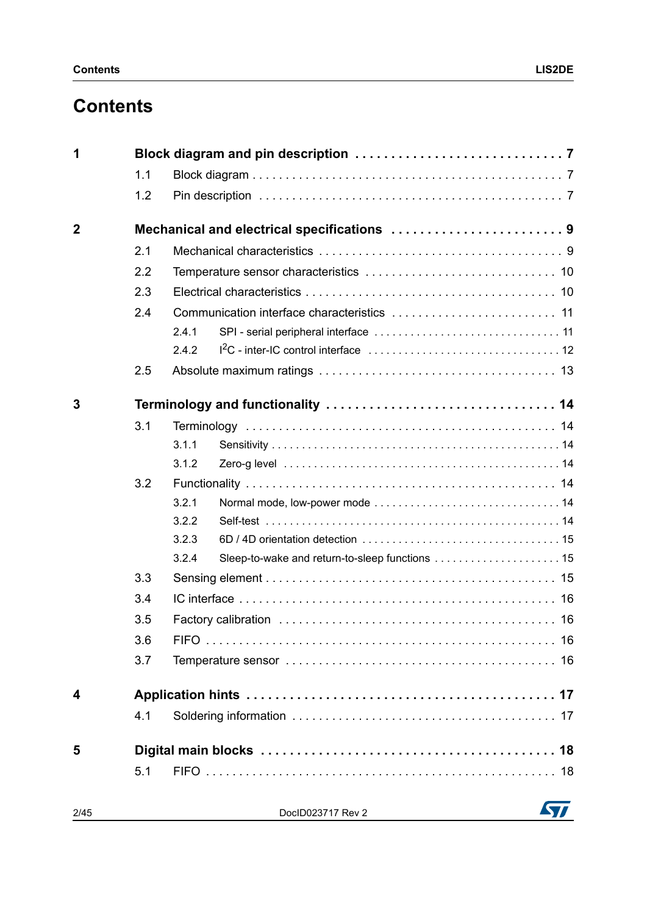# Contents

- **1 Block diagram and pin description . . . 7**
  - 1.1 Block diagram . . . 7
  - 1.2 Pin description . . . 7
- **2 Mechanical and electrical specifications . . . 9**
  - 2.1 Mechanical characteristics . . . 9
  - 2.2 Temperature sensor characteristics . . . 10
  - 2.3 Electrical characteristics . . . 10
  - 2.4 Communication interface characteristics . . . 11
    - 2.4.1 SPI - serial peripheral interface . . . 11
    - 2.4.2 $I^2C$ - inter-IC control interface . . . 12
  - 2.5 Absolute maximum ratings . . . 13
- **3 Terminology and functionality . . . 14**
  - 3.1 Terminology . . . 14
    - 3.1.1 Sensitivity . . . 14
    - 3.1.2 Zero-g level . . . 14
  - 3.2 Functionality . . . 14
    - 3.2.1 Normal mode, low-power mode . . . 14
    - 3.2.2 Self-test . . . 14
    - 3.2.3 6D / 4D orientation detection . . . 15
    - 3.2.4 Sleep-to-wake and return-to-sleep functions . . . 15
  - 3.3 Sensing element . . . 15
  - 3.4 IC interface . . . 16
  - 3.5 Factory calibration . . . 16
  - 3.6 FIFO . . . 16
  - 3.7 Temperature sensor . . . 16
- **4 Application hints . . . 17**
  - 4.1 Soldering information . . . 17
- **5 Digital main blocks . . . 18**
  - 5.1 FIFO . . . 18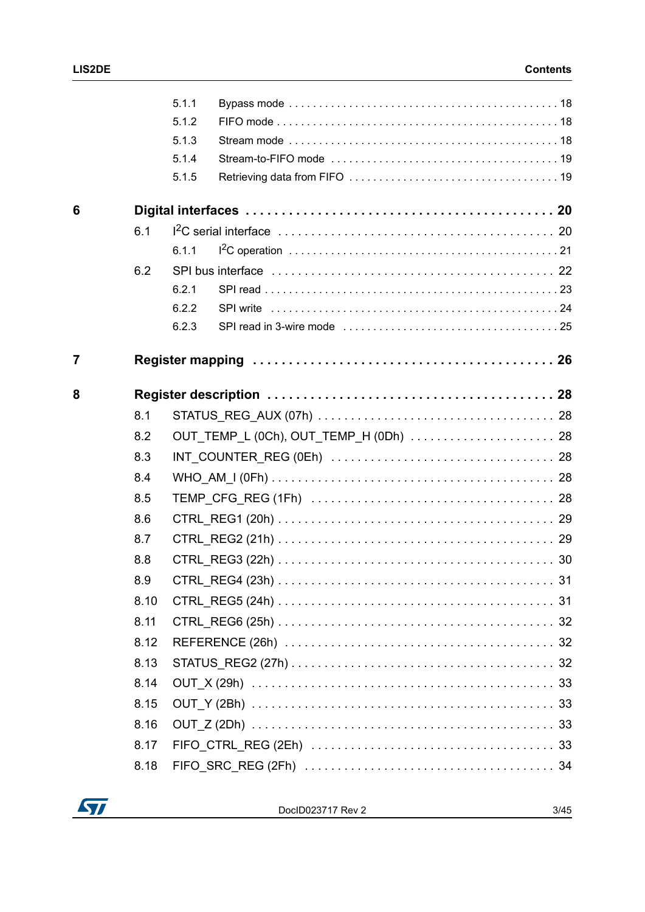| | | | |
|---|---|---|---|
| | 5.1.1 | Bypass mode | 18 |
| | 5.1.2 | FIFO mode | 18 |
| | 5.1.3 | Stream mode | 18 |
| | 5.1.4 | Stream-to-FIFO mode | 19 |
| | 5.1.5 | Retrieving data from FIFO | 19 |
| **6** | **Digital interfaces** | | **20** |
| | 6.1 | $I^2C$ serial interface | 20 |
| | 6.1.1 | $I^2C$ operation | 21 |
| | 6.2 | SPI bus interface | 22 |
| | 6.2.1 | SPI read | 23 |
| | 6.2.2 | SPI write | 24 |
| | 6.2.3 | SPI read in 3-wire mode | 25 |
| **7** | **Register mapping** | | **26** |
| **8** | **Register description** | | **28** |
| | 8.1 | STATUS_REG_AUX (07h) | 28 |
| | 8.2 | OUT_TEMP_L (0Ch), OUT_TEMP_H (0Dh) | 28 |
| | 8.3 | INT_COUNTER_REG (0Eh) | 28 |
| | 8.4 | WHO_AM_I (0Fh) | 28 |
| | 8.5 | TEMP_CFG_REG (1Fh) | 28 |
| | 8.6 | CTRL_REG1 (20h) | 29 |
| | 8.7 | CTRL_REG2 (21h) | 29 |
| | 8.8 | CTRL_REG3 (22h) | 30 |
| | 8.9 | CTRL_REG4 (23h) | 31 |
| | 8.10 | CTRL_REG5 (24h) | 31 |
| | 8.11 | CTRL_REG6 (25h) | 32 |
| | 8.12 | REFERENCE (26h) | 32 |
| | 8.13 | STATUS_REG2 (27h) | 32 |
| | 8.14 | OUT_X (29h) | 33 |
| | 8.15 | OUT_Y (2Bh) | 33 |
| | 8.16 | OUT_Z (2Dh) | 33 |
| | 8.17 | FIFO_CTRL_REG (2Eh) | 33 |
| | 8.18 | FIFO_SRC_REG (2Fh) | 34 |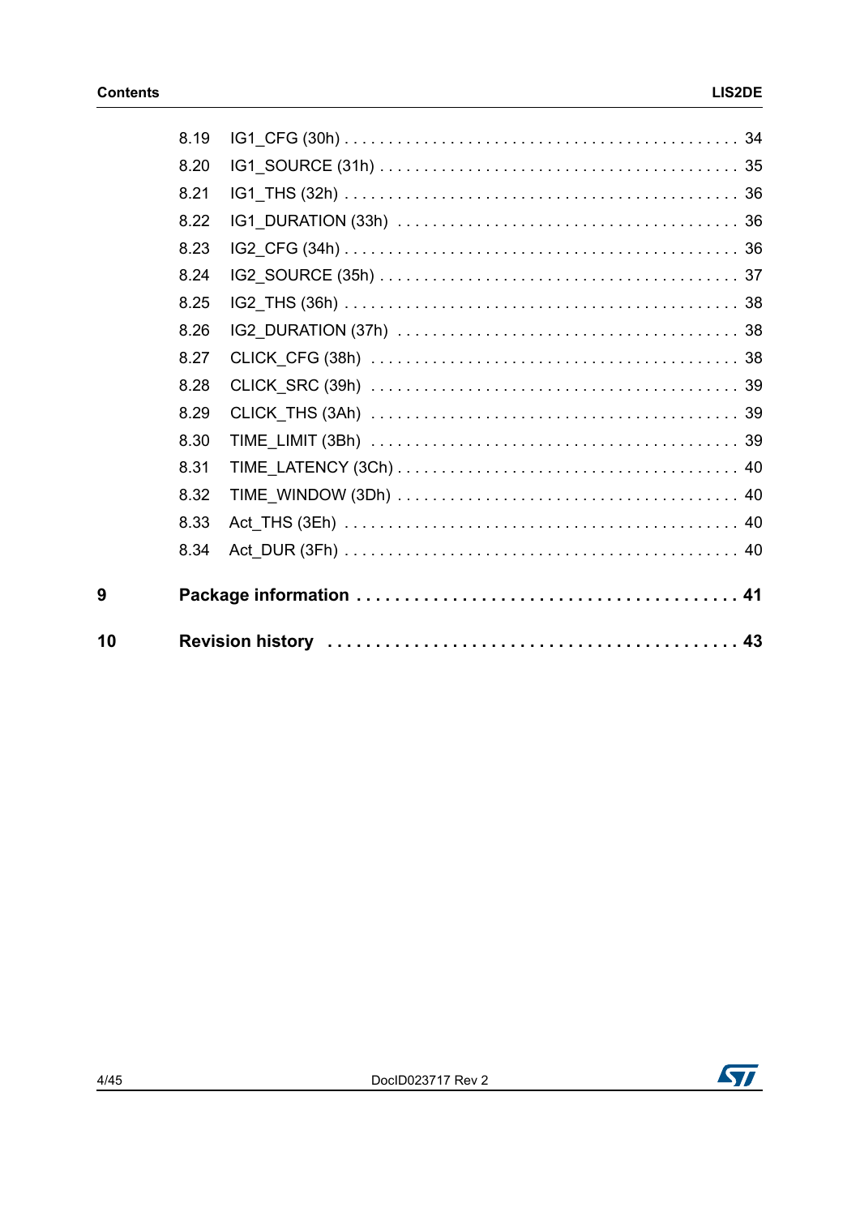8.19 IG1_CFG (30h) . . . . . . . . . . . . . . . . . . . . . . . . . . . . . . . . . . . . . . . . . . . . 34

8.20 IG1_SOURCE (31h) . . . . . . . . . . . . . . . . . . . . . . . . . . . . . . . . . . . . . . . . 35

8.21 IG1_THS (32h) . . . . . . . . . . . . . . . . . . . . . . . . . . . . . . . . . . . . . . . . . . . . 36

8.22 IG1_DURATION (33h) . . . . . . . . . . . . . . . . . . . . . . . . . . . . . . . . . . . . . 36

8.23 IG2_CFG (34h) . . . . . . . . . . . . . . . . . . . . . . . . . . . . . . . . . . . . . . . . . . . . 36

8.24 IG2_SOURCE (35h) . . . . . . . . . . . . . . . . . . . . . . . . . . . . . . . . . . . . . . . . 37

8.25 IG2_THS (36h) . . . . . . . . . . . . . . . . . . . . . . . . . . . . . . . . . . . . . . . . . . . . 38

8.26 IG2_DURATION (37h) . . . . . . . . . . . . . . . . . . . . . . . . . . . . . . . . . . . . . 38

8.27 CLICK_CFG (38h) . . . . . . . . . . . . . . . . . . . . . . . . . . . . . . . . . . . . . . . . 38

8.28 CLICK_SRC (39h) . . . . . . . . . . . . . . . . . . . . . . . . . . . . . . . . . . . . . . . . 39

8.29 CLICK_THS (3Ah) . . . . . . . . . . . . . . . . . . . . . . . . . . . . . . . . . . . . . . . . 39

8.30 TIME_LIMIT (3Bh) . . . . . . . . . . . . . . . . . . . . . . . . . . . . . . . . . . . . . . . . 39

8.31 TIME_LATENCY (3Ch) . . . . . . . . . . . . . . . . . . . . . . . . . . . . . . . . . . . . . 40

8.32 TIME_WINDOW (3Dh) . . . . . . . . . . . . . . . . . . . . . . . . . . . . . . . . . . . . . 40

8.33 Act_THS (3Eh) . . . . . . . . . . . . . . . . . . . . . . . . . . . . . . . . . . . . . . . . . . . . 40

8.34 Act_DUR (3Fh) . . . . . . . . . . . . . . . . . . . . . . . . . . . . . . . . . . . . . . . . . . . . 40

**9 Package information . . . . . . . . . . . . . . . . . . . . . . . . . . . . . . . . . . . . . . 41**

**10 Revision history . . . . . . . . . . . . . . . . . . . . . . . . . . . . . . . . . . . . . . . . . . 43**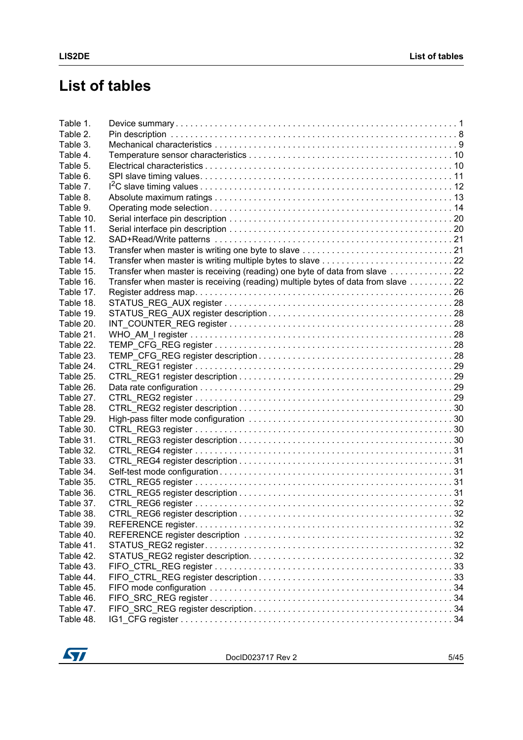# List of tables

| | | |
|---|---|---|
| Table 1. | Device summary | 1 |
| Table 2. | Pin description | 8 |
| Table 3. | Mechanical characteristics | 9 |
| Table 4. | Temperature sensor characteristics | 10 |
| Table 5. | Electrical characteristics | 10 |
| Table 6. | SPI slave timing values | 11 |
| Table 7. | $I^2C$ slave timing values | 12 |
| Table 8. | Absolute maximum ratings | 13 |
| Table 9. | Operating mode selection | 14 |
| Table 10. | Serial interface pin description | 20 |
| Table 11. | Serial interface pin description | 20 |
| Table 12. | SAD+Read/Write patterns | 21 |
| Table 13. | Transfer when master is writing one byte to slave | 21 |
| Table 14. | Transfer when master is writing multiple bytes to slave | 22 |
| Table 15. | Transfer when master is receiving (reading) one byte of data from slave | 22 |
| Table 16. | Transfer when master is receiving (reading) multiple bytes of data from slave | 22 |
| Table 17. | Register address map | 26 |
| Table 18. | STATUS_REG_AUX register | 28 |
| Table 19. | STATUS_REG_AUX register description | 28 |
| Table 20. | INT_COUNTER_REG register | 28 |
| Table 21. | WHO_AM_I register | 28 |
| Table 22. | TEMP_CFG_REG register | 28 |
| Table 23. | TEMP_CFG_REG register description | 28 |
| Table 24. | CTRL_REG1 register | 29 |
| Table 25. | CTRL_REG1 register description | 29 |
| Table 26. | Data rate configuration | 29 |
| Table 27. | CTRL_REG2 register | 29 |
| Table 28. | CTRL_REG2 register description | 30 |
| Table 29. | High-pass filter mode configuration | 30 |
| Table 30. | CTRL_REG3 register | 30 |
| Table 31. | CTRL_REG3 register description | 30 |
| Table 32. | CTRL_REG4 register | 31 |
| Table 33. | CTRL_REG4 register description | 31 |
| Table 34. | Self-test mode configuration | 31 |
| Table 35. | CTRL_REG5 register | 31 |
| Table 36. | CTRL_REG5 register description | 31 |
| Table 37. | CTRL_REG6 register | 32 |
| Table 38. | CTRL_REG6 register description | 32 |
| Table 39. | REFERENCE register | 32 |
| Table 40. | REFERENCE register description | 32 |
| Table 41. | STATUS_REG2 register | 32 |
| Table 42. | STATUS_REG2 register description | 32 |
| Table 43. | FIFO_CTRL_REG register | 33 |
| Table 44. | FIFO_CTRL_REG register description | 33 |
| Table 45. | FIFO mode configuration | 34 |
| Table 46. | FIFO_SRC_REG register | 34 |
| Table 47. | FIFO_SRC_REG register description | 34 |
| Table 48. | IG1_CFG register | 34 |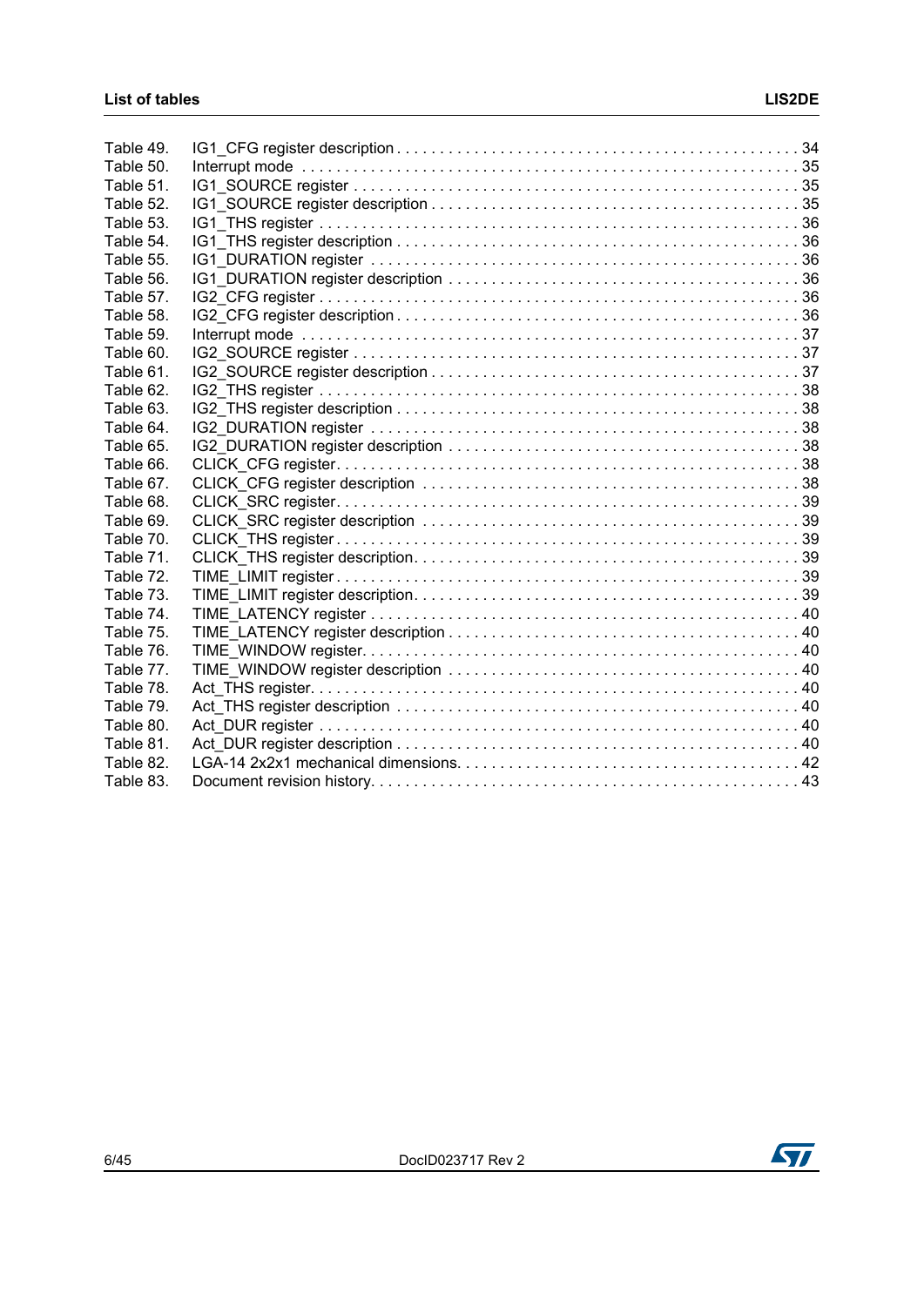| | | |
|---|---|---|
| Table 49. | IG1_CFG register description | 34 |
| Table 50. | Interrupt mode | 35 |
| Table 51. | IG1_SOURCE register | 35 |
| Table 52. | IG1_SOURCE register description | 35 |
| Table 53. | IG1_THS register | 36 |
| Table 54. | IG1_THS register description | 36 |
| Table 55. | IG1_DURATION register | 36 |
| Table 56. | IG1_DURATION register description | 36 |
| Table 57. | IG2_CFG register | 36 |
| Table 58. | IG2_CFG register description | 36 |
| Table 59. | Interrupt mode | 37 |
| Table 60. | IG2_SOURCE register | 37 |
| Table 61. | IG2_SOURCE register description | 37 |
| Table 62. | IG2_THS register | 38 |
| Table 63. | IG2_THS register description | 38 |
| Table 64. | IG2_DURATION register | 38 |
| Table 65. | IG2_DURATION register description | 38 |
| Table 66. | CLICK_CFG register | 38 |
| Table 67. | CLICK_CFG register description | 38 |
| Table 68. | CLICK_SRC register | 39 |
| Table 69. | CLICK_SRC register description | 39 |
| Table 70. | CLICK_THS register | 39 |
| Table 71. | CLICK_THS register description | 39 |
| Table 72. | TIME_LIMIT register | 39 |
| Table 73. | TIME_LIMIT register description | 39 |
| Table 74. | TIME_LATENCY register | 40 |
| Table 75. | TIME_LATENCY register description | 40 |
| Table 76. | TIME_WINDOW register | 40 |
| Table 77. | TIME_WINDOW register description | 40 |
| Table 78. | Act_THS register | 40 |
| Table 79. | Act_THS register description | 40 |
| Table 80. | Act_DUR register | 40 |
| Table 81. | Act_DUR register description | 40 |
| Table 82. | LGA-14 2x2x1 mechanical dimensions | 42 |
| Table 83. | Document revision history | 43 |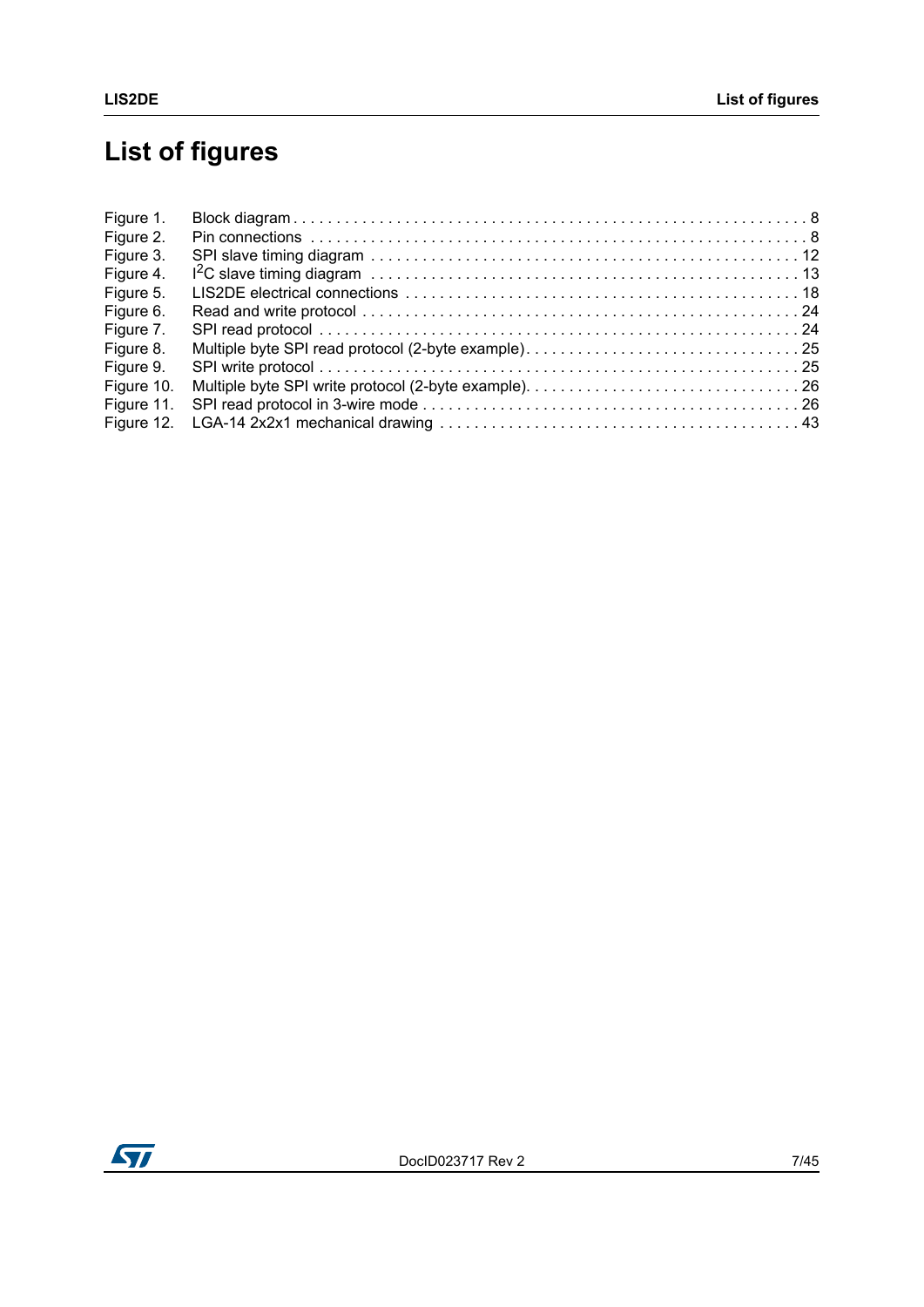# List of figures

Figure 1. Block diagram . . . . . . . . . . . . . . . . . . . . . . . . . . . . . . . . . . . . . . . . . . . . . . . . . . . . . . . . . . . . 8
Figure 2. Pin connections . . . . . . . . . . . . . . . . . . . . . . . . . . . . . . . . . . . . . . . . . . . . . . . . . . . . . . . . . . 8
Figure 3. SPI slave timing diagram . . . . . . . . . . . . . . . . . . . . . . . . . . . . . . . . . . . . . . . . . . . . . . . . . . . 12
Figure 4. $I^2C$ slave timing diagram . . . . . . . . . . . . . . . . . . . . . . . . . . . . . . . . . . . . . . . . . . . . . . . . . . . 13
Figure 5. LIS2DE electrical connections . . . . . . . . . . . . . . . . . . . . . . . . . . . . . . . . . . . . . . . . . . . . . . . 18
Figure 6. Read and write protocol . . . . . . . . . . . . . . . . . . . . . . . . . . . . . . . . . . . . . . . . . . . . . . . . . . . 24
Figure 7. SPI read protocol . . . . . . . . . . . . . . . . . . . . . . . . . . . . . . . . . . . . . . . . . . . . . . . . . . . . . . . . 24
Figure 8. Multiple byte SPI read protocol (2-byte example). . . . . . . . . . . . . . . . . . . . . . . . . . . . . . . . . 25
Figure 9. SPI write protocol . . . . . . . . . . . . . . . . . . . . . . . . . . . . . . . . . . . . . . . . . . . . . . . . . . . . . . . . 25
Figure 10. Multiple byte SPI write protocol (2-byte example). . . . . . . . . . . . . . . . . . . . . . . . . . . . . . . . . 26
Figure 11. SPI read protocol in 3-wire mode . . . . . . . . . . . . . . . . . . . . . . . . . . . . . . . . . . . . . . . . . . . . . 26
Figure 12. LGA-14 2x2x1 mechanical drawing . . . . . . . . . . . . . . . . . . . . . . . . . . . . . . . . . . . . . . . . . 43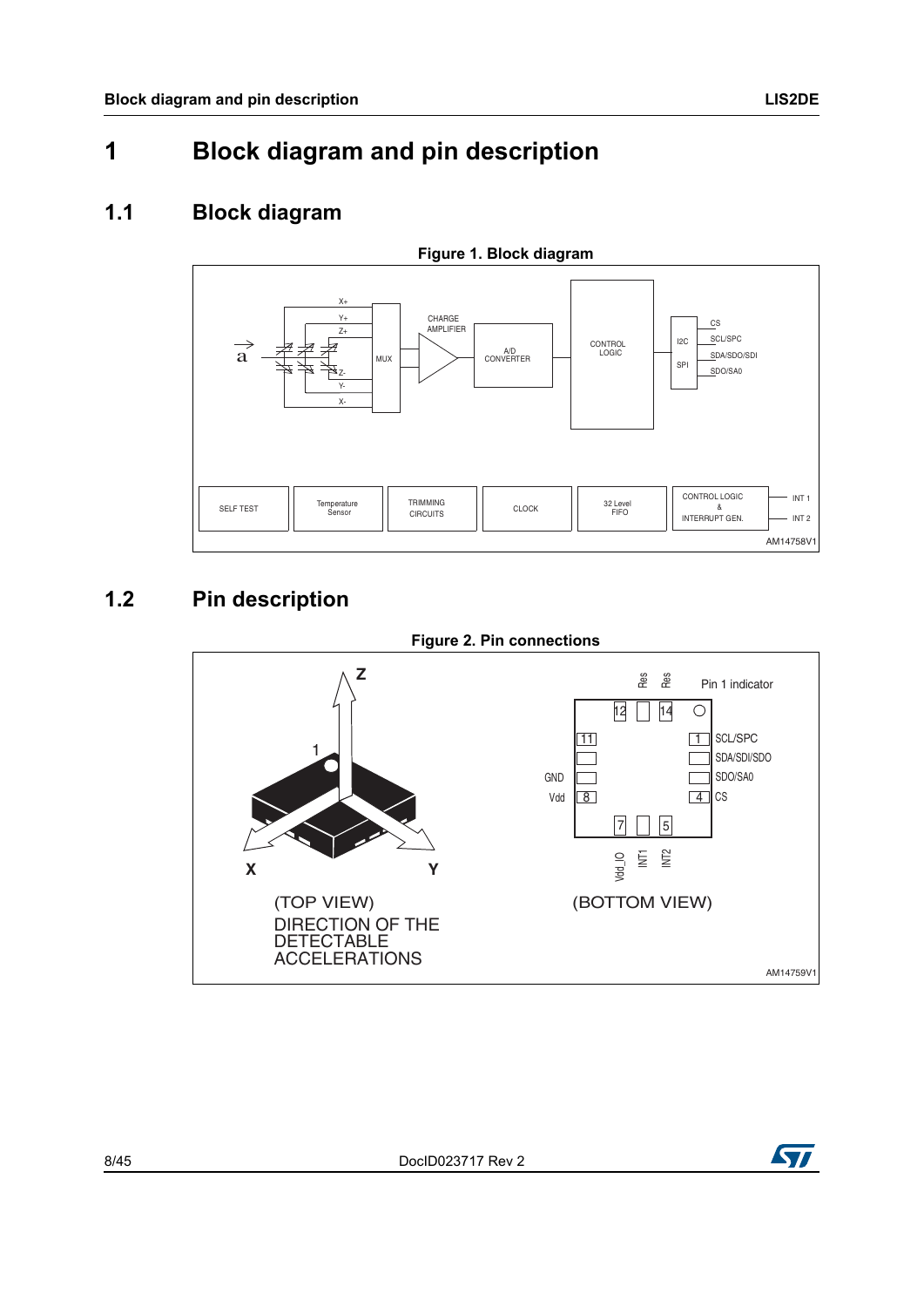# 1 Block diagram and pin description

## 1.1 Block diagram

**Figure 1. Block diagram**

## 1.2 Pin description

**Figure 2. Pin connections**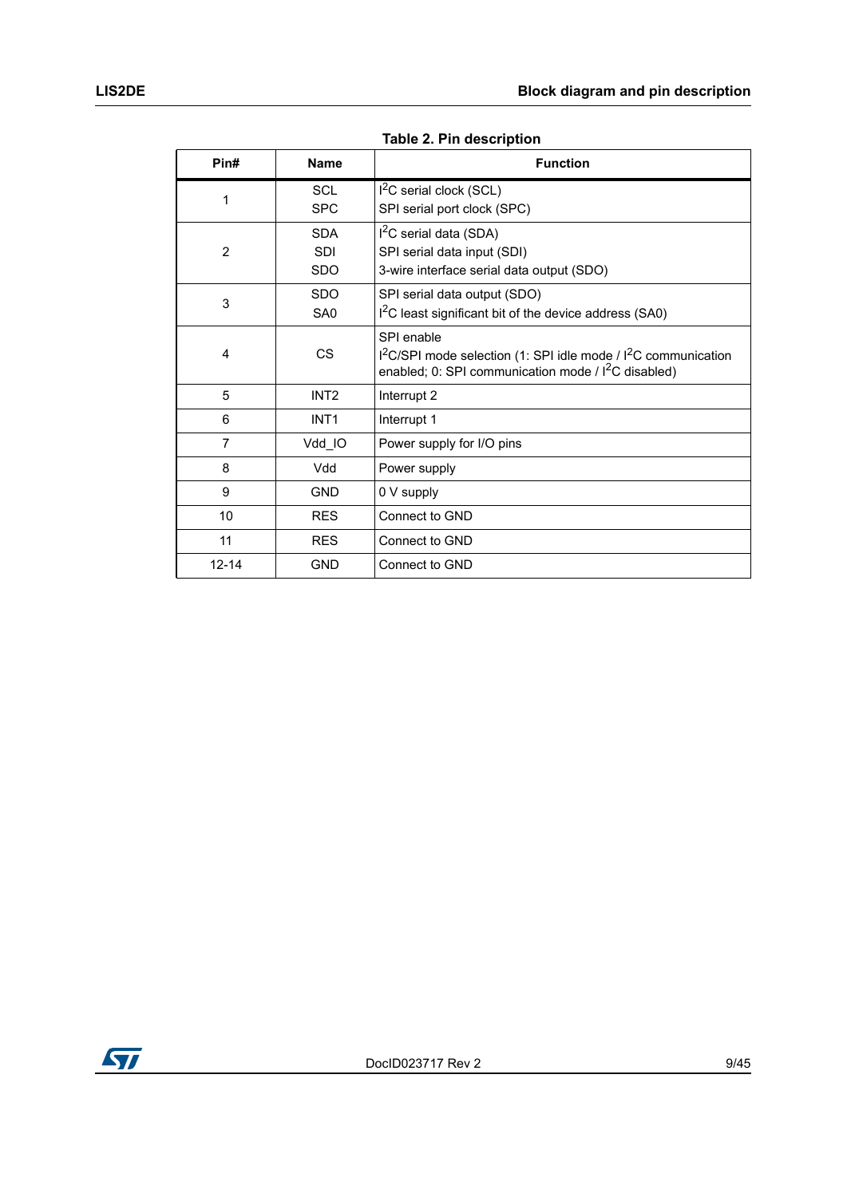Table 2. Pin description

| Pin# | Name | Function |
|---|---|---|
| 1 | SCL<br>SPC | $I^2C$ serial clock (SCL)<br>SPI serial port clock (SPC) |
| 2 | SDA<br>SDI<br>SDO | $I^2C$ serial data (SDA)<br>SPI serial data input (SDI)<br>3-wire interface serial data output (SDO) |
| 3 | SDO<br>SA0 | SPI serial data output (SDO)<br>$I^2C$ least significant bit of the device address (SA0) |
| 4 | CS | SPI enable<br>$I^2C$/SPI mode selection (1: SPI idle mode / $I^2C$ communication enabled; 0: SPI communication mode / $I^2C$ disabled) |
| 5 | INT2 | Interrupt 2 |
| 6 | INT1 | Interrupt 1 |
| 7 | Vdd_IO | Power supply for I/O pins |
| 8 | Vdd | Power supply |
| 9 | GND | 0 V supply |
| 10 | RES | Connect to GND |
| 11 | RES | Connect to GND |
| 12-14 | GND | Connect to GND |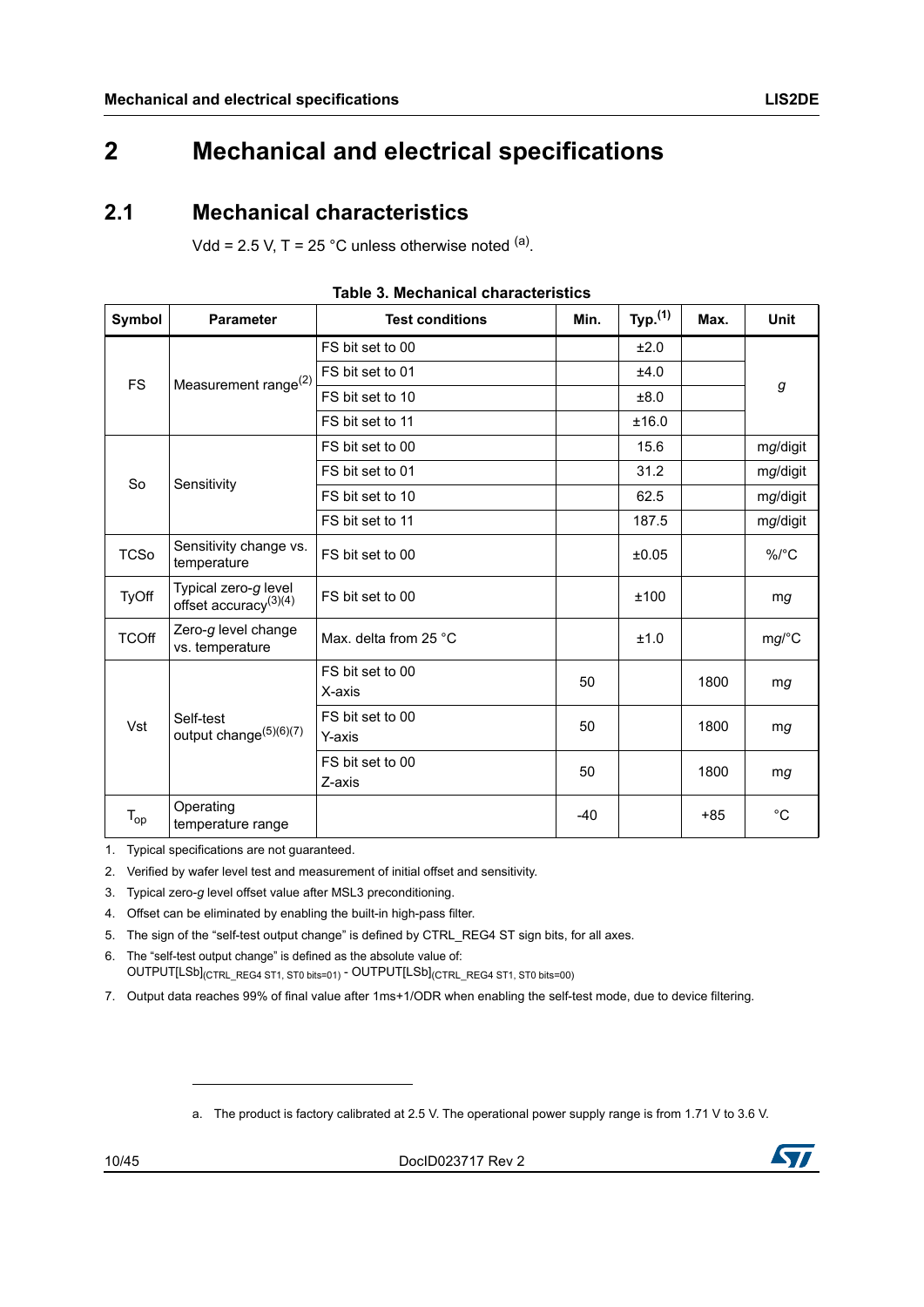# 2 Mechanical and electrical specifications

## 2.1 Mechanical characteristics

Vdd = 2.5 V, T = 25 °C unless otherwise noted [a].

**Table 3. Mechanical characteristics**

| Symbol | Parameter | Test conditions | Min. | Typ.[1] | Max. | Unit |
|---|---|---|---|---|---|---|
| FS | Measurement range[2] | FS bit set to 00 | | ±2.0 | | *g* |
| | | FS bit set to 01 | | ±4.0 | | |
| | | FS bit set to 10 | | ±8.0 | | |
| | | FS bit set to 11 | | ±16.0 | | |
| So | Sensitivity | FS bit set to 00 | | 15.6 | | mg/digit |
| | | FS bit set to 01 | | 31.2 | | mg/digit |
| | | FS bit set to 10 | | 62.5 | | mg/digit |
| | | FS bit set to 11 | | 187.5 | | mg/digit |
| TCSo | Sensitivity change vs. temperature | FS bit set to 00 | | ±0.05 | | %/°C |
| TyOff | Typical zero-*g* level offset accuracy[3][4] | FS bit set to 00 | | ±100 | | m*g* |
| TCOff | Zero-*g* level change vs. temperature | Max. delta from 25 °C | | ±1.0 | | m*g*/°C |
| Vst | Self-test output change[5][6][7] | FS bit set to 00 X-axis | 50 | | 1800 | m*g* |
| | | FS bit set to 00 Y-axis | 50 | | 1800 | m*g* |
| | | FS bit set to 00 Z-axis | 50 | | 1800 | m*g* |
| $T_{op}$ | Operating temperature range | | -40 | | +85 | °C |

1. Typical specifications are not guaranteed.
2. Verified by wafer level test and measurement of initial offset and sensitivity.
3. Typical zero-*g* level offset value after MSL3 preconditioning.
4. Offset can be eliminated by enabling the built-in high-pass filter.
5. The sign of the "self-test output change" is defined by CTRL_REG4 ST sign bits, for all axes.
6. The "self-test output change" is defined as the absolute value of: $OUTPUT[LSb]_{(CTRL\_REG4\ ST1,\ ST0\ bits=01)} - OUTPUT[LSb]_{(CTRL\_REG4\ ST1,\ ST0\ bits=00)}$
7. Output data reaches 99% of final value after 1ms+1/ODR when enabling the self-test mode, due to device filtering.

a. The product is factory calibrated at 2.5 V. The operational power supply range is from 1.71 V to 3.6 V.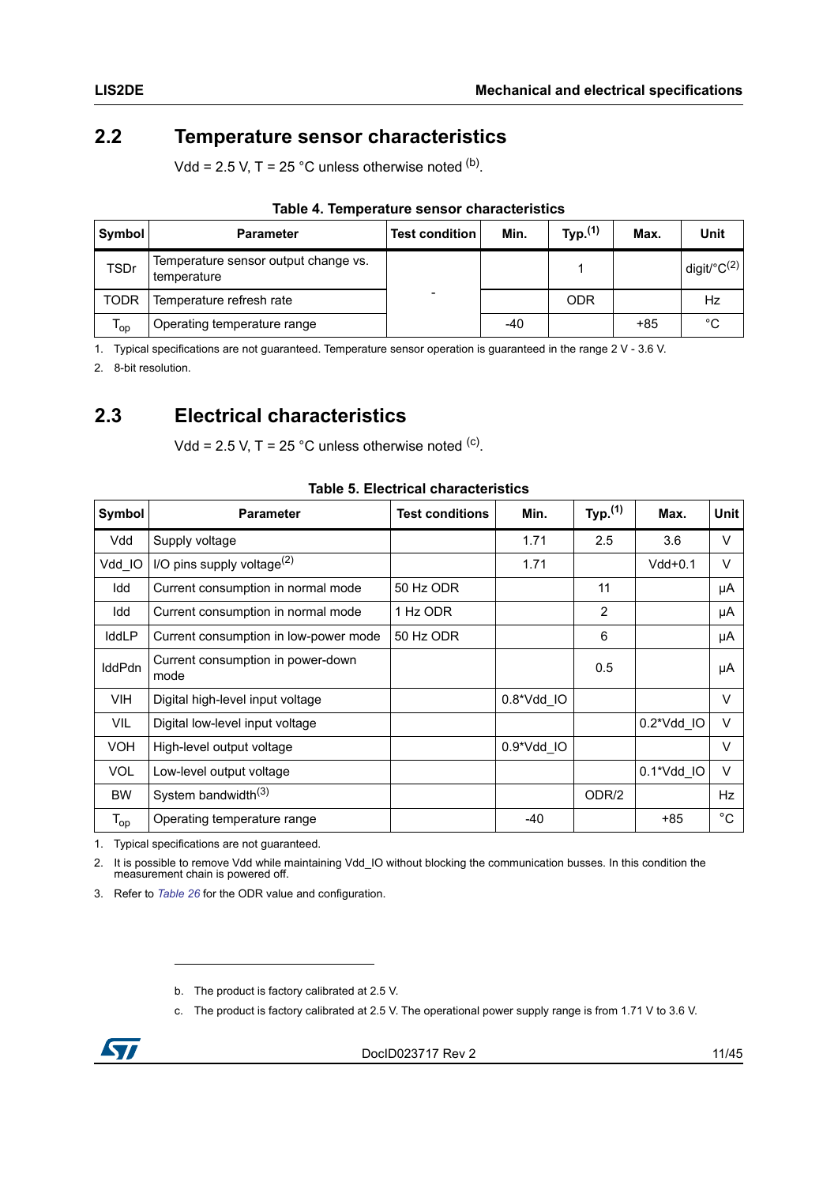## 2.2 Temperature sensor characteristics

Vdd = 2.5 V, T = 25 °C unless otherwise noted [b].

**Table 4. Temperature sensor characteristics**

| Symbol | Parameter | Test condition | Min. | Typ.[1] | Max. | Unit |
|---|---|---|---|---|---|---|
| TSDr | Temperature sensor output change vs. temperature | - | | 1 | | digit/°C[2] |
| TODR | Temperature refresh rate | | | ODR | | Hz |
| $T_{op}$ | Operating temperature range | | -40 | | +85 | °C |

1. Typical specifications are not guaranteed. Temperature sensor operation is guaranteed in the range 2 V - 3.6 V.
2. 8-bit resolution.

## 2.3 Electrical characteristics

Vdd = 2.5 V, T = 25 °C unless otherwise noted [c].

**Table 5. Electrical characteristics**

| Symbol | Parameter | Test conditions | Min. | Typ.[1] | Max. | Unit |
|---|---|---|---|---|---|---|
| Vdd | Supply voltage | | 1.71 | 2.5 | 3.6 | V |
| Vdd_IO | I/O pins supply voltage[2] | | 1.71 | | Vdd+0.1 | V |
| Idd | Current consumption in normal mode | 50 Hz ODR | | 11 | | μA |
| Idd | Current consumption in normal mode | 1 Hz ODR | | 2 | | μA |
| IddLP | Current consumption in low-power mode | 50 Hz ODR | | 6 | | μA |
| IddPdn | Current consumption in power-down mode | | | 0.5 | | μA |
| VIH | Digital high-level input voltage | | 0.8*Vdd_IO | | | V |
| VIL | Digital low-level input voltage | | | | 0.2*Vdd_IO | V |
| VOH | High-level output voltage | | 0.9*Vdd_IO | | | V |
| VOL | Low-level output voltage | | | | 0.1*Vdd_IO | V |
| BW | System bandwidth[3] | | | ODR/2 | | Hz |
| $T_{op}$ | Operating temperature range | | -40 | | +85 | °C |

1. Typical specifications are not guaranteed.
2. It is possible to remove Vdd while maintaining Vdd_IO without blocking the communication busses. In this condition the measurement chain is powered off.
3. Refer to *Table 26* for the ODR value and configuration.

b. The product is factory calibrated at 2.5 V.

c. The product is factory calibrated at 2.5 V. The operational power supply range is from 1.71 V to 3.6 V.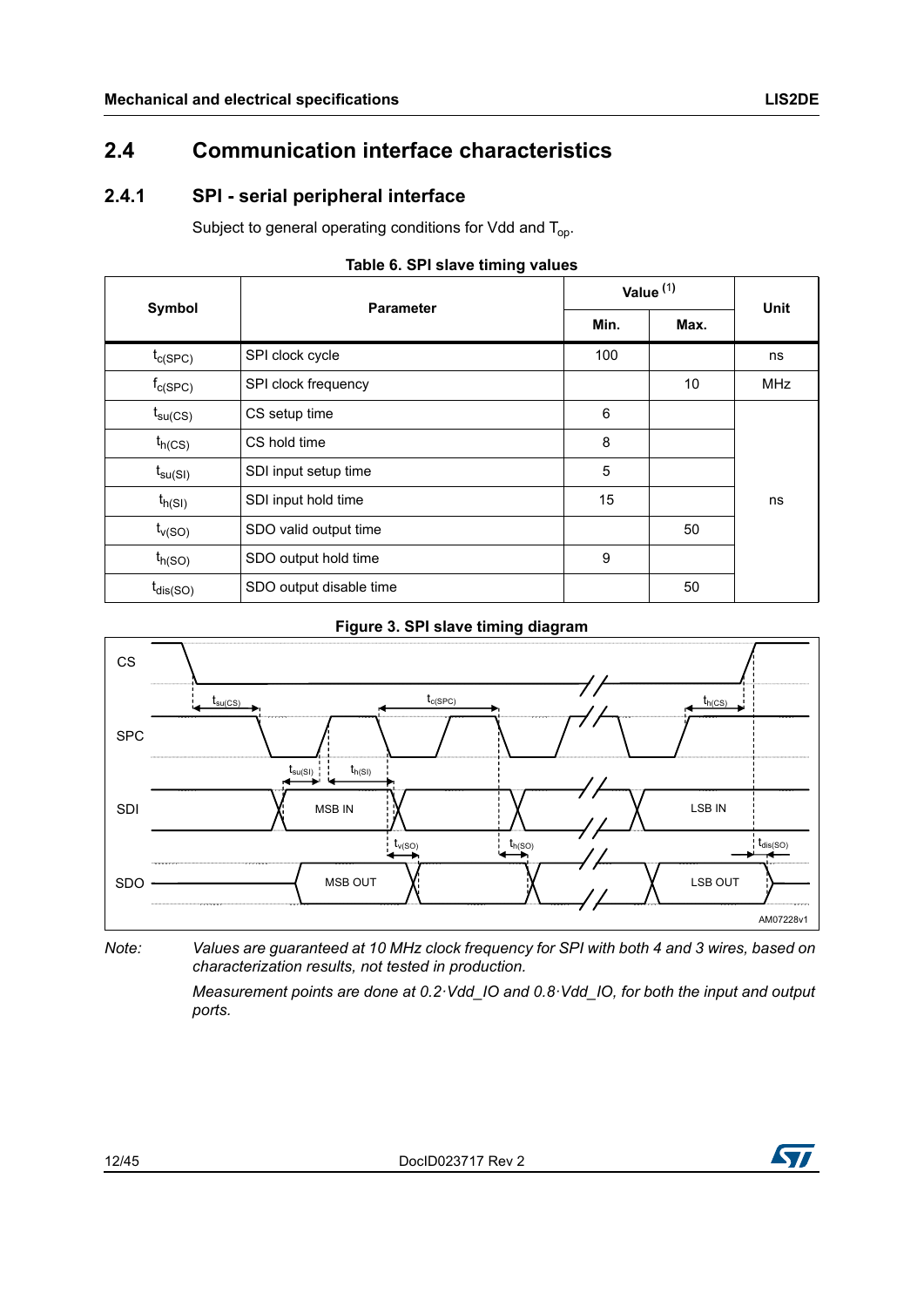## 2.4 Communication interface characteristics

### 2.4.1 SPI - serial peripheral interface

Subject to general operating conditions for Vdd and $T_{op}$.

**Table 6. SPI slave timing values**

| Symbol | Parameter | Value (1) | | Unit |
|---|---|---|---|---|
| | | Min. | Max. | |
| $t_{c(SPC)}$ | SPI clock cycle | 100 | | ns |
| $f_{c(SPC)}$ | SPI clock frequency | | 10 | MHz |
| $t_{su(CS)}$ | CS setup time | 6 | | ns |
| $t_{h(CS)}$ | CS hold time | 8 | | ns |
| $t_{su(SI)}$ | SDI input setup time | 5 | | ns |
| $t_{h(SI)}$ | SDI input hold time | 15 | | ns |
| $t_{v(SO)}$ | SDO valid output time | | 50 | ns |
| $t_{h(SO)}$ | SDO output hold time | 9 | | ns |
| $t_{dis(SO)}$ | SDO output disable time | | 50 | ns |

**Figure 3. SPI slave timing diagram**

*Note: Values are guaranteed at 10 MHz clock frequency for SPI with both 4 and 3 wires, based on characterization results, not tested in production.*

*Measurement points are done at 0.2·Vdd_IO and 0.8·Vdd_IO, for both the input and output ports.*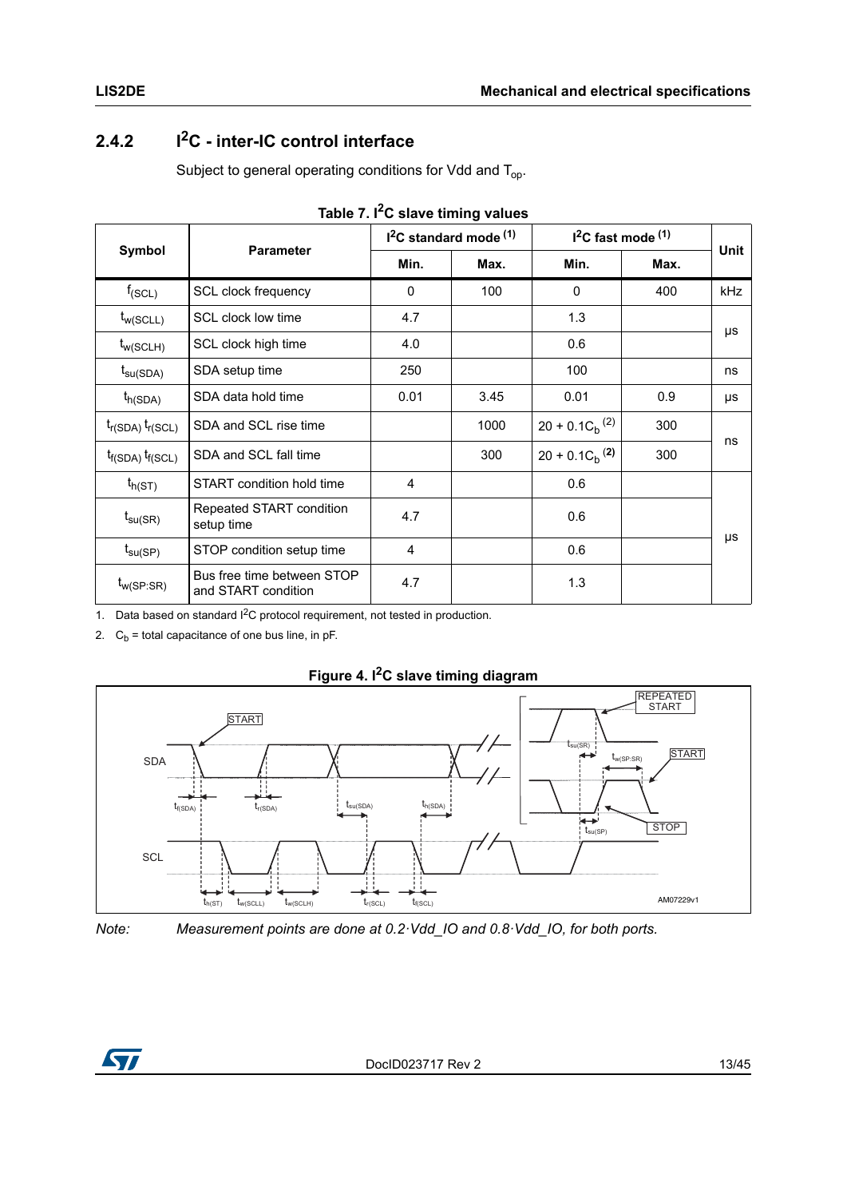### 2.4.2 $I^2C$ - inter-IC control interface

Subject to general operating conditions for Vdd and $T_{op}$.

**Table 7. $I^2C$ slave timing values**

| Symbol | Parameter | $I^2C$ standard mode (1) | | $I^2C$ fast mode (1) | | Unit |
|---|---|---|---|---|---|---|
| | | Min. | Max. | Min. | Max. | |
| $f_{(SCL)}$ | SCL clock frequency | 0 | 100 | 0 | 400 | kHz |
| $t_{w(SCLL)}$ | SCL clock low time | 4.7 | | 1.3 | | μs |
| $t_{w(SCLH)}$ | SCL clock high time | 4.0 | | 0.6 | | μs |
| $t_{su(SDA)}$ | SDA setup time | 250 | | 100 | | ns |
| $t_{h(SDA)}$ | SDA data hold time | 0.01 | 3.45 | 0.01 | 0.9 | μs |
| $t_{r(SDA)}$ $t_{r(SCL)}$ | SDA and SCL rise time | | 1000 | $20 + 0.1C_b$ (2) | 300 | ns |
| $t_{f(SDA)}$ $t_{f(SCL)}$ | SDA and SCL fall time | | 300 | $20 + 0.1C_b$ (2) | 300 | ns |
| $t_{h(ST)}$ | START condition hold time | 4 | | 0.6 | | μs |
| $t_{su(SR)}$ | Repeated START condition setup time | 4.7 | | 0.6 | | μs |
| $t_{su(SP)}$ | STOP condition setup time | 4 | | 0.6 | | μs |
| $t_{w(SP:SR)}$ | Bus free time between STOP and START condition | 4.7 | | 1.3 | | μs |

1. Data based on standard $I^2C$ protocol requirement, not tested in production.
2. $C_b$ = total capacitance of one bus line, in pF.

**Figure 4. $I^2C$ slave timing diagram**

*Note: Measurement points are done at 0.2·Vdd_IO and 0.8·Vdd_IO, for both ports.*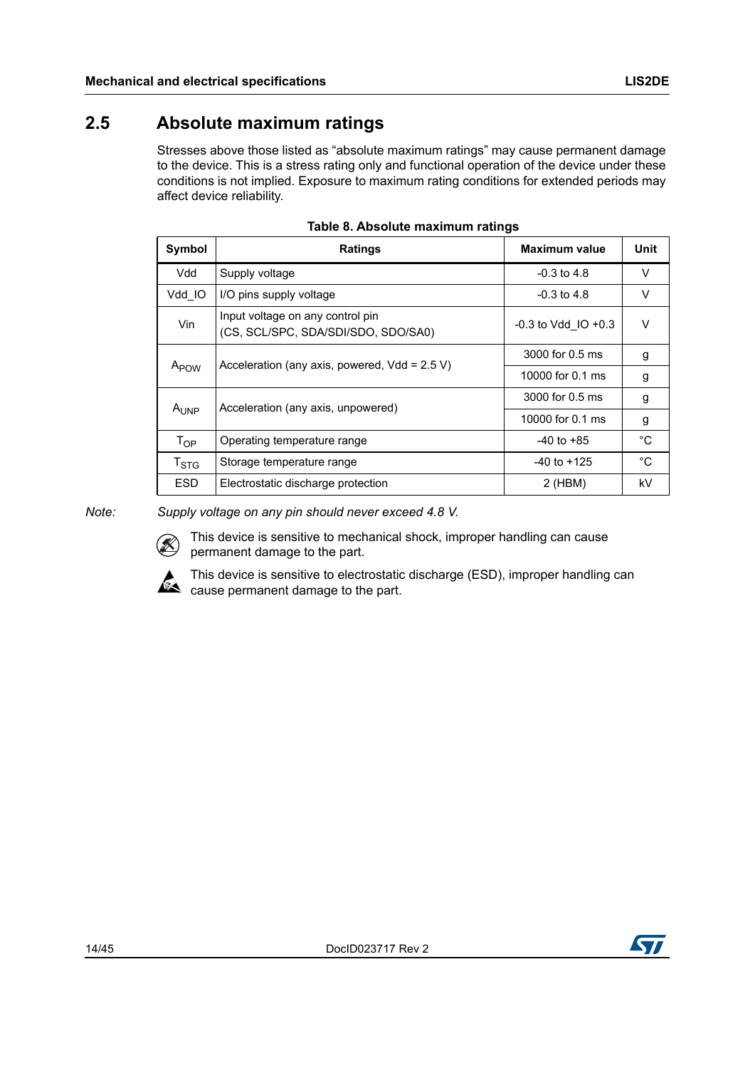## 2.5 Absolute maximum ratings

Stresses above those listed as “absolute maximum ratings” may cause permanent damage to the device. This is a stress rating only and functional operation of the device under these conditions is not implied. Exposure to maximum rating conditions for extended periods may affect device reliability.

**Table 8. Absolute maximum ratings**

| Symbol | Ratings | Maximum value | Unit |
|---|---|---|---|
| Vdd | Supply voltage | -0.3 to 4.8 | V |
| Vdd_IO | I/O pins supply voltage | -0.3 to 4.8 | V |
| Vin | Input voltage on any control pin (CS, SCL/SPC, SDA/SDI/SDO, SDO/SA0) | -0.3 to Vdd_IO +0.3 | V |
| $A_{POW}$ | Acceleration (any axis, powered, Vdd = 2.5 V) | 3000 for 0.5 ms | g |
| | | 10000 for 0.1 ms | g |
| $A_{UNP}$ | Acceleration (any axis, unpowered) | 3000 for 0.5 ms | g |
| | | 10000 for 0.1 ms | g |
| $T_{OP}$ | Operating temperature range | -40 to +85 | °C |
| $T_{STG}$ | Storage temperature range | -40 to +125 | °C |
| ESD | Electrostatic discharge protection | 2 (HBM) | kV |

*Note: Supply voltage on any pin should never exceed 4.8 V.*

This device is sensitive to mechanical shock, improper handling can cause permanent damage to the part.

This device is sensitive to electrostatic discharge (ESD), improper handling can cause permanent damage to the part.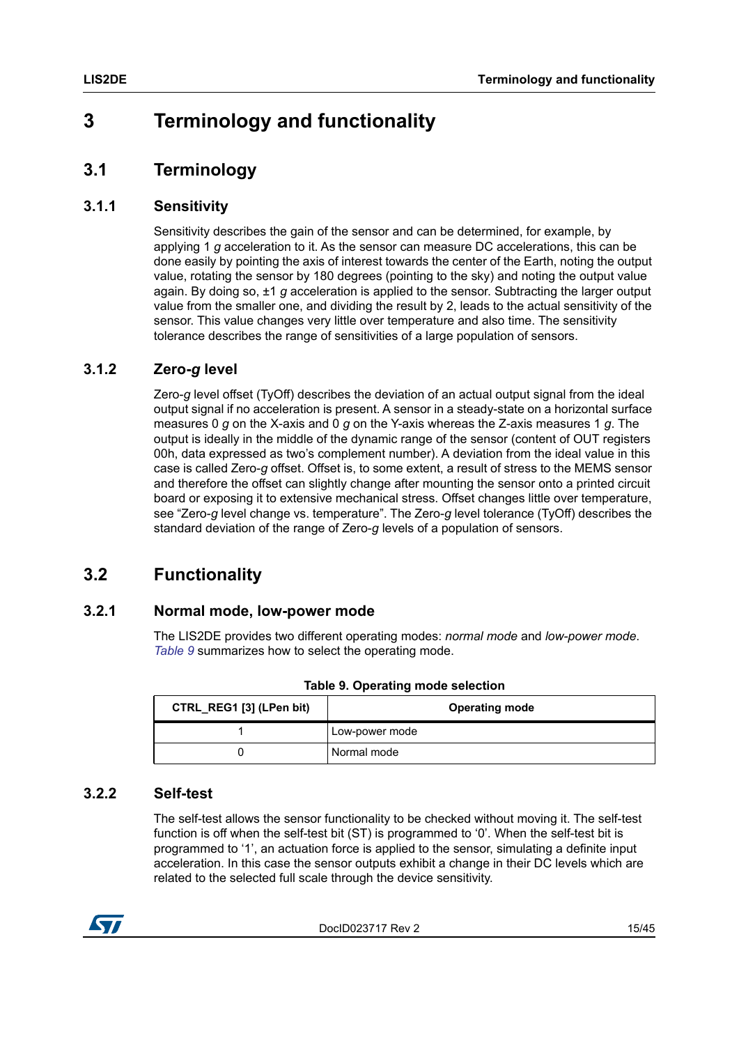# 3 Terminology and functionality

## 3.1 Terminology

### 3.1.1 Sensitivity

Sensitivity describes the gain of the sensor and can be determined, for example, by applying 1 *g* acceleration to it. As the sensor can measure DC accelerations, this can be done easily by pointing the axis of interest towards the center of the Earth, noting the output value, rotating the sensor by 180 degrees (pointing to the sky) and noting the output value again. By doing so, ±1 *g* acceleration is applied to the sensor. Subtracting the larger output value from the smaller one, and dividing the result by 2, leads to the actual sensitivity of the sensor. This value changes very little over temperature and also time. The sensitivity tolerance describes the range of sensitivities of a large population of sensors.

### 3.1.2 Zero-*g* level

Zero-*g* level offset (TyOff) describes the deviation of an actual output signal from the ideal output signal if no acceleration is present. A sensor in a steady-state on a horizontal surface measures 0 *g* on the X-axis and 0 *g* on the Y-axis whereas the Z-axis measures 1 *g*. The output is ideally in the middle of the dynamic range of the sensor (content of OUT registers 00h, data expressed as two's complement number). A deviation from the ideal value in this case is called Zero-*g* offset. Offset is, to some extent, a result of stress to the MEMS sensor and therefore the offset can slightly change after mounting the sensor onto a printed circuit board or exposing it to extensive mechanical stress. Offset changes little over temperature, see "Zero-*g* level change vs. temperature". The Zero-*g* level tolerance (TyOff) describes the standard deviation of the range of Zero-*g* levels of a population of sensors.

## 3.2 Functionality

### 3.2.1 Normal mode, low-power mode

The LIS2DE provides two different operating modes: *normal mode* and *low-power mode*. *Table 9* summarizes how to select the operating mode.

**Table 9. Operating mode selection**

| CTRL_REG1 [3] (LPen bit) | Operating mode |
|---|---|
| 1 | Low-power mode |
| 0 | Normal mode |

### 3.2.2 Self-test

The self-test allows the sensor functionality to be checked without moving it. The self-test function is off when the self-test bit (ST) is programmed to '0'. When the self-test bit is programmed to '1', an actuation force is applied to the sensor, simulating a definite input acceleration. In this case the sensor outputs exhibit a change in their DC levels which are related to the selected full scale through the device sensitivity.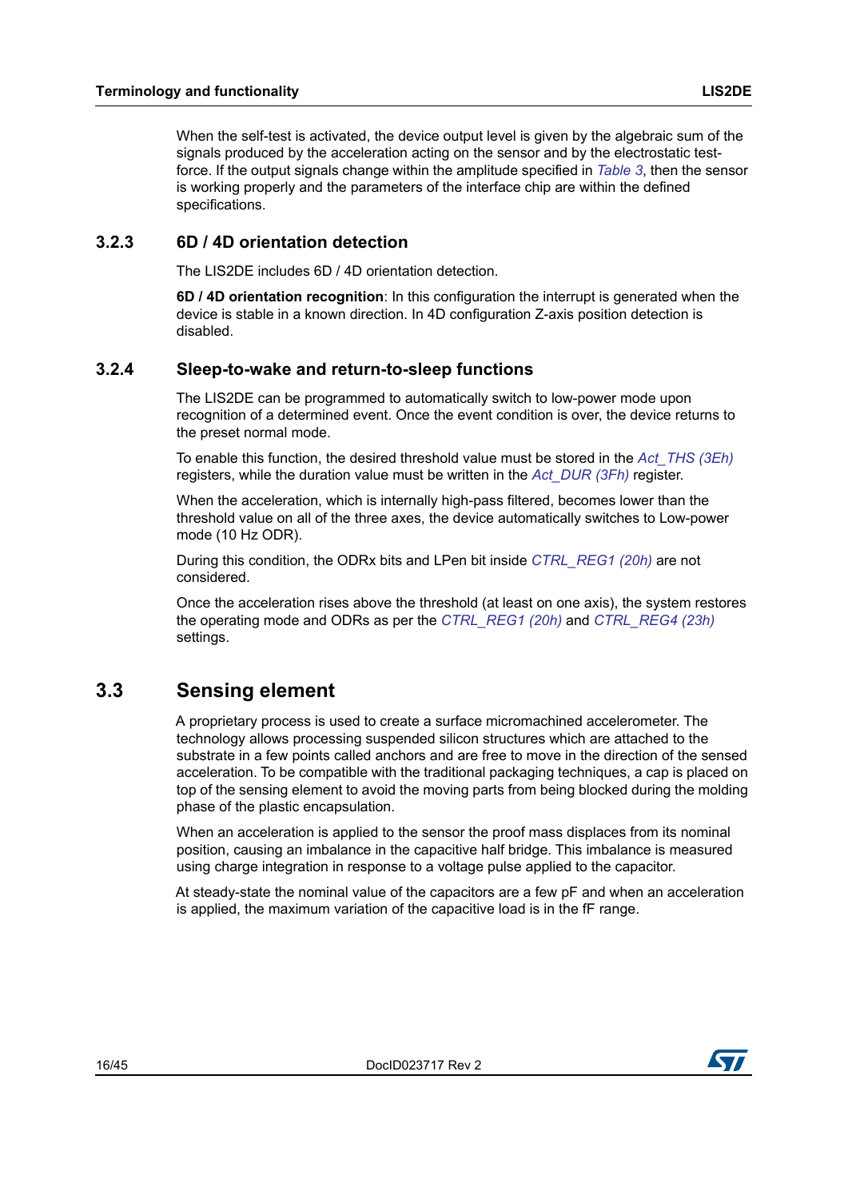When the self-test is activated, the device output level is given by the algebraic sum of the signals produced by the acceleration acting on the sensor and by the electrostatic test-force. If the output signals change within the amplitude specified in *Table 3*, then the sensor is working properly and the parameters of the interface chip are within the defined specifications.

### 3.2.3 6D / 4D orientation detection

The LIS2DE includes 6D / 4D orientation detection.

**6D / 4D orientation recognition**: In this configuration the interrupt is generated when the device is stable in a known direction. In 4D configuration Z-axis position detection is disabled.

### 3.2.4 Sleep-to-wake and return-to-sleep functions

The LIS2DE can be programmed to automatically switch to low-power mode upon recognition of a determined event. Once the event condition is over, the device returns to the preset normal mode.

To enable this function, the desired threshold value must be stored in the *Act_THS (3Eh)* registers, while the duration value must be written in the *Act_DUR (3Fh)* register.

When the acceleration, which is internally high-pass filtered, becomes lower than the threshold value on all of the three axes, the device automatically switches to Low-power mode (10 Hz ODR).

During this condition, the ODRx bits and LPen bit inside *CTRL_REG1 (20h)* are not considered.

Once the acceleration rises above the threshold (at least on one axis), the system restores the operating mode and ODRs as per the *CTRL_REG1 (20h)* and *CTRL_REG4 (23h)* settings.

## 3.3 Sensing element

A proprietary process is used to create a surface micromachined accelerometer. The technology allows processing suspended silicon structures which are attached to the substrate in a few points called anchors and are free to move in the direction of the sensed acceleration. To be compatible with the traditional packaging techniques, a cap is placed on top of the sensing element to avoid the moving parts from being blocked during the molding phase of the plastic encapsulation.

When an acceleration is applied to the sensor the proof mass displaces from its nominal position, causing an imbalance in the capacitive half bridge. This imbalance is measured using charge integration in response to a voltage pulse applied to the capacitor.

At steady-state the nominal value of the capacitors are a few pF and when an acceleration is applied, the maximum variation of the capacitive load is in the fF range.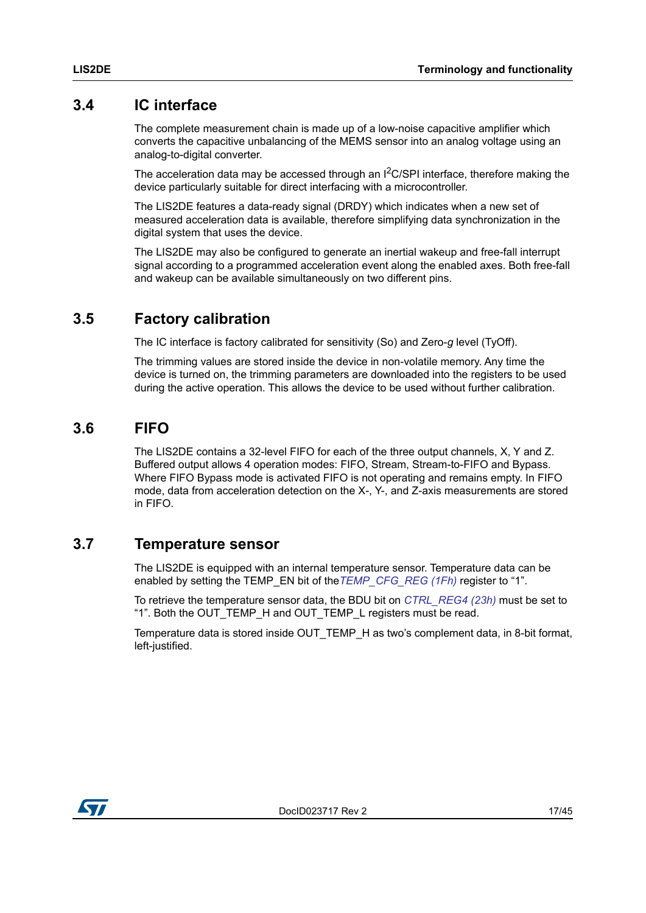## 3.4 IC interface

The complete measurement chain is made up of a low-noise capacitive amplifier which converts the capacitive unbalancing of the MEMS sensor into an analog voltage using an analog-to-digital converter.

The acceleration data may be accessed through an $I^2C$/SPI interface, therefore making the device particularly suitable for direct interfacing with a microcontroller.

The LIS2DE features a data-ready signal (DRDY) which indicates when a new set of measured acceleration data is available, therefore simplifying data synchronization in the digital system that uses the device.

The LIS2DE may also be configured to generate an inertial wakeup and free-fall interrupt signal according to a programmed acceleration event along the enabled axes. Both free-fall and wakeup can be available simultaneously on two different pins.

## 3.5 Factory calibration

The IC interface is factory calibrated for sensitivity (So) and Zero-*g* level (TyOff).

The trimming values are stored inside the device in non-volatile memory. Any time the device is turned on, the trimming parameters are downloaded into the registers to be used during the active operation. This allows the device to be used without further calibration.

## 3.6 FIFO

The LIS2DE contains a 32-level FIFO for each of the three output channels, X, Y and Z. Buffered output allows 4 operation modes: FIFO, Stream, Stream-to-FIFO and Bypass. Where FIFO Bypass mode is activated FIFO is not operating and remains empty. In FIFO mode, data from acceleration detection on the X-, Y-, and Z-axis measurements are stored in FIFO.

## 3.7 Temperature sensor

The LIS2DE is equipped with an internal temperature sensor. Temperature data can be enabled by setting the TEMP_EN bit of the *TEMP_CFG_REG (1Fh)* register to “1”.

To retrieve the temperature sensor data, the BDU bit on *CTRL_REG4 (23h)* must be set to “1”. Both the OUT_TEMP_H and OUT_TEMP_L registers must be read.

Temperature data is stored inside OUT_TEMP_H as two’s complement data, in 8-bit format, left-justified.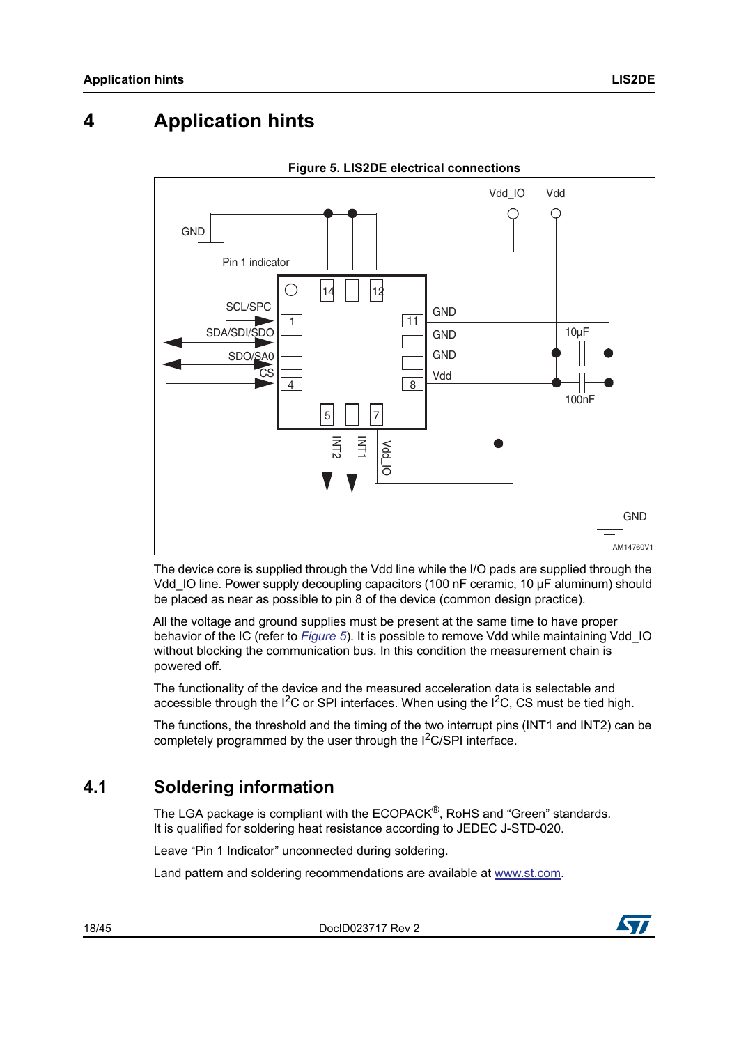# 4 Application hints

**Figure 5. LIS2DE electrical connections**

The device core is supplied through the Vdd line while the I/O pads are supplied through the Vdd_IO line. Power supply decoupling capacitors (100 nF ceramic, 10 µF aluminum) should be placed as near as possible to pin 8 of the device (common design practice).

All the voltage and ground supplies must be present at the same time to have proper behavior of the IC (refer to *Figure 5*). It is possible to remove Vdd while maintaining Vdd_IO without blocking the communication bus. In this condition the measurement chain is powered off.

The functionality of the device and the measured acceleration data is selectable and accessible through the $I^2C$ or SPI interfaces. When using the $I^2C$, CS must be tied high.

The functions, the threshold and the timing of the two interrupt pins (INT1 and INT2) can be completely programmed by the user through the $I^2C$/SPI interface.

## 4.1 Soldering information

The LGA package is compliant with the ECOPACK®, RoHS and "Green" standards. It is qualified for soldering heat resistance according to JEDEC J-STD-020.

Leave "Pin 1 Indicator" unconnected during soldering.

Land pattern and soldering recommendations are available at www.st.com.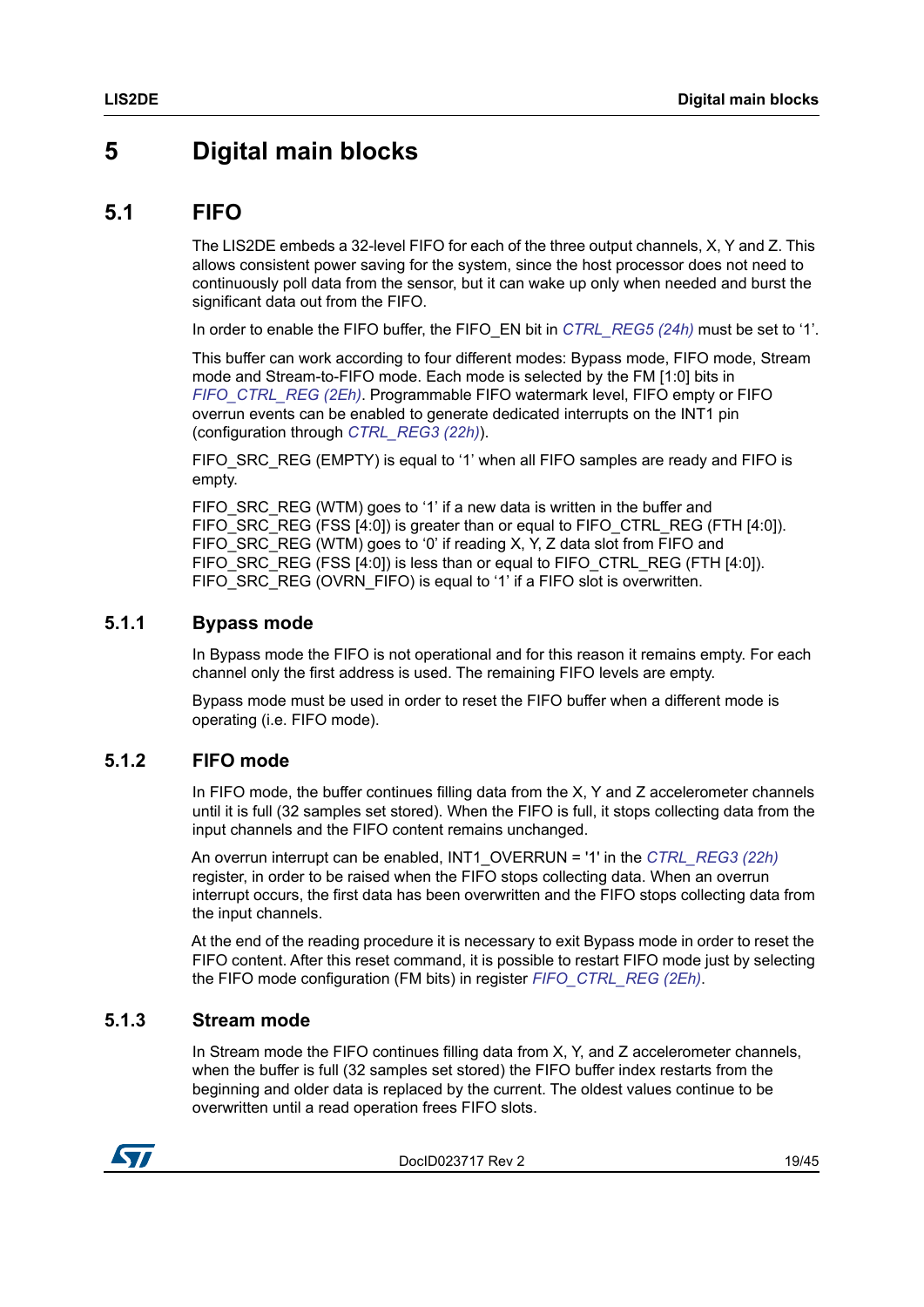# 5 Digital main blocks

## 5.1 FIFO

The LIS2DE embeds a 32-level FIFO for each of the three output channels, X, Y and Z. This allows consistent power saving for the system, since the host processor does not need to continuously poll data from the sensor, but it can wake up only when needed and burst the significant data out from the FIFO.

In order to enable the FIFO buffer, the FIFO_EN bit in *CTRL_REG5 (24h)* must be set to ‘1’.

This buffer can work according to four different modes: Bypass mode, FIFO mode, Stream mode and Stream-to-FIFO mode. Each mode is selected by the FM [1:0] bits in *FIFO_CTRL_REG (2Eh)*. Programmable FIFO watermark level, FIFO empty or FIFO overrun events can be enabled to generate dedicated interrupts on the INT1 pin (configuration through *CTRL_REG3 (22h)*).

FIFO_SRC_REG (EMPTY) is equal to ‘1’ when all FIFO samples are ready and FIFO is empty.

FIFO_SRC_REG (WTM) goes to ‘1’ if a new data is written in the buffer and FIFO_SRC_REG (FSS [4:0]) is greater than or equal to FIFO_CTRL_REG (FTH [4:0]). FIFO_SRC_REG (WTM) goes to ‘0’ if reading X, Y, Z data slot from FIFO and FIFO_SRC_REG (FSS [4:0]) is less than or equal to FIFO_CTRL_REG (FTH [4:0]). FIFO_SRC_REG (OVRN_FIFO) is equal to ‘1’ if a FIFO slot is overwritten.

### 5.1.1 Bypass mode

In Bypass mode the FIFO is not operational and for this reason it remains empty. For each channel only the first address is used. The remaining FIFO levels are empty.

Bypass mode must be used in order to reset the FIFO buffer when a different mode is operating (i.e. FIFO mode).

### 5.1.2 FIFO mode

In FIFO mode, the buffer continues filling data from the X, Y and Z accelerometer channels until it is full (32 samples set stored). When the FIFO is full, it stops collecting data from the input channels and the FIFO content remains unchanged.

An overrun interrupt can be enabled, INT1_OVERRUN = '1' in the *CTRL_REG3 (22h)* register, in order to be raised when the FIFO stops collecting data. When an overrun interrupt occurs, the first data has been overwritten and the FIFO stops collecting data from the input channels.

At the end of the reading procedure it is necessary to exit Bypass mode in order to reset the FIFO content. After this reset command, it is possible to restart FIFO mode just by selecting the FIFO mode configuration (FM bits) in register *FIFO_CTRL_REG (2Eh)*.

### 5.1.3 Stream mode

In Stream mode the FIFO continues filling data from X, Y, and Z accelerometer channels, when the buffer is full (32 samples set stored) the FIFO buffer index restarts from the beginning and older data is replaced by the current. The oldest values continue to be overwritten until a read operation frees FIFO slots.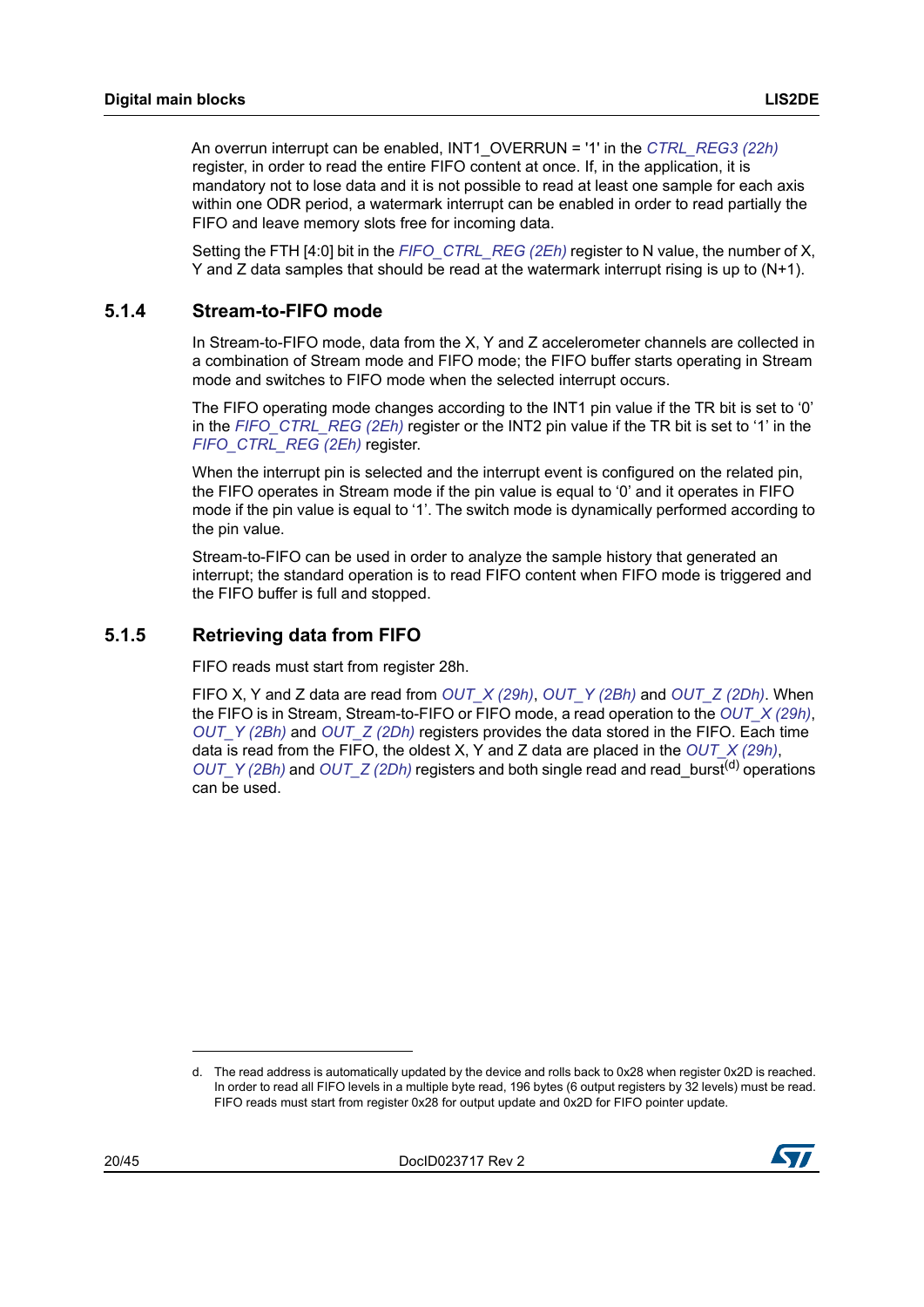An overrun interrupt can be enabled, INT1_OVERRUN = '1' in the *CTRL_REG3 (22h)* register, in order to read the entire FIFO content at once. If, in the application, it is mandatory not to lose data and it is not possible to read at least one sample for each axis within one ODR period, a watermark interrupt can be enabled in order to read partially the FIFO and leave memory slots free for incoming data.

Setting the FTH [4:0] bit in the *FIFO_CTRL_REG (2Eh)* register to N value, the number of X, Y and Z data samples that should be read at the watermark interrupt rising is up to (N+1).

### 5.1.4 Stream-to-FIFO mode

In Stream-to-FIFO mode, data from the X, Y and Z accelerometer channels are collected in a combination of Stream mode and FIFO mode; the FIFO buffer starts operating in Stream mode and switches to FIFO mode when the selected interrupt occurs.

The FIFO operating mode changes according to the INT1 pin value if the TR bit is set to '0' in the *FIFO_CTRL_REG (2Eh)* register or the INT2 pin value if the TR bit is set to '1' in the *FIFO_CTRL_REG (2Eh)* register.

When the interrupt pin is selected and the interrupt event is configured on the related pin, the FIFO operates in Stream mode if the pin value is equal to '0' and it operates in FIFO mode if the pin value is equal to '1'. The switch mode is dynamically performed according to the pin value.

Stream-to-FIFO can be used in order to analyze the sample history that generated an interrupt; the standard operation is to read FIFO content when FIFO mode is triggered and the FIFO buffer is full and stopped.

### 5.1.5 Retrieving data from FIFO

FIFO reads must start from register 28h.

FIFO X, Y and Z data are read from *OUT_X (29h)*, *OUT_Y (2Bh)* and *OUT_Z (2Dh)*. When the FIFO is in Stream, Stream-to-FIFO or FIFO mode, a read operation to the *OUT_X (29h)*, *OUT_Y (2Bh)* and *OUT_Z (2Dh)* registers provides the data stored in the FIFO. Each time data is read from the FIFO, the oldest X, Y and Z data are placed in the *OUT_X (29h)*, *OUT_Y (2Bh)* and *OUT_Z (2Dh)* registers and both single read and read_burst[d] operations can be used.

---

d. The read address is automatically updated by the device and rolls back to 0x28 when register 0x2D is reached. In order to read all FIFO levels in a multiple byte read, 196 bytes (6 output registers by 32 levels) must be read. FIFO reads must start from register 0x28 for output update and 0x2D for FIFO pointer update.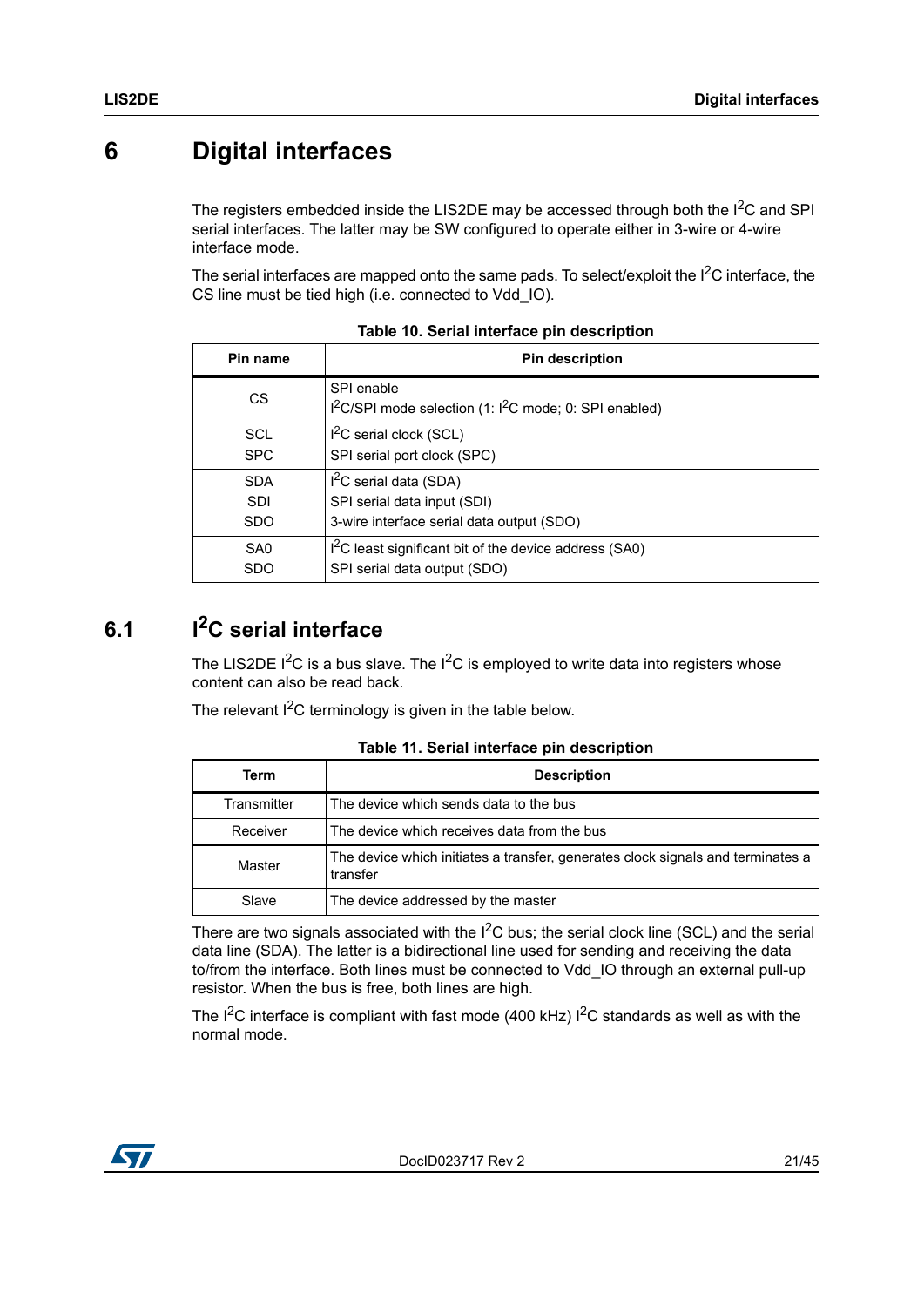# 6 Digital interfaces

The registers embedded inside the LIS2DE may be accessed through both the $I^2C$ and SPI serial interfaces. The latter may be SW configured to operate either in 3-wire or 4-wire interface mode.

The serial interfaces are mapped onto the same pads. To select/exploit the $I^2C$ interface, the CS line must be tied high (i.e. connected to Vdd_IO).

**Table 10. Serial interface pin description**

| Pin name | Pin description |
|---|---|
| CS | SPI enable<br>$I^2C$/SPI mode selection (1: $I^2C$ mode; 0: SPI enabled) |
| SCL<br>SPC | $I^2C$ serial clock (SCL)<br>SPI serial port clock (SPC) |
| SDA<br>SDI<br>SDO | $I^2C$ serial data (SDA)<br>SPI serial data input (SDI)<br>3-wire interface serial data output (SDO) |
| SA0<br>SDO | $I^2C$ least significant bit of the device address (SA0)<br>SPI serial data output (SDO) |

## 6.1 $I^2C$ serial interface

The LIS2DE $I^2C$ is a bus slave. The $I^2C$ is employed to write data into registers whose content can also be read back.

The relevant $I^2C$ terminology is given in the table below.

**Table 11. Serial interface pin description**

| Term | Description |
|---|---|
| Transmitter | The device which sends data to the bus |
| Receiver | The device which receives data from the bus |
| Master | The device which initiates a transfer, generates clock signals and terminates a transfer |
| Slave | The device addressed by the master |

There are two signals associated with the $I^2C$ bus; the serial clock line (SCL) and the serial data line (SDA). The latter is a bidirectional line used for sending and receiving the data to/from the interface. Both lines must be connected to Vdd_IO through an external pull-up resistor. When the bus is free, both lines are high.

The $I^2C$ interface is compliant with fast mode (400 kHz) $I^2C$ standards as well as with the normal mode.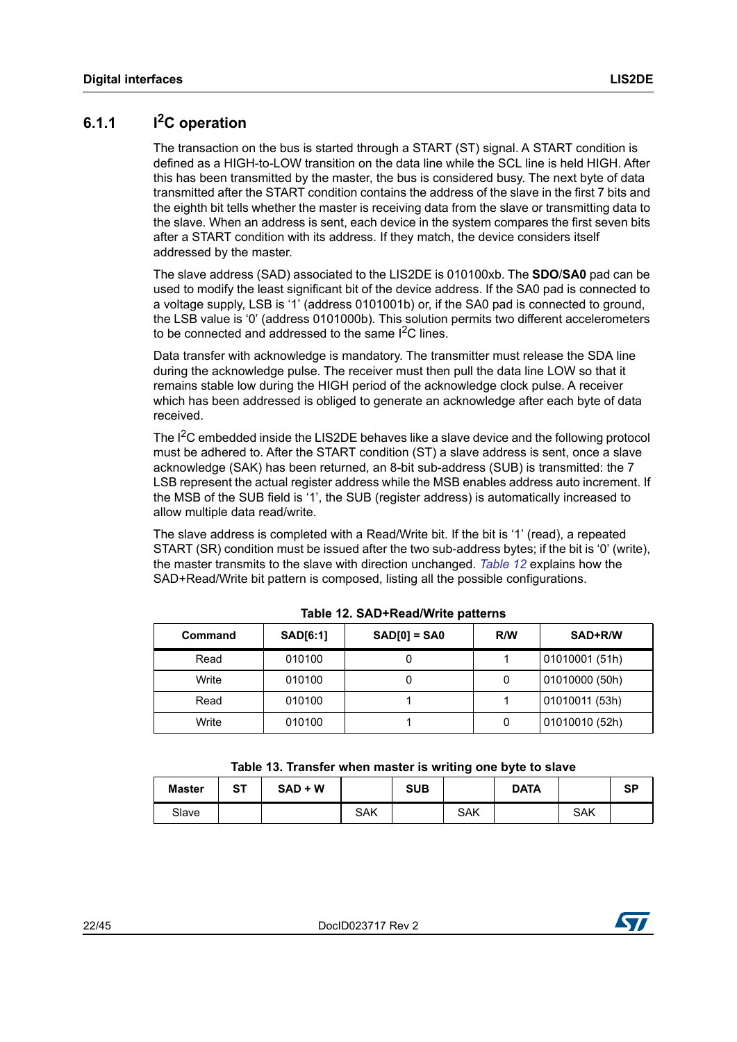### 6.1.1 $I^2C$ operation

The transaction on the bus is started through a START (ST) signal. A START condition is defined as a HIGH-to-LOW transition on the data line while the SCL line is held HIGH. After this has been transmitted by the master, the bus is considered busy. The next byte of data transmitted after the START condition contains the address of the slave in the first 7 bits and the eighth bit tells whether the master is receiving data from the slave or transmitting data to the slave. When an address is sent, each device in the system compares the first seven bits after a START condition with its address. If they match, the device considers itself addressed by the master.

The slave address (SAD) associated to the LIS2DE is 010100xb. The **SDO**/**SA0** pad can be used to modify the least significant bit of the device address. If the SA0 pad is connected to a voltage supply, LSB is '1' (address 0101001b) or, if the SA0 pad is connected to ground, the LSB value is '0' (address 0101000b). This solution permits two different accelerometers to be connected and addressed to the same $I^2C$ lines.

Data transfer with acknowledge is mandatory. The transmitter must release the SDA line during the acknowledge pulse. The receiver must then pull the data line LOW so that it remains stable low during the HIGH period of the acknowledge clock pulse. A receiver which has been addressed is obliged to generate an acknowledge after each byte of data received.

The $I^2C$ embedded inside the LIS2DE behaves like a slave device and the following protocol must be adhered to. After the START condition (ST) a slave address is sent, once a slave acknowledge (SAK) has been returned, an 8-bit sub-address (SUB) is transmitted: the 7 LSB represent the actual register address while the MSB enables address auto increment. If the MSB of the SUB field is '1', the SUB (register address) is automatically increased to allow multiple data read/write.

The slave address is completed with a Read/Write bit. If the bit is '1' (read), a repeated START (SR) condition must be issued after the two sub-address bytes; if the bit is '0' (write), the master transmits to the slave with direction unchanged. *Table 12* explains how the SAD+Read/Write bit pattern is composed, listing all the possible configurations.

**Table 12. SAD+Read/Write patterns**

| Command | SAD[6:1] | SAD[0] = SA0 | R/W | SAD+R/W |
|---|---|---|---|---|
| Read | 010100 | 0 | 1 | 01010001 (51h) |
| Write | 010100 | 0 | 0 | 01010000 (50h) |
| Read | 010100 | 1 | 1 | 01010011 (53h) |
| Write | 010100 | 1 | 0 | 01010010 (52h) |

**Table 13. Transfer when master is writing one byte to slave**

| Master | ST | SAD + W | | SUB | | DATA | | SP |
|---|---|---|---|---|---|---|---|---|
| Slave | | | SAK | | SAK | | SAK | |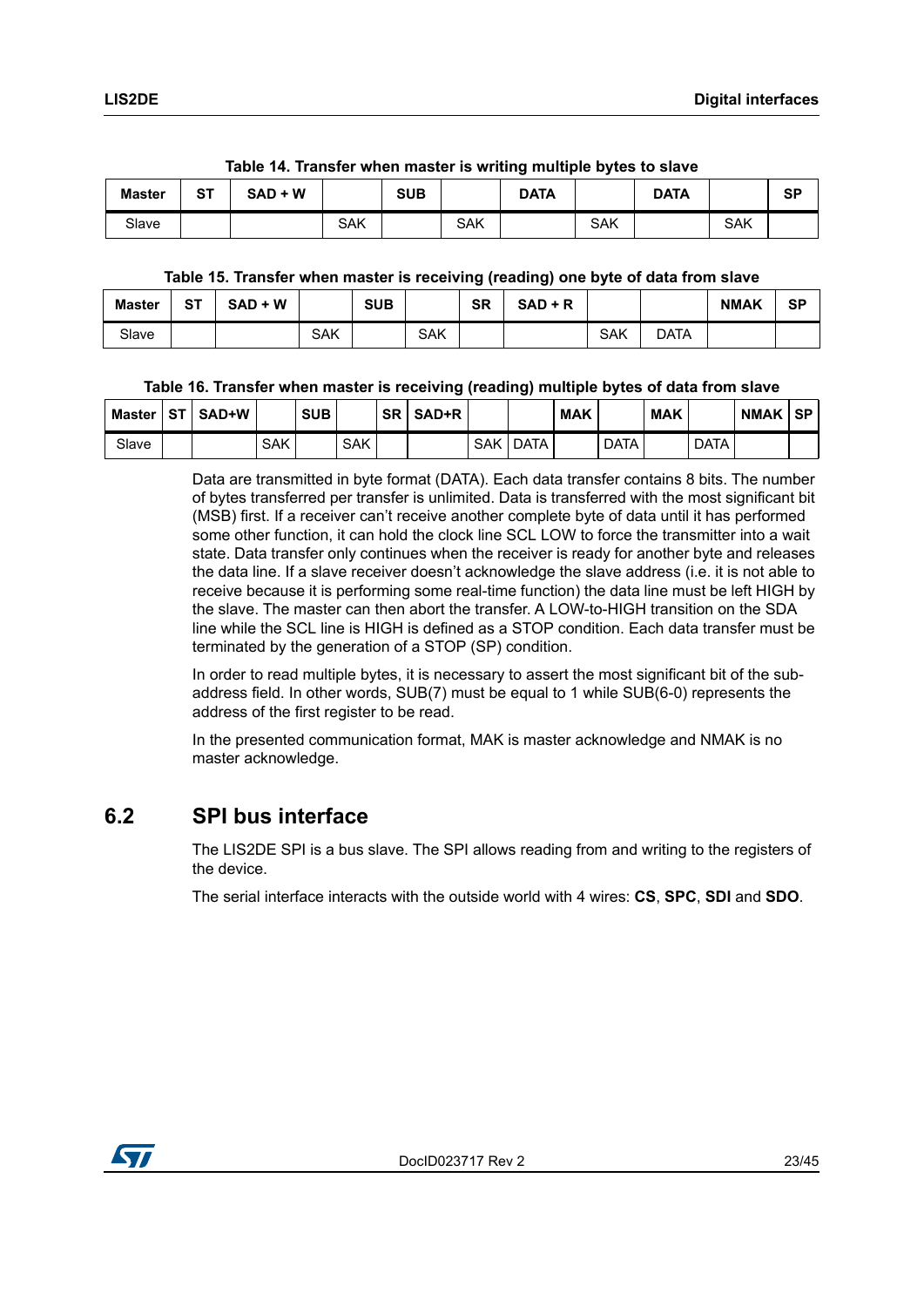**Table 14. Transfer when master is writing multiple bytes to slave**

| Master | ST | SAD + W | | SUB | | DATA | | DATA | | SP |
|---|---|---|---|---|---|---|---|---|---|---|
| Slave | | | SAK | | SAK | | SAK | | SAK | |

**Table 15. Transfer when master is receiving (reading) one byte of data from slave**

| Master | ST | SAD + W | | SUB | | SR | SAD + R | | | NMAK | SP |
|---|---|---|---|---|---|---|---|---|---|---|---|
| Slave | | | SAK | | SAK | | | SAK | DATA | | |

**Table 16. Transfer when master is receiving (reading) multiple bytes of data from slave**

| Master | ST | SAD+W | | SUB | | SR | SAD+R | | | MAK | | MAK | | NMAK | SP |
|---|---|---|---|---|---|---|---|---|---|---|---|---|---|---|---|
| Slave | | | SAK | | SAK | | | SAK | DATA | | DATA | | DATA | | |

Data are transmitted in byte format (DATA). Each data transfer contains 8 bits. The number of bytes transferred per transfer is unlimited. Data is transferred with the most significant bit (MSB) first. If a receiver can't receive another complete byte of data until it has performed some other function, it can hold the clock line SCL LOW to force the transmitter into a wait state. Data transfer only continues when the receiver is ready for another byte and releases the data line. If a slave receiver doesn't acknowledge the slave address (i.e. it is not able to receive because it is performing some real-time function) the data line must be left HIGH by the slave. The master can then abort the transfer. A LOW-to-HIGH transition on the SDA line while the SCL line is HIGH is defined as a STOP condition. Each data transfer must be terminated by the generation of a STOP (SP) condition.

In order to read multiple bytes, it is necessary to assert the most significant bit of the sub-address field. In other words, SUB(7) must be equal to 1 while SUB(6-0) represents the address of the first register to be read.

In the presented communication format, MAK is master acknowledge and NMAK is no master acknowledge.

## 6.2 SPI bus interface

The LIS2DE SPI is a bus slave. The SPI allows reading from and writing to the registers of the device.

The serial interface interacts with the outside world with 4 wires: **CS**, **SPC**, **SDI** and **SDO**.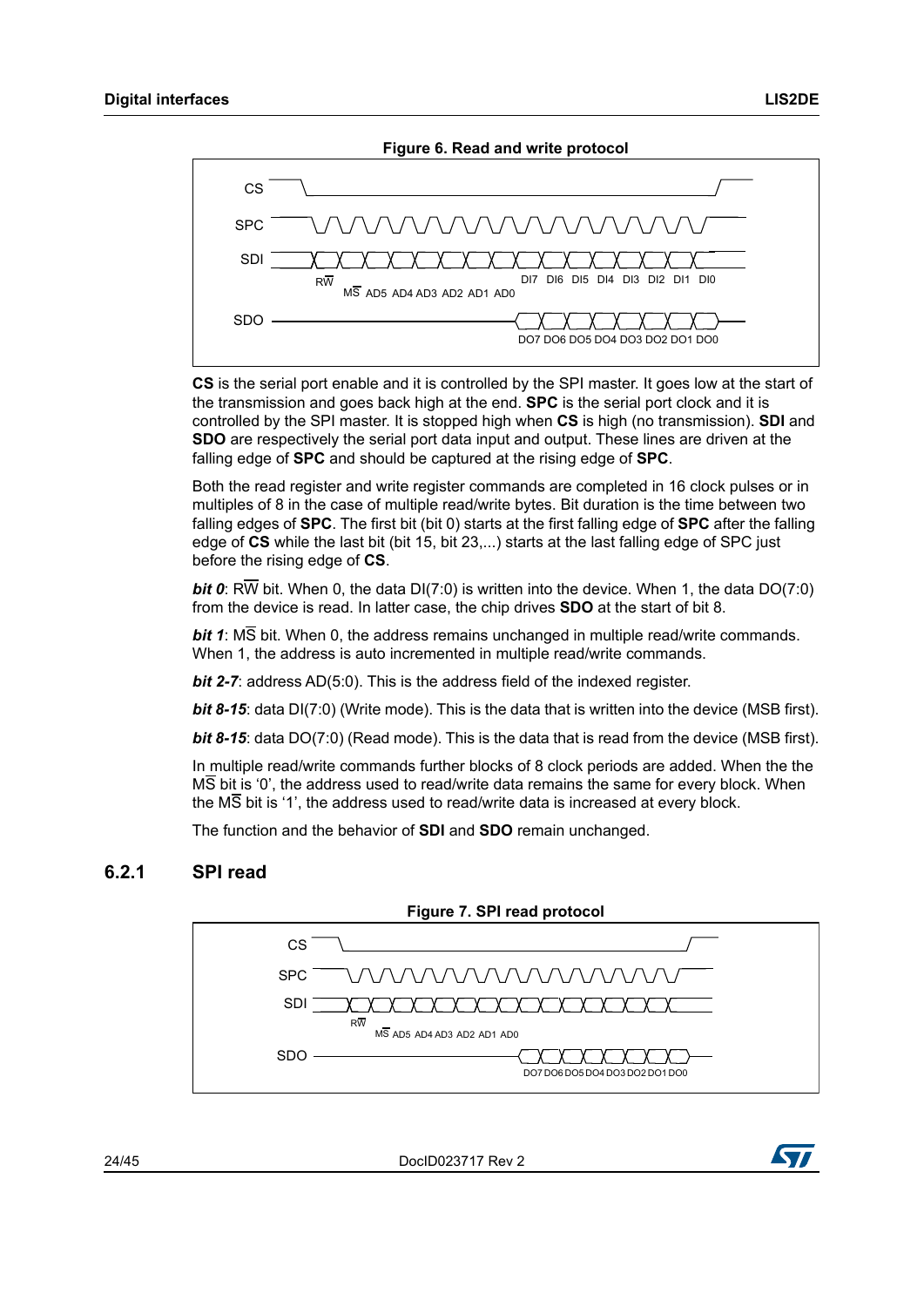**Figure 6. Read and write protocol**

**CS** is the serial port enable and it is controlled by the SPI master. It goes low at the start of the transmission and goes back high at the end. **SPC** is the serial port clock and it is controlled by the SPI master. It is stopped high when **CS** is high (no transmission). **SDI** and **SDO** are respectively the serial port data input and output. These lines are driven at the falling edge of **SPC** and should be captured at the rising edge of **SPC**.

Both the read register and write register commands are completed in 16 clock pulses or in multiples of 8 in the case of multiple read/write bytes. Bit duration is the time between two falling edges of **SPC**. The first bit (bit 0) starts at the first falling edge of **SPC** after the falling edge of **CS** while the last bit (bit 15, bit 23,...) starts at the last falling edge of SPC just before the rising edge of **CS**.

***bit 0***: $R\overline{W}$ bit. When 0, the data DI(7:0) is written into the device. When 1, the data DO(7:0) from the device is read. In latter case, the chip drives **SDO** at the start of bit 8.

***bit 1***: $M\overline{S}$ bit. When 0, the address remains unchanged in multiple read/write commands. When 1, the address is auto incremented in multiple read/write commands.

***bit 2-7***: address AD(5:0). This is the address field of the indexed register.

***bit 8-15***: data DI(7:0) (Write mode). This is the data that is written into the device (MSB first).

***bit 8-15***: data DO(7:0) (Read mode). This is the data that is read from the device (MSB first).

In multiple read/write commands further blocks of 8 clock periods are added. When the the $M\overline{S}$ bit is '0', the address used to read/write data remains the same for every block. When the $M\overline{S}$ bit is '1', the address used to read/write data is increased at every block.

The function and the behavior of **SDI** and **SDO** remain unchanged.

### 6.2.1 SPI read

**Figure 7. SPI read protocol**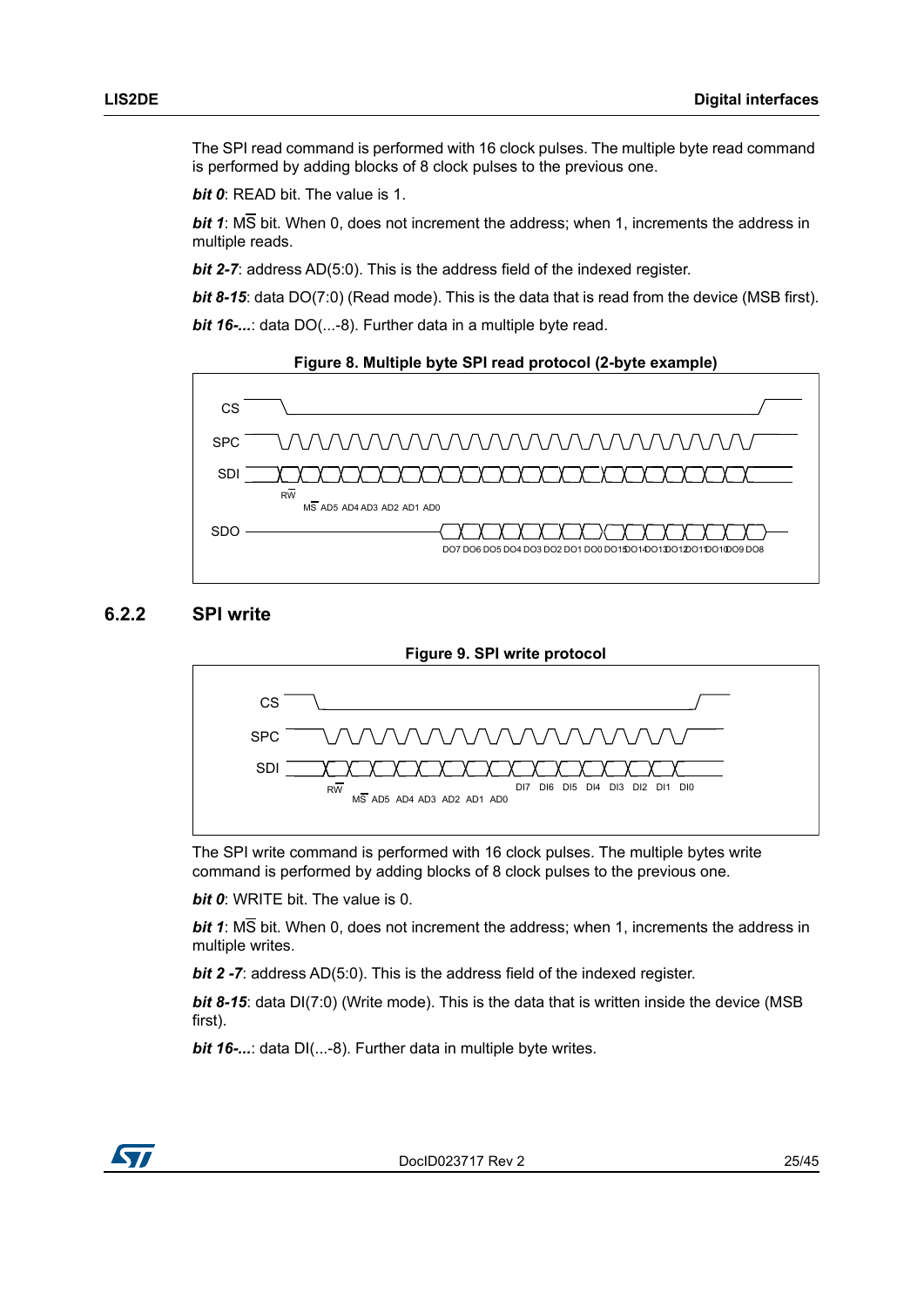The SPI read command is performed with 16 clock pulses. The multiple byte read command is performed by adding blocks of 8 clock pulses to the previous one.

***bit 0***: READ bit. The value is 1.

***bit 1***: M$\overline{\text{S}}$ bit. When 0, does not increment the address; when 1, increments the address in multiple reads.

***bit 2-7***: address AD(5:0). This is the address field of the indexed register.

***bit 8-15***: data DO(7:0) (Read mode). This is the data that is read from the device (MSB first).

***bit 16-...***: data DO(...-8). Further data in a multiple byte read.

**Figure 8. Multiple byte SPI read protocol (2-byte example)**

### 6.2.2 SPI write

**Figure 9. SPI write protocol**

The SPI write command is performed with 16 clock pulses. The multiple bytes write command is performed by adding blocks of 8 clock pulses to the previous one.

***bit 0***: WRITE bit. The value is 0.

***bit 1***: M$\overline{\text{S}}$ bit. When 0, does not increment the address; when 1, increments the address in multiple writes.

***bit 2 -7***: address AD(5:0). This is the address field of the indexed register.

***bit 8-15***: data DI(7:0) (Write mode). This is the data that is written inside the device (MSB first).

***bit 16-...***: data DI(...-8). Further data in multiple byte writes.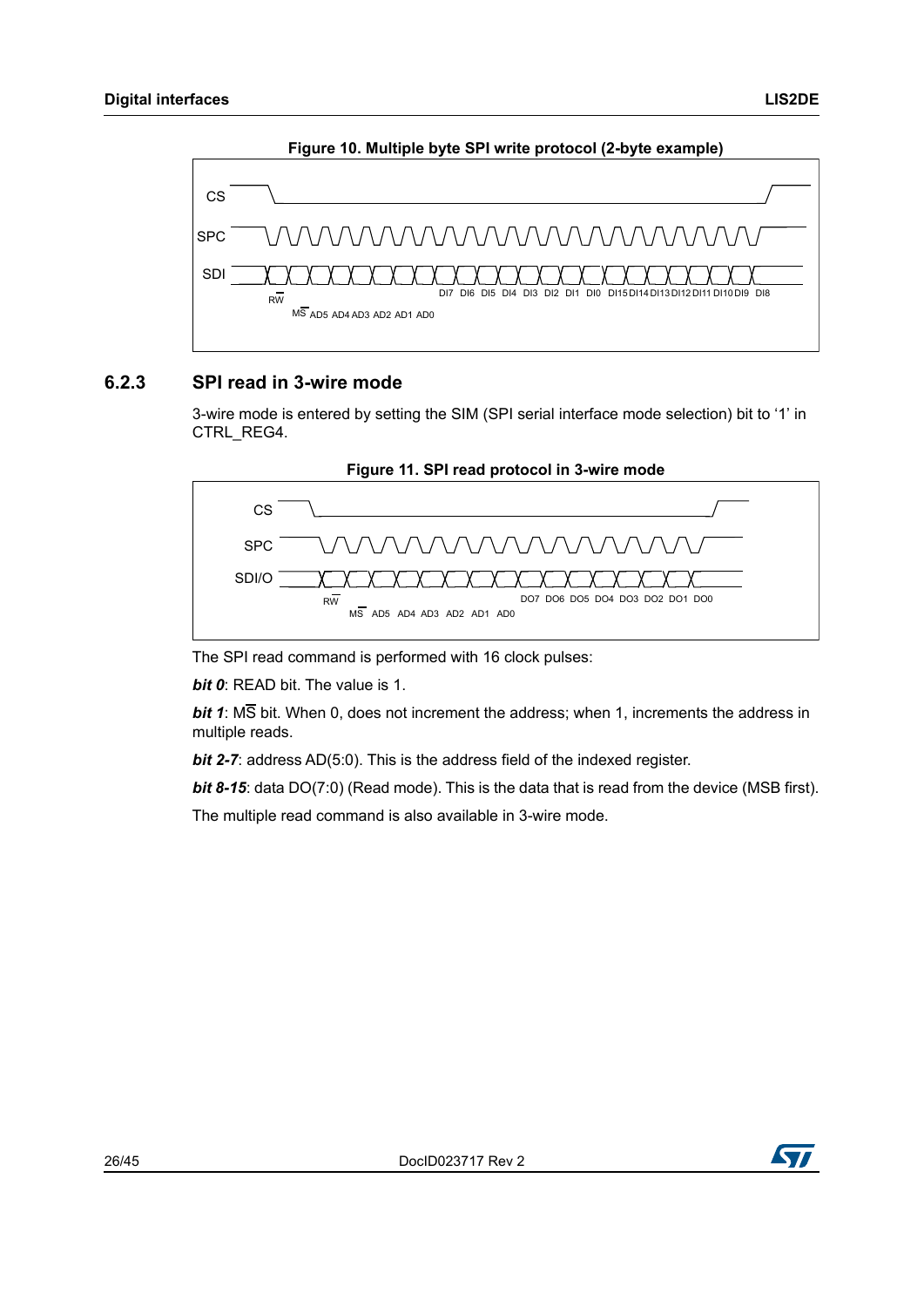**Figure 10. Multiple byte SPI write protocol (2-byte example)**

### 6.2.3 SPI read in 3-wire mode

3-wire mode is entered by setting the SIM (SPI serial interface mode selection) bit to ‘1’ in CTRL_REG4.

**Figure 11. SPI read protocol in 3-wire mode**

The SPI read command is performed with 16 clock pulses:

***bit 0***: READ bit. The value is 1.

***bit 1***: M$\overline{\text{S}}$ bit. When 0, does not increment the address; when 1, increments the address in multiple reads.

***bit 2-7***: address AD(5:0). This is the address field of the indexed register.

***bit 8-15***: data DO(7:0) (Read mode). This is the data that is read from the device (MSB first).

The multiple read command is also available in 3-wire mode.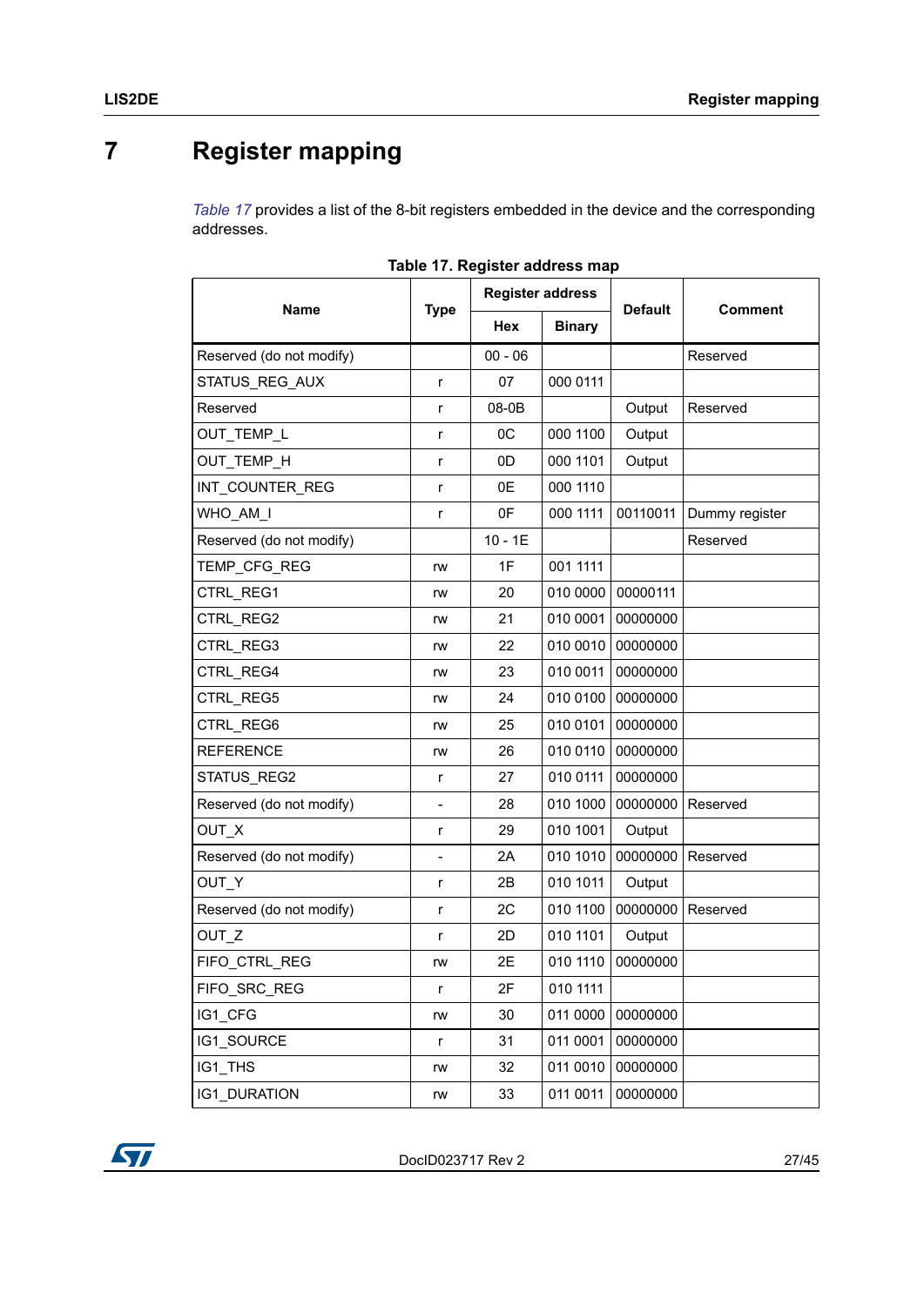# 7 Register mapping

*Table 17* provides a list of the 8-bit registers embedded in the device and the corresponding addresses.

**Table 17. Register address map**

| Name | Type | Register address | | Default | Comment |
|---|---|---|---|---|---|
| | | Hex | Binary | | |
| Reserved (do not modify) | | 00 - 06 | | | Reserved |
| STATUS_REG_AUX | r | 07 | 000 0111 | | |
| Reserved | r | 08-0B | | Output | Reserved |
| OUT_TEMP_L | r | 0C | 000 1100 | Output | |
| OUT_TEMP_H | r | 0D | 000 1101 | Output | |
| INT_COUNTER_REG | r | 0E | 000 1110 | | |
| WHO_AM_I | r | 0F | 000 1111 | 00110011 | Dummy register |
| Reserved (do not modify) | | 10 - 1E | | | Reserved |
| TEMP_CFG_REG | rw | 1F | 001 1111 | | |
| CTRL_REG1 | rw | 20 | 010 0000 | 00000111 | |
| CTRL_REG2 | rw | 21 | 010 0001 | 00000000 | |
| CTRL_REG3 | rw | 22 | 010 0010 | 00000000 | |
| CTRL_REG4 | rw | 23 | 010 0011 | 00000000 | |
| CTRL_REG5 | rw | 24 | 010 0100 | 00000000 | |
| CTRL_REG6 | rw | 25 | 010 0101 | 00000000 | |
| REFERENCE | rw | 26 | 010 0110 | 00000000 | |
| STATUS_REG2 | r | 27 | 010 0111 | 00000000 | |
| Reserved (do not modify) | - | 28 | 010 1000 | 00000000 | Reserved |
| OUT_X | r | 29 | 010 1001 | Output | |
| Reserved (do not modify) | - | 2A | 010 1010 | 00000000 | Reserved |
| OUT_Y | r | 2B | 010 1011 | Output | |
| Reserved (do not modify) | r | 2C | 010 1100 | 00000000 | Reserved |
| OUT_Z | r | 2D | 010 1101 | Output | |
| FIFO_CTRL_REG | rw | 2E | 010 1110 | 00000000 | |
| FIFO_SRC_REG | r | 2F | 010 1111 | | |
| IG1_CFG | rw | 30 | 011 0000 | 00000000 | |
| IG1_SOURCE | r | 31 | 011 0001 | 00000000 | |
| IG1_THS | rw | 32 | 011 0010 | 00000000 | |
| IG1_DURATION | rw | 33 | 011 0011 | 00000000 | |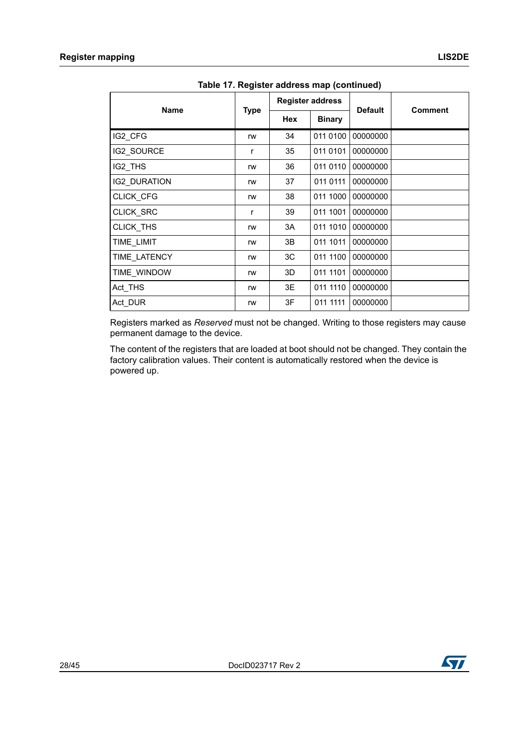**Table 17. Register address map (continued)**

| Name | Type | Register address | | Default | Comment |
|---|---|---|---|---|---|
| | | Hex | Binary | | |
| IG2_CFG | rw | 34 | 011 0100 | 00000000 | |
| IG2_SOURCE | r | 35 | 011 0101 | 00000000 | |
| IG2_THS | rw | 36 | 011 0110 | 00000000 | |
| IG2_DURATION | rw | 37 | 011 0111 | 00000000 | |
| CLICK_CFG | rw | 38 | 011 1000 | 00000000 | |
| CLICK_SRC | r | 39 | 011 1001 | 00000000 | |
| CLICK_THS | rw | 3A | 011 1010 | 00000000 | |
| TIME_LIMIT | rw | 3B | 011 1011 | 00000000 | |
| TIME_LATENCY | rw | 3C | 011 1100 | 00000000 | |
| TIME_WINDOW | rw | 3D | 011 1101 | 00000000 | |
| Act_THS | rw | 3E | 011 1110 | 00000000 | |
| Act_DUR | rw | 3F | 011 1111 | 00000000 | |

Registers marked as *Reserved* must not be changed. Writing to those registers may cause permanent damage to the device.

The content of the registers that are loaded at boot should not be changed. They contain the factory calibration values. Their content is automatically restored when the device is powered up.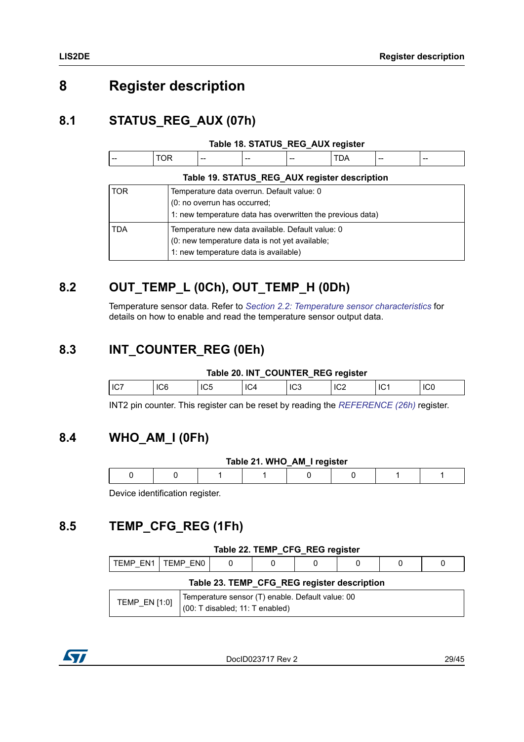# 8 Register description

## 8.1 STATUS_REG_AUX (07h)

**Table 18. STATUS_REG_AUX register**

| -- | TOR | -- | -- | -- | TDA | -- | -- |
|---|---|---|---|---|---|---|---|

**Table 19. STATUS_REG_AUX register description**

| | |
|---|---|
| TOR | Temperature data overrun. Default value: 0<br>(0: no overrun has occurred;<br>1: new temperature data has overwritten the previous data) |
| TDA | Temperature new data available. Default value: 0<br>(0: new temperature data is not yet available;<br>1: new temperature data is available) |

## 8.2 OUT_TEMP_L (0Ch), OUT_TEMP_H (0Dh)

Temperature sensor data. Refer to *Section 2.2: Temperature sensor characteristics* for details on how to enable and read the temperature sensor output data.

## 8.3 INT_COUNTER_REG (0Eh)

**Table 20. INT_COUNTER_REG register**

| IC7 | IC6 | IC5 | IC4 | IC3 | IC2 | IC1 | IC0 |
|---|---|---|---|---|---|---|---|

INT2 pin counter. This register can be reset by reading the *REFERENCE (26h)* register.

## 8.4 WHO_AM_I (0Fh)

**Table 21. WHO_AM_I register**

| 0 | 0 | 1 | 1 | 0 | 0 | 1 | 1 |
|---|---|---|---|---|---|---|---|

Device identification register.

## 8.5 TEMP_CFG_REG (1Fh)

**Table 22. TEMP_CFG_REG register**

| TEMP_EN1 | TEMP_EN0 | 0 | 0 | 0 | 0 | 0 | 0 |
|---|---|---|---|---|---|---|---|

**Table 23. TEMP_CFG_REG register description**

| | |
|---|---|
| TEMP_EN [1:0] | Temperature sensor (T) enable. Default value: 00<br>(00: T disabled; 11: T enabled) |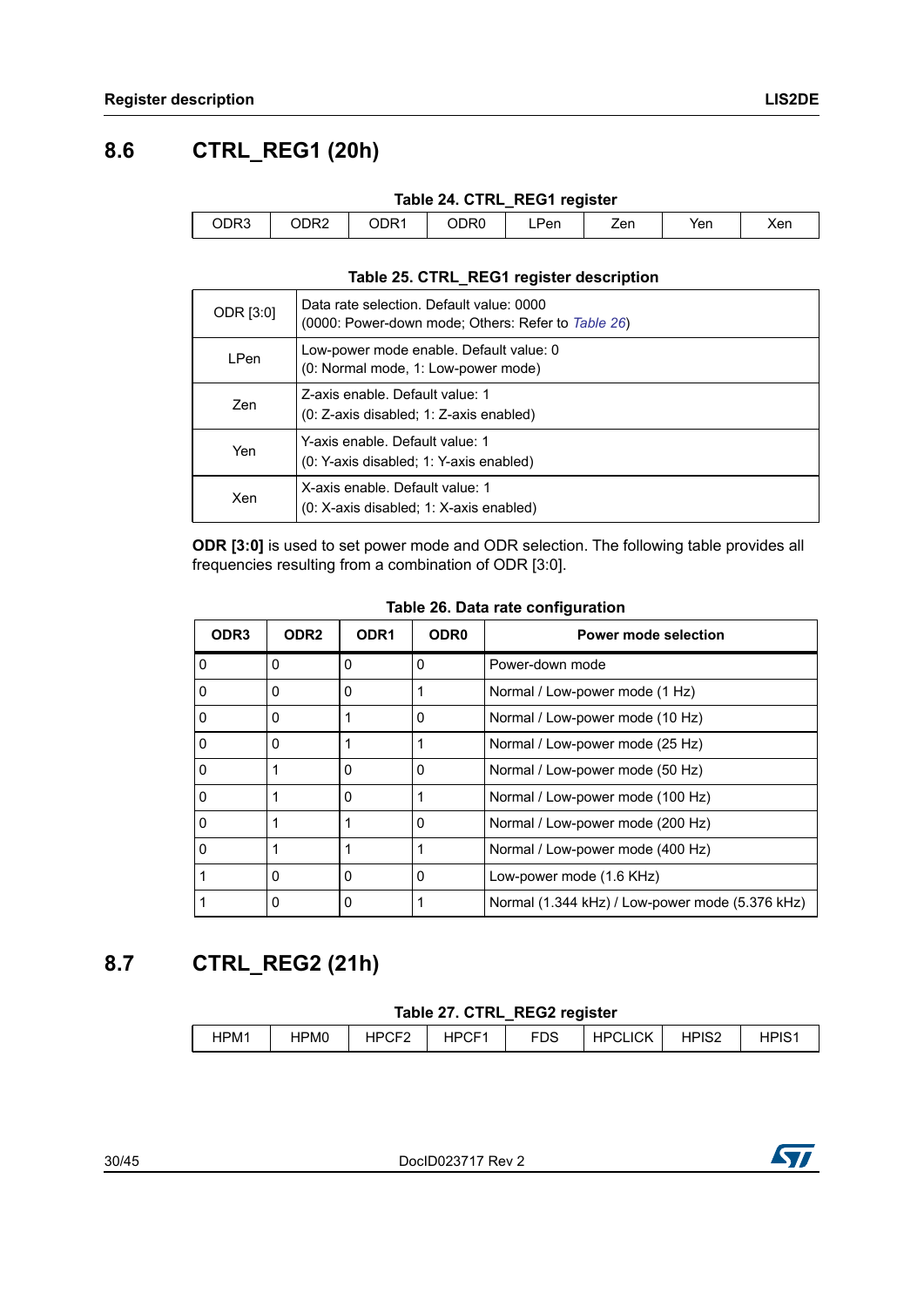## 8.6 CTRL_REG1 (20h)

**Table 24. CTRL_REG1 register**

| ODR3 | ODR2 | ODR1 | ODR0 | LPen | Zen | Yen | Xen |
|---|---|---|---|---|---|---|---|

**Table 25. CTRL_REG1 register description**

| | |
|---|---|
| ODR [3:0] | Data rate selection. Default value: 0000<br>(0000: Power-down mode; Others: Refer to *Table 26*) |
| LPen | Low-power mode enable. Default value: 0<br>(0: Normal mode, 1: Low-power mode) |
| Zen | Z-axis enable. Default value: 1<br>(0: Z-axis disabled; 1: Z-axis enabled) |
| Yen | Y-axis enable. Default value: 1<br>(0: Y-axis disabled; 1: Y-axis enabled) |
| Xen | X-axis enable. Default value: 1<br>(0: X-axis disabled; 1: X-axis enabled) |

**ODR [3:0]** is used to set power mode and ODR selection. The following table provides all frequencies resulting from a combination of ODR [3:0].

**Table 26. Data rate configuration**

| ODR3 | ODR2 | ODR1 | ODR0 | Power mode selection |
|---|---|---|---|---|
| 0 | 0 | 0 | 0 | Power-down mode |
| 0 | 0 | 0 | 1 | Normal / Low-power mode (1 Hz) |
| 0 | 0 | 1 | 0 | Normal / Low-power mode (10 Hz) |
| 0 | 0 | 1 | 1 | Normal / Low-power mode (25 Hz) |
| 0 | 1 | 0 | 0 | Normal / Low-power mode (50 Hz) |
| 0 | 1 | 0 | 1 | Normal / Low-power mode (100 Hz) |
| 0 | 1 | 1 | 0 | Normal / Low-power mode (200 Hz) |
| 0 | 1 | 1 | 1 | Normal / Low-power mode (400 Hz) |
| 1 | 0 | 0 | 0 | Low-power mode (1.6 KHz) |
| 1 | 0 | 0 | 1 | Normal (1.344 kHz) / Low-power mode (5.376 kHz) |

## 8.7 CTRL_REG2 (21h)

**Table 27. CTRL_REG2 register**

| HPM1 | HPM0 | HPCF2 | HPCF1 | FDS | HPCLICK | HPIS2 | HPIS1 |
|---|---|---|---|---|---|---|---|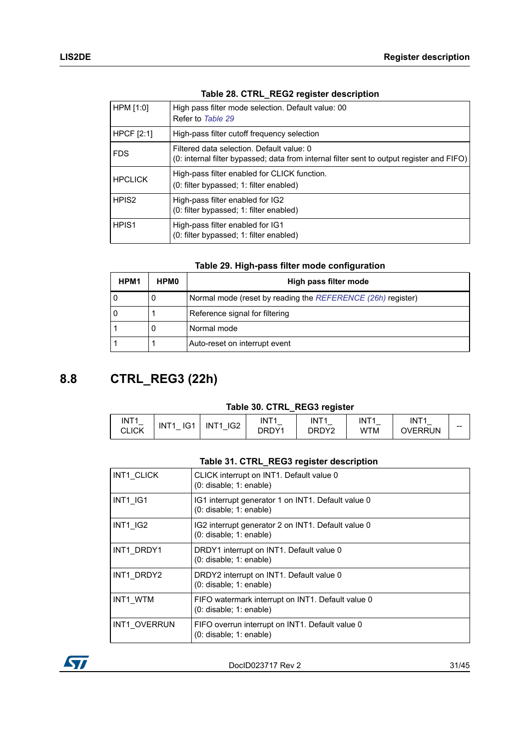**Table 28. CTRL_REG2 register description**

| | |
|---|---|
| HPM [1:0] | High pass filter mode selection. Default value: 00<br>Refer to *Table 29* |
| HPCF [2:1] | High-pass filter cutoff frequency selection |
| FDS | Filtered data selection. Default value: 0<br>(0: internal filter bypassed; data from internal filter sent to output register and FIFO) |
| HPCLICK | High-pass filter enabled for CLICK function.<br>(0: filter bypassed; 1: filter enabled) |
| HPIS2 | High-pass filter enabled for IG2<br>(0: filter bypassed; 1: filter enabled) |
| HPIS1 | High-pass filter enabled for IG1<br>(0: filter bypassed; 1: filter enabled) |

**Table 29. High-pass filter mode configuration**

| HPM1 | HPM0 | High pass filter mode |
|---|---|---|
| 0 | 0 | Normal mode (reset by reading the *REFERENCE (26h)* register) |
| 0 | 1 | Reference signal for filtering |
| 1 | 0 | Normal mode |
| 1 | 1 | Auto-reset on interrupt event |

## 8.8 CTRL_REG3 (22h)

**Table 30. CTRL_REG3 register**

| INT1_ CLICK | INT1_ IG1 | INT1_IG2 | INT1_ DRDY1 | INT1_ DRDY2 | INT1_ WTM | INT1_ OVERRUN | -- |
|---|---|---|---|---|---|---|---|

**Table 31. CTRL_REG3 register description**

| | |
|---|---|
| INT1_CLICK | CLICK interrupt on INT1. Default value 0<br>(0: disable; 1: enable) |
| INT1_IG1 | IG1 interrupt generator 1 on INT1. Default value 0<br>(0: disable; 1: enable) |
| INT1_IG2 | IG2 interrupt generator 2 on INT1. Default value 0<br>(0: disable; 1: enable) |
| INT1_DRDY1 | DRDY1 interrupt on INT1. Default value 0<br>(0: disable; 1: enable) |
| INT1_DRDY2 | DRDY2 interrupt on INT1. Default value 0<br>(0: disable; 1: enable) |
| INT1_WTM | FIFO watermark interrupt on INT1. Default value 0<br>(0: disable; 1: enable) |
| INT1_OVERRUN | FIFO overrun interrupt on INT1. Default value 0<br>(0: disable; 1: enable) |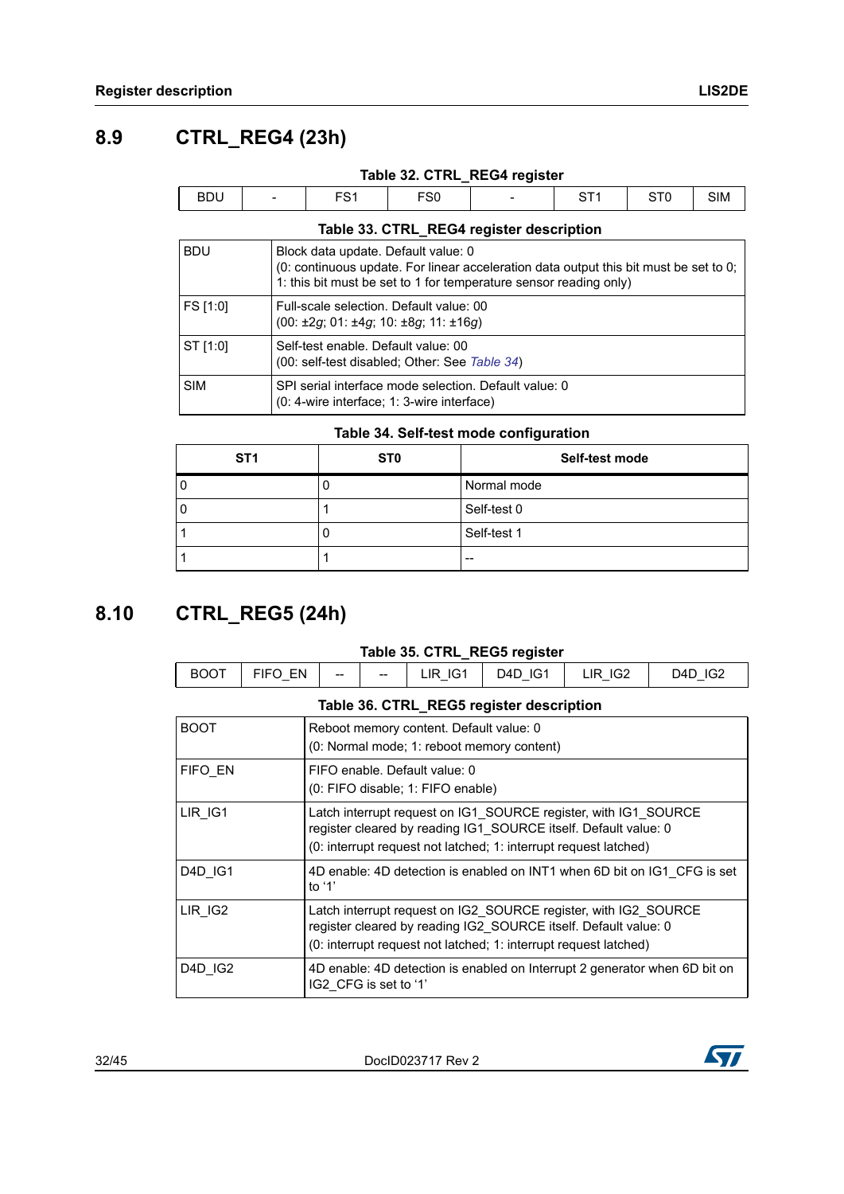## 8.9 CTRL_REG4 (23h)

**Table 32. CTRL_REG4 register**

| BDU | - | FS1 | FS0 | - | ST1 | ST0 | SIM |
|---|---|---|---|---|---|---|---|

**Table 33. CTRL_REG4 register description**

| | |
|---|---|
| BDU | Block data update. Default value: 0<br>(0: continuous update. For linear acceleration data output this bit must be set to 0;<br>1: this bit must be set to 1 for temperature sensor reading only) |
| FS [1:0] | Full-scale selection. Default value: 00<br>(00: ±2*g*; 01: ±4*g*; 10: ±8*g*; 11: ±16*g*) |
| ST [1:0] | Self-test enable. Default value: 00<br>(00: self-test disabled; Other: See *Table 34*) |
| SIM | SPI serial interface mode selection. Default value: 0<br>(0: 4-wire interface; 1: 3-wire interface) |

**Table 34. Self-test mode configuration**

| ST1 | ST0 | Self-test mode |
|---|---|---|
| 0 | 0 | Normal mode |
| 0 | 1 | Self-test 0 |
| 1 | 0 | Self-test 1 |
| 1 | 1 | -- |

## 8.10 CTRL_REG5 (24h)

**Table 35. CTRL_REG5 register**

| BOOT | FIFO_EN | -- | -- | LIR_IG1 | D4D_IG1 | LIR_IG2 | D4D_IG2 |
|---|---|---|---|---|---|---|---|

**Table 36. CTRL_REG5 register description**

| | |
|---|---|
| BOOT | Reboot memory content. Default value: 0<br>(0: Normal mode; 1: reboot memory content) |
| FIFO_EN | FIFO enable. Default value: 0<br>(0: FIFO disable; 1: FIFO enable) |
| LIR_IG1 | Latch interrupt request on IG1_SOURCE register, with IG1_SOURCE register cleared by reading IG1_SOURCE itself. Default value: 0<br>(0: interrupt request not latched; 1: interrupt request latched) |
| D4D_IG1 | 4D enable: 4D detection is enabled on INT1 when 6D bit on IG1_CFG is set to '1' |
| LIR_IG2 | Latch interrupt request on IG2_SOURCE register, with IG2_SOURCE register cleared by reading IG2_SOURCE itself. Default value: 0<br>(0: interrupt request not latched; 1: interrupt request latched) |
| D4D_IG2 | 4D enable: 4D detection is enabled on Interrupt 2 generator when 6D bit on IG2_CFG is set to '1' |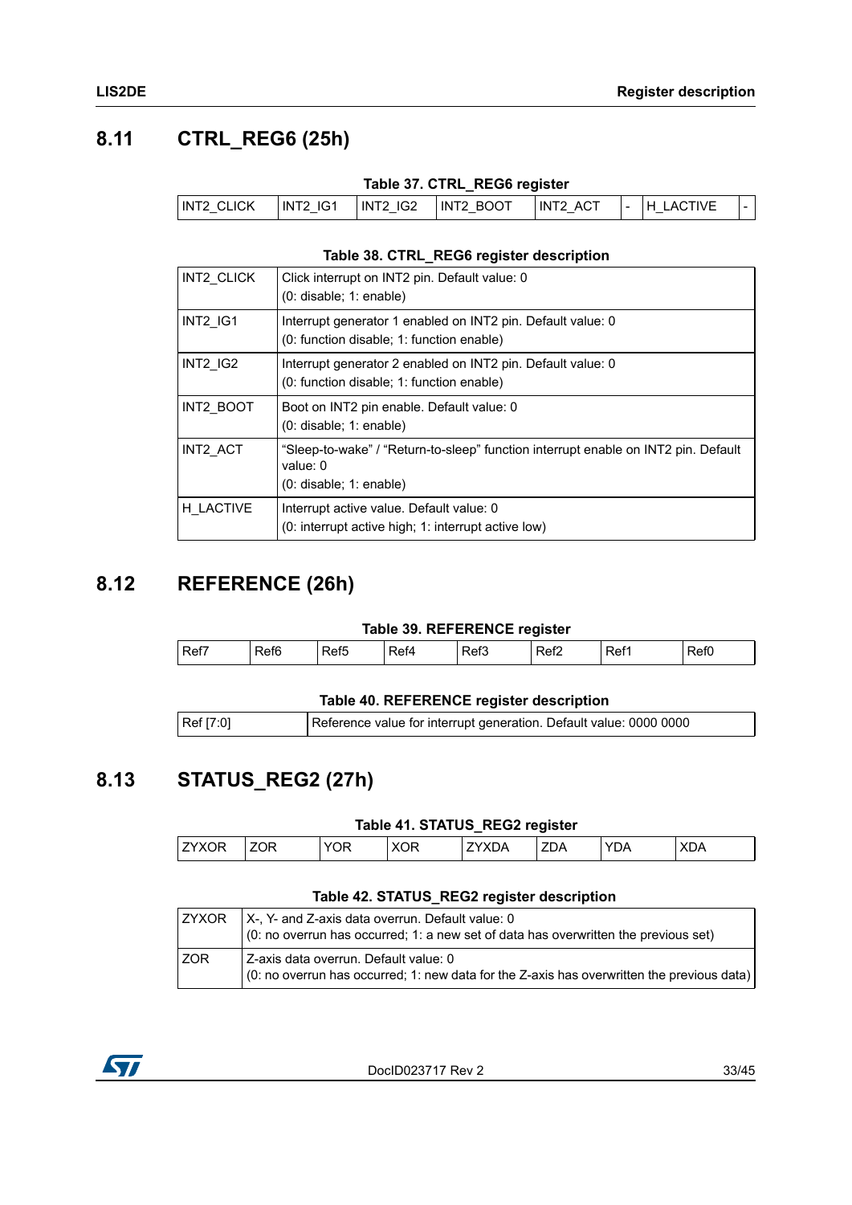## 8.11 CTRL_REG6 (25h)

**Table 37. CTRL_REG6 register**

| INT2_CLICK | INT2_IG1 | INT2_IG2 | INT2_BOOT | INT2_ACT | - | H_LACTIVE | - |
|---|---|---|---|---|---|---|---|

**Table 38. CTRL_REG6 register description**

| | |
|---|---|
| INT2_CLICK | Click interrupt on INT2 pin. Default value: 0<br>(0: disable; 1: enable) |
| INT2_IG1 | Interrupt generator 1 enabled on INT2 pin. Default value: 0<br>(0: function disable; 1: function enable) |
| INT2_IG2 | Interrupt generator 2 enabled on INT2 pin. Default value: 0<br>(0: function disable; 1: function enable) |
| INT2_BOOT | Boot on INT2 pin enable. Default value: 0<br>(0: disable; 1: enable) |
| INT2_ACT | “Sleep-to-wake” / “Return-to-sleep” function interrupt enable on INT2 pin. Default value: 0<br>(0: disable; 1: enable) |
| H_LACTIVE | Interrupt active value. Default value: 0<br>(0: interrupt active high; 1: interrupt active low) |

## 8.12 REFERENCE (26h)

**Table 39. REFERENCE register**

| Ref7 | Ref6 | Ref5 | Ref4 | Ref3 | Ref2 | Ref1 | Ref0 |
|---|---|---|---|---|---|---|---|

**Table 40. REFERENCE register description**

| | |
|---|---|
| Ref [7:0] | Reference value for interrupt generation. Default value: 0000 0000 |

## 8.13 STATUS_REG2 (27h)

**Table 41. STATUS_REG2 register**

| ZYXOR | ZOR | YOR | XOR | ZYXDA | ZDA | YDA | XDA |
|---|---|---|---|---|---|---|---|

**Table 42. STATUS_REG2 register description**

| | |
|---|---|
| ZYXOR | X-, Y- and Z-axis data overrun. Default value: 0<br>(0: no overrun has occurred; 1: a new set of data has overwritten the previous set) |
| ZOR | Z-axis data overrun. Default value: 0<br>(0: no overrun has occurred; 1: new data for the Z-axis has overwritten the previous data) |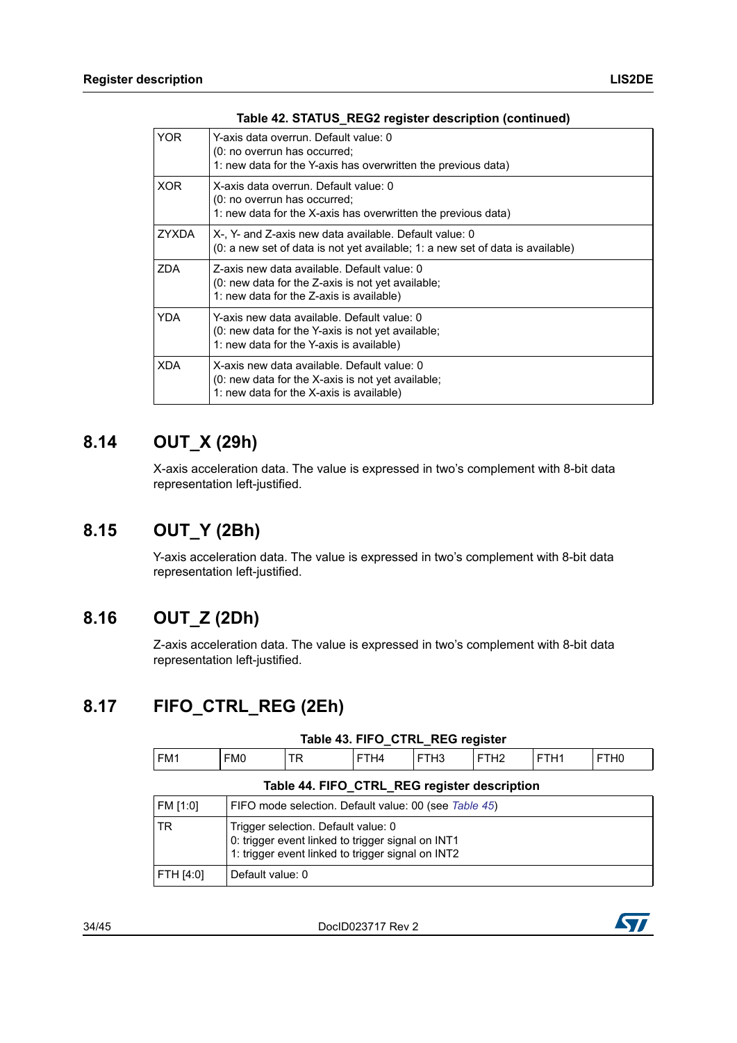**Table 42. STATUS_REG2 register description (continued)**

| | |
|---|---|
| YOR | Y-axis data overrun. Default value: 0<br>(0: no overrun has occurred;<br>1: new data for the Y-axis has overwritten the previous data) |
| XOR | X-axis data overrun. Default value: 0<br>(0: no overrun has occurred;<br>1: new data for the X-axis has overwritten the previous data) |
| ZYXDA | X-, Y- and Z-axis new data available. Default value: 0<br>(0: a new set of data is not yet available; 1: a new set of data is available) |
| ZDA | Z-axis new data available. Default value: 0<br>(0: new data for the Z-axis is not yet available;<br>1: new data for the Z-axis is available) |
| YDA | Y-axis new data available. Default value: 0<br>(0: new data for the Y-axis is not yet available;<br>1: new data for the Y-axis is available) |
| XDA | X-axis new data available. Default value: 0<br>(0: new data for the X-axis is not yet available;<br>1: new data for the X-axis is available) |

## 8.14 OUT_X (29h)

X-axis acceleration data. The value is expressed in two's complement with 8-bit data representation left-justified.

## 8.15 OUT_Y (2Bh)

Y-axis acceleration data. The value is expressed in two's complement with 8-bit data representation left-justified.

## 8.16 OUT_Z (2Dh)

Z-axis acceleration data. The value is expressed in two's complement with 8-bit data representation left-justified.

## 8.17 FIFO_CTRL_REG (2Eh)

**Table 43. FIFO_CTRL_REG register**

| FM1 | FM0 | TR | FTH4 | FTH3 | FTH2 | FTH1 | FTH0 |
|---|---|---|---|---|---|---|---|

**Table 44. FIFO_CTRL_REG register description**

| | |
|---|---|
| FM [1:0] | FIFO mode selection. Default value: 00 (see *Table 45*) |
| TR | Trigger selection. Default value: 0<br>0: trigger event linked to trigger signal on INT1<br>1: trigger event linked to trigger signal on INT2 |
| FTH [4:0] | Default value: 0 |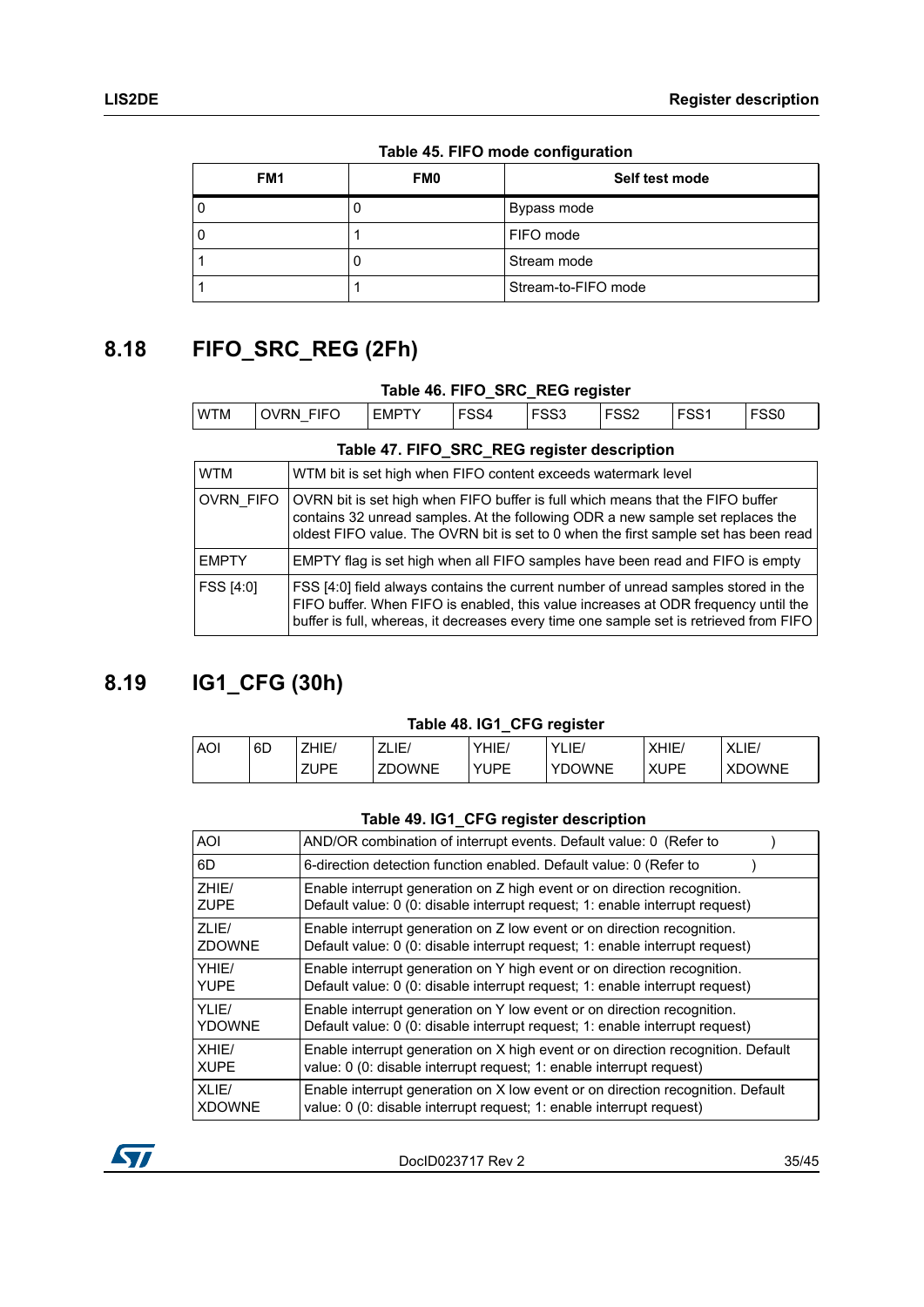**Table 45. FIFO mode configuration**

| FM1 | FM0 | Self test mode |
|---|---|---|
| 0 | 0 | Bypass mode |
| 0 | 1 | FIFO mode |
| 1 | 0 | Stream mode |
| 1 | 1 | Stream-to-FIFO mode |

## 8.18 FIFO_SRC_REG (2Fh)

**Table 46. FIFO_SRC_REG register**

| WTM | OVRN_FIFO | EMPTY | FSS4 | FSS3 | FSS2 | FSS1 | FSS0 |
|---|---|---|---|---|---|---|---|

**Table 47. FIFO_SRC_REG register description**

| | |
|---|---|
| WTM | WTM bit is set high when FIFO content exceeds watermark level |
| OVRN_FIFO | OVRN bit is set high when FIFO buffer is full which means that the FIFO buffer contains 32 unread samples. At the following ODR a new sample set replaces the oldest FIFO value. The OVRN bit is set to 0 when the first sample set has been read |
| EMPTY | EMPTY flag is set high when all FIFO samples have been read and FIFO is empty |
| FSS [4:0] | FSS [4:0] field always contains the current number of unread samples stored in the FIFO buffer. When FIFO is enabled, this value increases at ODR frequency until the buffer is full, whereas, it decreases every time one sample set is retrieved from FIFO |

## 8.19 IG1_CFG (30h)

**Table 48. IG1_CFG register**

| AOI | 6D | ZHIE/ ZUPE | ZLIE/ ZDOWNE | YHIE/ YUPE | YLIE/ YDOWNE | XHIE/ XUPE | XLIE/ XDOWNE |
|---|---|---|---|---|---|---|---|

**Table 49. IG1_CFG register description**

| | |
|---|---|
| AOI | AND/OR combination of interrupt events. Default value: 0 (Refer to ) |
| 6D | 6-direction detection function enabled. Default value: 0 (Refer to ) |
| ZHIE/ ZUPE | Enable interrupt generation on Z high event or on direction recognition. Default value: 0 (0: disable interrupt request; 1: enable interrupt request) |
| ZLIE/ ZDOWNE | Enable interrupt generation on Z low event or on direction recognition. Default value: 0 (0: disable interrupt request; 1: enable interrupt request) |
| YHIE/ YUPE | Enable interrupt generation on Y high event or on direction recognition. Default value: 0 (0: disable interrupt request; 1: enable interrupt request) |
| YLIE/ YDOWNE | Enable interrupt generation on Y low event or on direction recognition. Default value: 0 (0: disable interrupt request; 1: enable interrupt request) |
| XHIE/ XUPE | Enable interrupt generation on X high event or on direction recognition. Default value: 0 (0: disable interrupt request; 1: enable interrupt request) |
| XLIE/ XDOWNE | Enable interrupt generation on X low event or on direction recognition. Default value: 0 (0: disable interrupt request; 1: enable interrupt request) |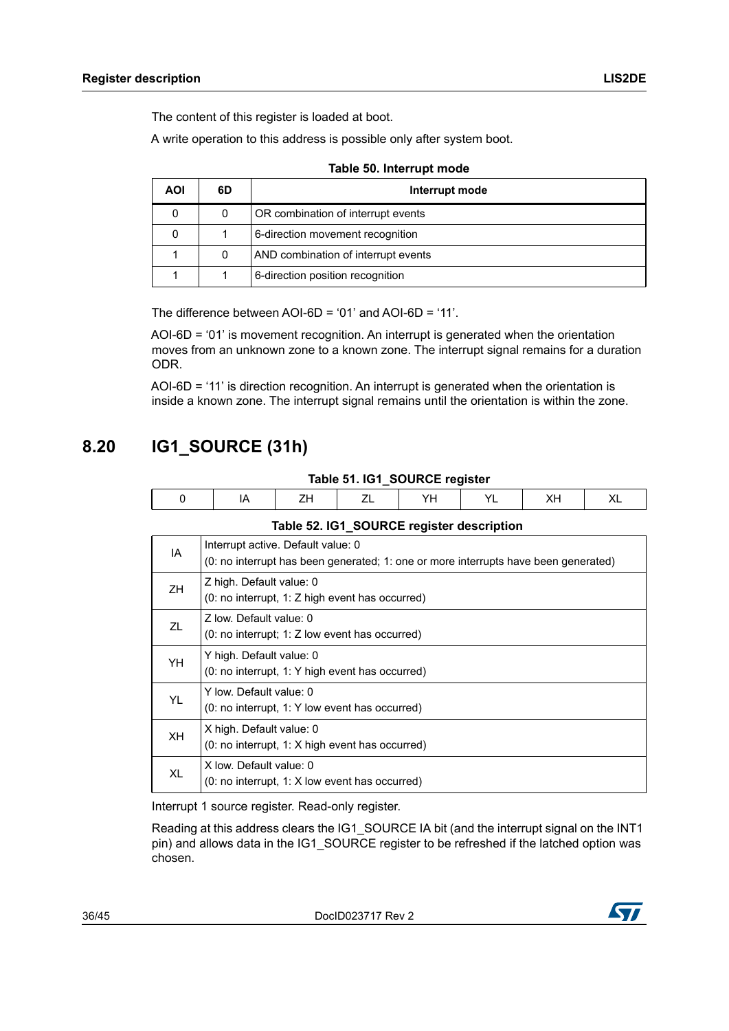The content of this register is loaded at boot.

A write operation to this address is possible only after system boot.

**Table 50. Interrupt mode**

| AOI | 6D | Interrupt mode |
|---|---|---|
| 0 | 0 | OR combination of interrupt events |
| 0 | 1 | 6-direction movement recognition |
| 1 | 0 | AND combination of interrupt events |
| 1 | 1 | 6-direction position recognition |

The difference between AOI-6D = '01' and AOI-6D = '11'.

AOI-6D = '01' is movement recognition. An interrupt is generated when the orientation moves from an unknown zone to a known zone. The interrupt signal remains for a duration ODR.

AOI-6D = '11' is direction recognition. An interrupt is generated when the orientation is inside a known zone. The interrupt signal remains until the orientation is within the zone.

## 8.20 IG1_SOURCE (31h)

**Table 51. IG1_SOURCE register**

| 0 | IA | ZH | ZL | YH | YL | XH | XL |
|---|---|---|---|---|---|---|---|

**Table 52. IG1_SOURCE register description**

| | |
|---|---|
| IA | Interrupt active. Default value: 0<br>(0: no interrupt has been generated; 1: one or more interrupts have been generated) |
| ZH | Z high. Default value: 0<br>(0: no interrupt, 1: Z high event has occurred) |
| ZL | Z low. Default value: 0<br>(0: no interrupt; 1: Z low event has occurred) |
| YH | Y high. Default value: 0<br>(0: no interrupt, 1: Y high event has occurred) |
| YL | Y low. Default value: 0<br>(0: no interrupt, 1: Y low event has occurred) |
| XH | X high. Default value: 0<br>(0: no interrupt, 1: X high event has occurred) |
| XL | X low. Default value: 0<br>(0: no interrupt, 1: X low event has occurred) |

Interrupt 1 source register. Read-only register.

Reading at this address clears the IG1_SOURCE IA bit (and the interrupt signal on the INT1 pin) and allows data in the IG1_SOURCE register to be refreshed if the latched option was chosen.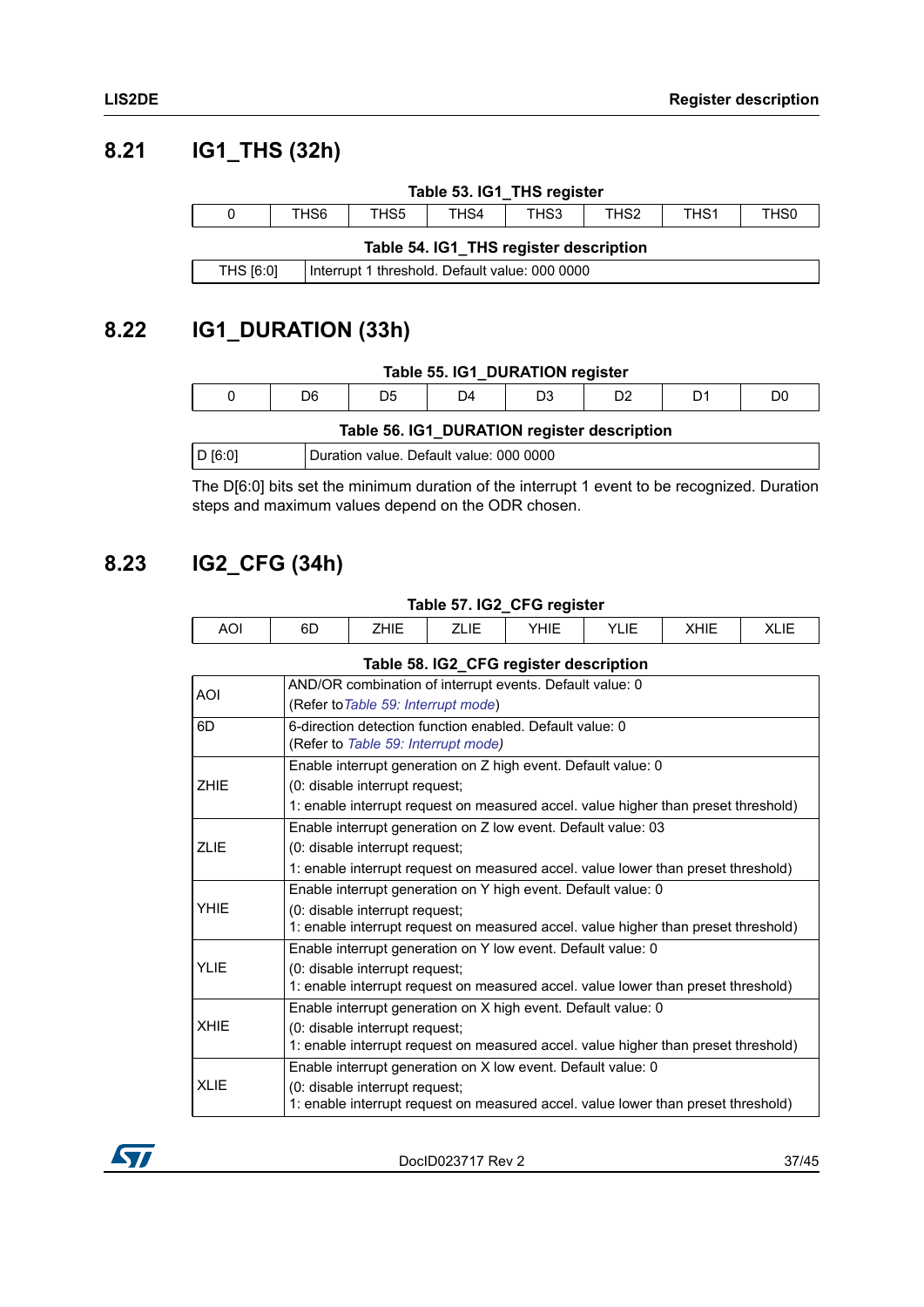## 8.21 IG1_THS (32h)

**Table 53. IG1_THS register**

| 0 | THS6 | THS5 | THS4 | THS3 | THS2 | THS1 | THS0 |
|---|---|---|---|---|---|---|---|

**Table 54. IG1_THS register description**

| | |
|---|---|
| THS [6:0] | Interrupt 1 threshold. Default value: 000 0000 |

## 8.22 IG1_DURATION (33h)

**Table 55. IG1_DURATION register**

| 0 | D6 | D5 | D4 | D3 | D2 | D1 | D0 |
|---|---|---|---|---|---|---|---|

**Table 56. IG1_DURATION register description**

| | |
|---|---|
| D [6:0] | Duration value. Default value: 000 0000 |

The D[6:0] bits set the minimum duration of the interrupt 1 event to be recognized. Duration steps and maximum values depend on the ODR chosen.

## 8.23 IG2_CFG (34h)

**Table 57. IG2_CFG register**

| AOI | 6D | ZHIE | ZLIE | YHIE | YLIE | XHIE | XLIE |
|---|---|---|---|---|---|---|---|

**Table 58. IG2_CFG register description**

| | |
|---|---|
| AOI | AND/OR combination of interrupt events. Default value: 0<br>(Refer to *Table 59: Interrupt mode*) |
| 6D | 6-direction detection function enabled. Default value: 0<br>(Refer to *Table 59: Interrupt mode)* |
| ZHIE | Enable interrupt generation on Z high event. Default value: 0<br>(0: disable interrupt request;<br>1: enable interrupt request on measured accel. value higher than preset threshold) |
| ZLIE | Enable interrupt generation on Z low event. Default value: 03<br>(0: disable interrupt request;<br>1: enable interrupt request on measured accel. value lower than preset threshold) |
| YHIE | Enable interrupt generation on Y high event. Default value: 0<br>(0: disable interrupt request;<br>1: enable interrupt request on measured accel. value higher than preset threshold) |
| YLIE | Enable interrupt generation on Y low event. Default value: 0<br>(0: disable interrupt request;<br>1: enable interrupt request on measured accel. value lower than preset threshold) |
| XHIE | Enable interrupt generation on X high event. Default value: 0<br>(0: disable interrupt request;<br>1: enable interrupt request on measured accel. value higher than preset threshold) |
| XLIE | Enable interrupt generation on X low event. Default value: 0<br>(0: disable interrupt request;<br>1: enable interrupt request on measured accel. value lower than preset threshold) |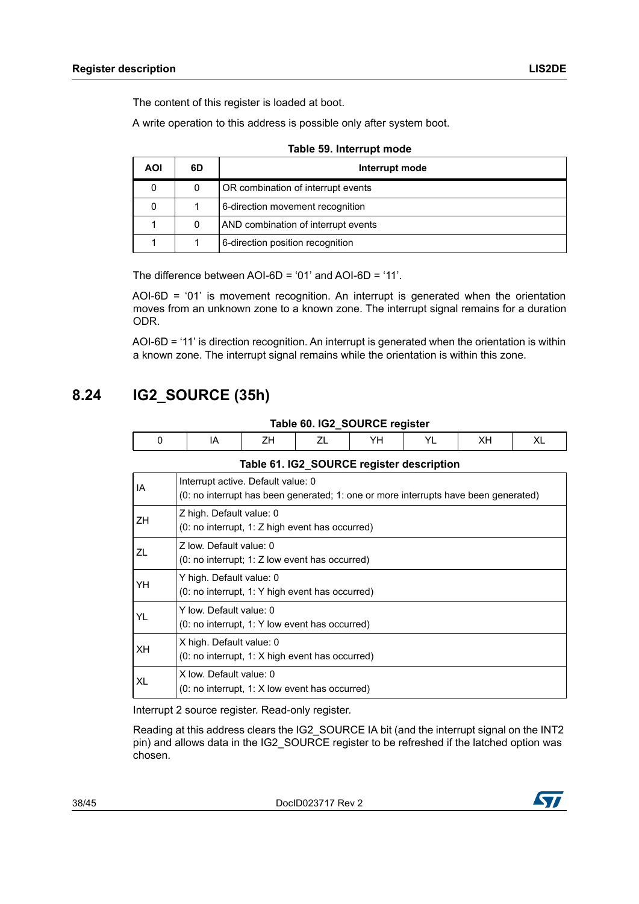The content of this register is loaded at boot.

A write operation to this address is possible only after system boot.

**Table 59. Interrupt mode**

| AOI | 6D | Interrupt mode |
|---|---|---|
| 0 | 0 | OR combination of interrupt events |
| 0 | 1 | 6-direction movement recognition |
| 1 | 0 | AND combination of interrupt events |
| 1 | 1 | 6-direction position recognition |

The difference between AOI-6D = ‘01’ and AOI-6D = ‘11’.

AOI-6D = ‘01’ is movement recognition. An interrupt is generated when the orientation moves from an unknown zone to a known zone. The interrupt signal remains for a duration ODR.

AOI-6D = ‘11’ is direction recognition. An interrupt is generated when the orientation is within a known zone. The interrupt signal remains while the orientation is within this zone.

## 8.24 IG2_SOURCE (35h)

**Table 60. IG2_SOURCE register**

| 0 | IA | ZH | ZL | YH | YL | XH | XL |
|---|---|---|---|---|---|---|---|

**Table 61. IG2_SOURCE register description**

| | |
|---|---|
| IA | Interrupt active. Default value: 0<br>(0: no interrupt has been generated; 1: one or more interrupts have been generated) |
| ZH | Z high. Default value: 0<br>(0: no interrupt, 1: Z high event has occurred) |
| ZL | Z low. Default value: 0<br>(0: no interrupt; 1: Z low event has occurred) |
| YH | Y high. Default value: 0<br>(0: no interrupt, 1: Y high event has occurred) |
| YL | Y low. Default value: 0<br>(0: no interrupt, 1: Y low event has occurred) |
| XH | X high. Default value: 0<br>(0: no interrupt, 1: X high event has occurred) |
| XL | X low. Default value: 0<br>(0: no interrupt, 1: X low event has occurred) |

Interrupt 2 source register. Read-only register.

Reading at this address clears the IG2_SOURCE IA bit (and the interrupt signal on the INT2 pin) and allows data in the IG2_SOURCE register to be refreshed if the latched option was chosen.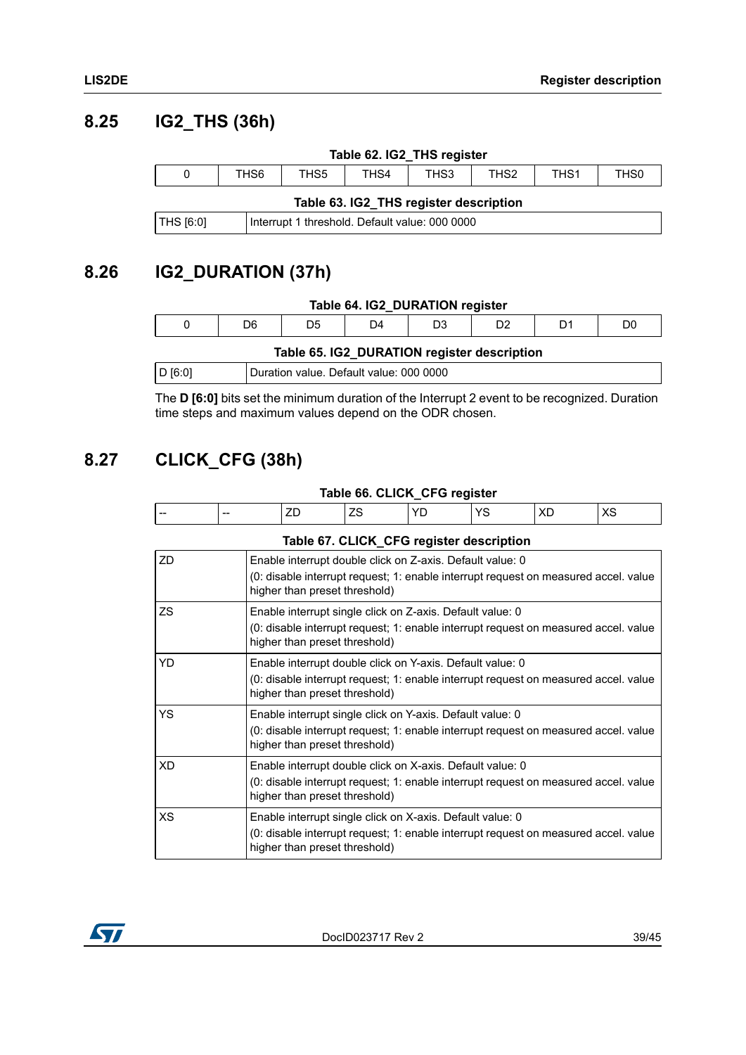## 8.25 IG2_THS (36h)

**Table 62. IG2_THS register**

| 0 | THS6 | THS5 | THS4 | THS3 | THS2 | THS1 | THS0 |
|---|---|---|---|---|---|---|---|

**Table 63. IG2_THS register description**

| | |
|---|---|
| THS [6:0] | Interrupt 1 threshold. Default value: 000 0000 |

## 8.26 IG2_DURATION (37h)

**Table 64. IG2_DURATION register**

| 0 | D6 | D5 | D4 | D3 | D2 | D1 | D0 |
|---|---|---|---|---|---|---|---|

**Table 65. IG2_DURATION register description**

| | |
|---|---|
| D [6:0] | Duration value. Default value: 000 0000 |

The **D [6:0]** bits set the minimum duration of the Interrupt 2 event to be recognized. Duration time steps and maximum values depend on the ODR chosen.

## 8.27 CLICK_CFG (38h)

**Table 66. CLICK_CFG register**

| -- | -- | ZD | ZS | YD | YS | XD | XS |
|---|---|---|---|---|---|---|---|

**Table 67. CLICK_CFG register description**

| | |
|---|---|
| ZD | Enable interrupt double click on Z-axis. Default value: 0<br>(0: disable interrupt request; 1: enable interrupt request on measured accel. value higher than preset threshold) |
| ZS | Enable interrupt single click on Z-axis. Default value: 0<br>(0: disable interrupt request; 1: enable interrupt request on measured accel. value higher than preset threshold) |
| YD | Enable interrupt double click on Y-axis. Default value: 0<br>(0: disable interrupt request; 1: enable interrupt request on measured accel. value higher than preset threshold) |
| YS | Enable interrupt single click on Y-axis. Default value: 0<br>(0: disable interrupt request; 1: enable interrupt request on measured accel. value higher than preset threshold) |
| XD | Enable interrupt double click on X-axis. Default value: 0<br>(0: disable interrupt request; 1: enable interrupt request on measured accel. value higher than preset threshold) |
| XS | Enable interrupt single click on X-axis. Default value: 0<br>(0: disable interrupt request; 1: enable interrupt request on measured accel. value higher than preset threshold) |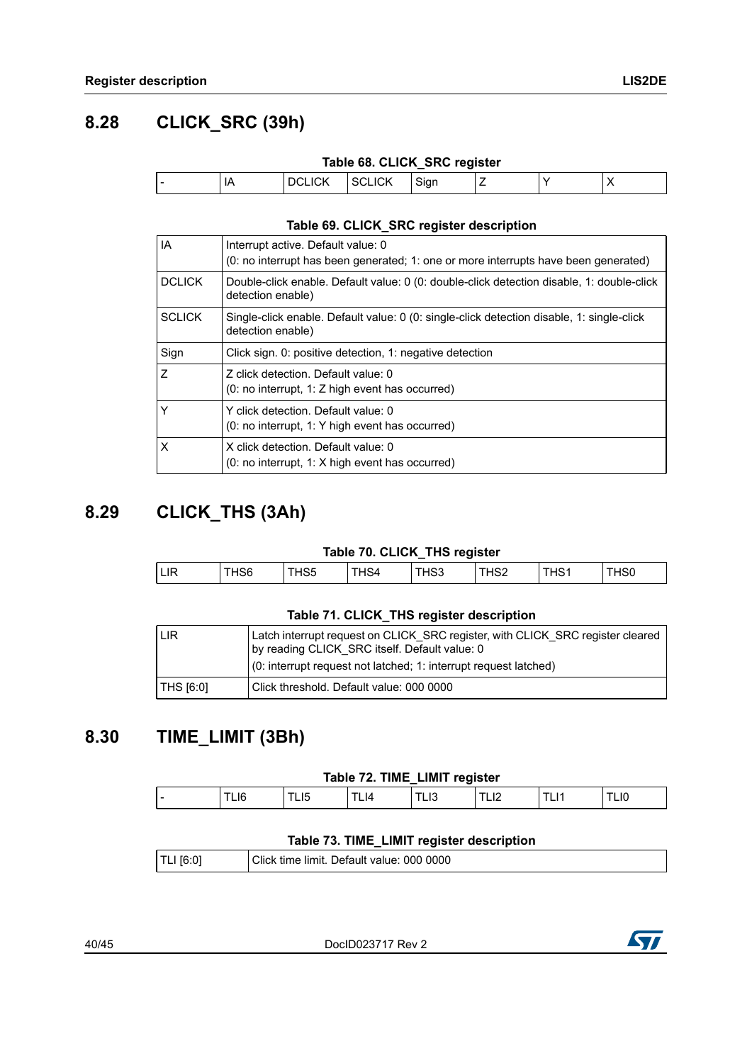## 8.28 CLICK_SRC (39h)

**Table 68. CLICK_SRC register**

| - | IA | DCLICK | SCLICK | Sign | Z | Y | X |
|---|---|---|---|---|---|---|---|

**Table 69. CLICK_SRC register description**

| | |
|---|---|
| IA | Interrupt active. Default value: 0<br>(0: no interrupt has been generated; 1: one or more interrupts have been generated) |
| DCLICK | Double-click enable. Default value: 0 (0: double-click detection disable, 1: double-click detection enable) |
| SCLICK | Single-click enable. Default value: 0 (0: single-click detection disable, 1: single-click detection enable) |
| Sign | Click sign. 0: positive detection, 1: negative detection |
| Z | Z click detection. Default value: 0<br>(0: no interrupt, 1: Z high event has occurred) |
| Y | Y click detection. Default value: 0<br>(0: no interrupt, 1: Y high event has occurred) |
| X | X click detection. Default value: 0<br>(0: no interrupt, 1: X high event has occurred) |

## 8.29 CLICK_THS (3Ah)

**Table 70. CLICK_THS register**

| LIR | THS6 | THS5 | THS4 | THS3 | THS2 | THS1 | THS0 |
|---|---|---|---|---|---|---|---|

**Table 71. CLICK_THS register description**

| | |
|---|---|
| LIR | Latch interrupt request on CLICK_SRC register, with CLICK_SRC register cleared by reading CLICK_SRC itself. Default value: 0<br>(0: interrupt request not latched; 1: interrupt request latched) |
| THS [6:0] | Click threshold. Default value: 000 0000 |

## 8.30 TIME_LIMIT (3Bh)

**Table 72. TIME_LIMIT register**

| - | TLI6 | TLI5 | TLI4 | TLI3 | TLI2 | TLI1 | TLI0 |
|---|---|---|---|---|---|---|---|

**Table 73. TIME_LIMIT register description**

| | |
|---|---|
| TLI [6:0] | Click time limit. Default value: 000 0000 |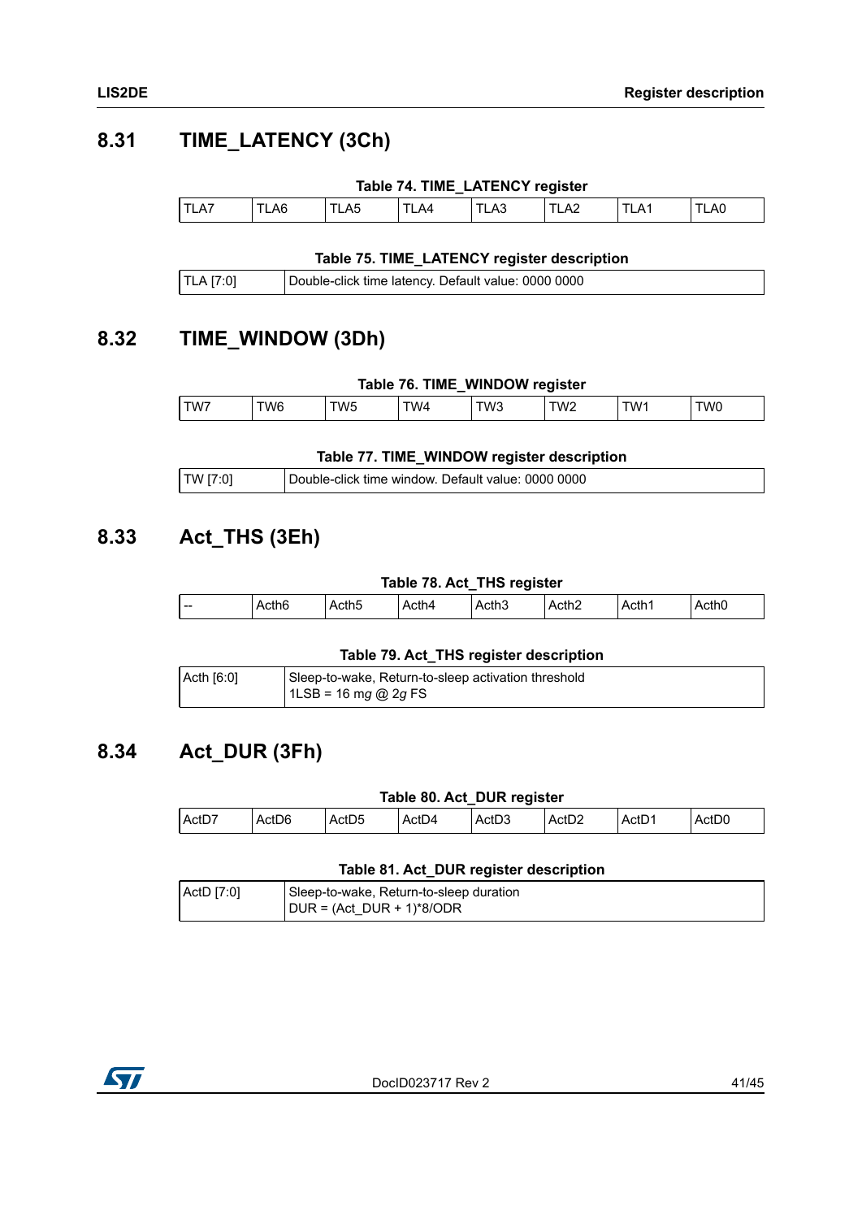## 8.31 TIME_LATENCY (3Ch)

**Table 74. TIME_LATENCY register**

| TLA7 | TLA6 | TLA5 | TLA4 | TLA3 | TLA2 | TLA1 | TLA0 |
|---|---|---|---|---|---|---|---|

**Table 75. TIME_LATENCY register description**

| | |
|---|---|
| TLA [7:0] | Double-click time latency. Default value: 0000 0000 |

## 8.32 TIME_WINDOW (3Dh)

**Table 76. TIME_WINDOW register**

| TW7 | TW6 | TW5 | TW4 | TW3 | TW2 | TW1 | TW0 |
|---|---|---|---|---|---|---|---|

**Table 77. TIME_WINDOW register description**

| | |
|---|---|
| TW [7:0] | Double-click time window. Default value: 0000 0000 |

## 8.33 Act_THS (3Eh)

**Table 78. Act_THS register**

| -- | Acth6 | Acth5 | Acth4 | Acth3 | Acth2 | Acth1 | Acth0 |
|---|---|---|---|---|---|---|---|

**Table 79. Act_THS register description**

| | |
|---|---|
| Acth [6:0] | Sleep-to-wake, Return-to-sleep activation threshold<br>1LSB = 16 *mg* @ 2*g* FS |

## 8.34 Act_DUR (3Fh)

**Table 80. Act_DUR register**

| ActD7 | ActD6 | ActD5 | ActD4 | ActD3 | ActD2 | ActD1 | ActD0 |
|---|---|---|---|---|---|---|---|

**Table 81. Act_DUR register description**

| | |
|---|---|
| ActD [7:0] | Sleep-to-wake, Return-to-sleep duration<br>DUR = (Act_DUR + 1)*8/ODR |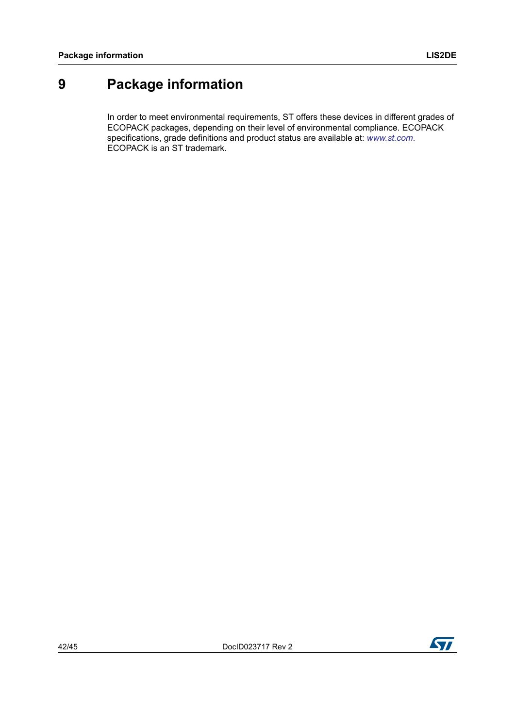# 9 Package information

In order to meet environmental requirements, ST offers these devices in different grades of ECOPACK packages, depending on their level of environmental compliance. ECOPACK specifications, grade definitions and product status are available at: *www.st.com*. ECOPACK is an ST trademark.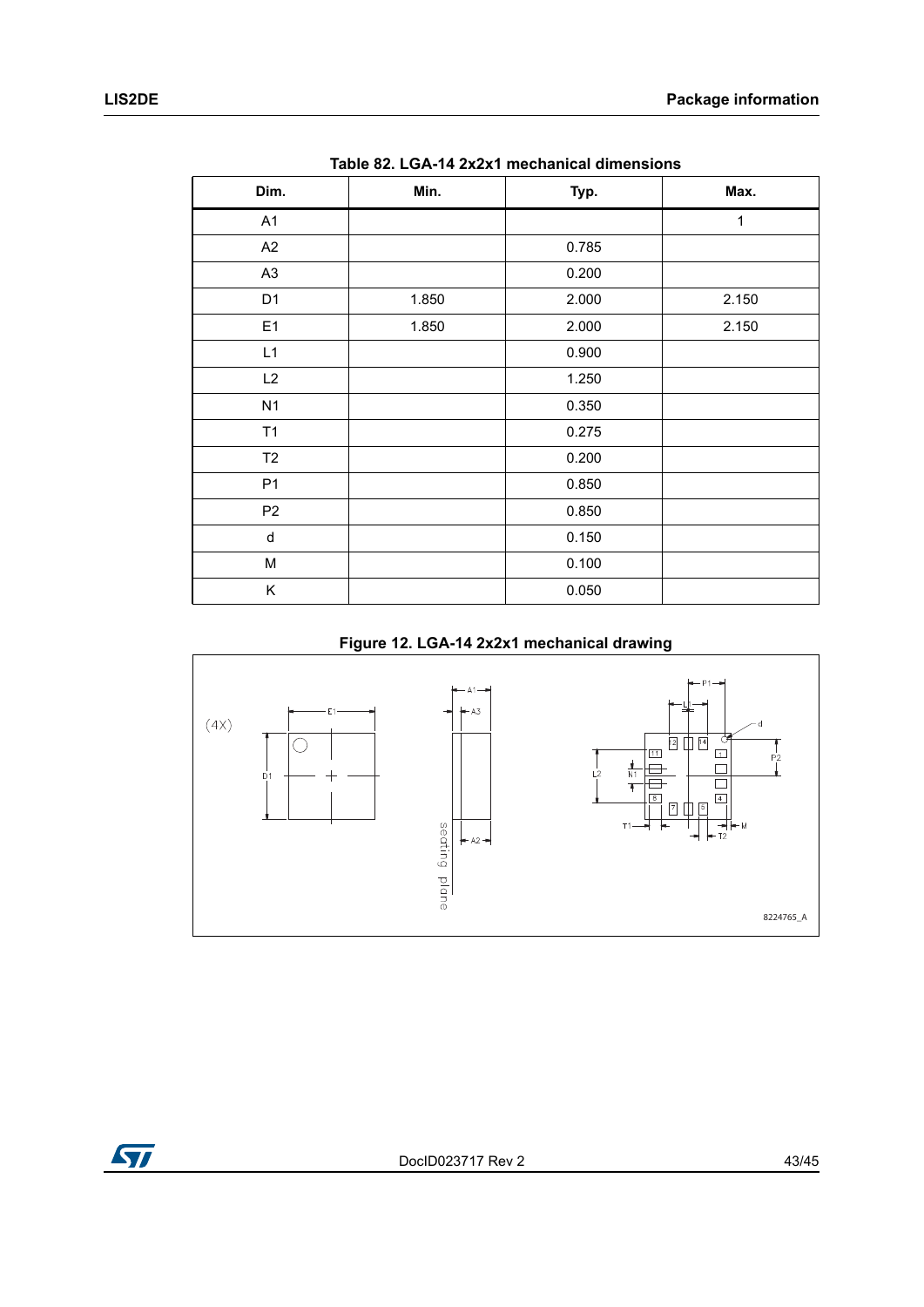Table 82. LGA-14 2x2x1 mechanical dimensions

| Dim. | Min. | Typ. | Max. |
|---|---|---|---|
| A1 | | | 1 |
| A2 | | 0.785 | |
| A3 | | 0.200 | |
| D1 | 1.850 | 2.000 | 2.150 |
| E1 | 1.850 | 2.000 | 2.150 |
| L1 | | 0.900 | |
| L2 | | 1.250 | |
| N1 | | 0.350 | |
| T1 | | 0.275 | |
| T2 | | 0.200 | |
| P1 | | 0.850 | |
| P2 | | 0.850 | |
| d | | 0.150 | |
| M | | 0.100 | |
| K | | 0.050 | |

Figure 12. LGA-14 2x2x1 mechanical drawing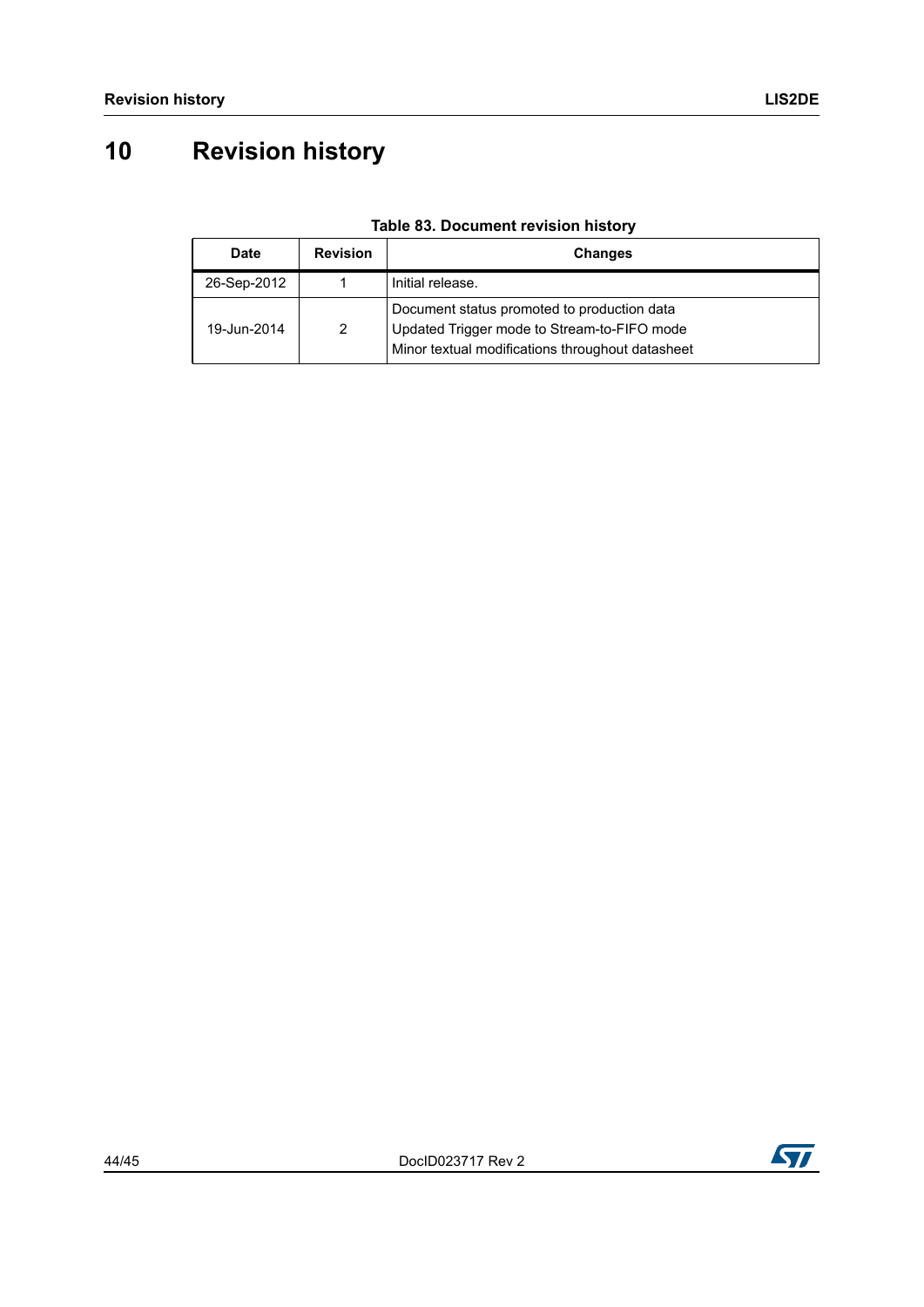# 10 Revision history

**Table 83. Document revision history**

| Date | Revision | Changes |
|---|---|---|
| 26-Sep-2012 | 1 | Initial release. |
| 19-Jun-2014 | 2 | Document status promoted to production data<br>Updated Trigger mode to Stream-to-FIFO mode<br>Minor textual modifications throughout datasheet |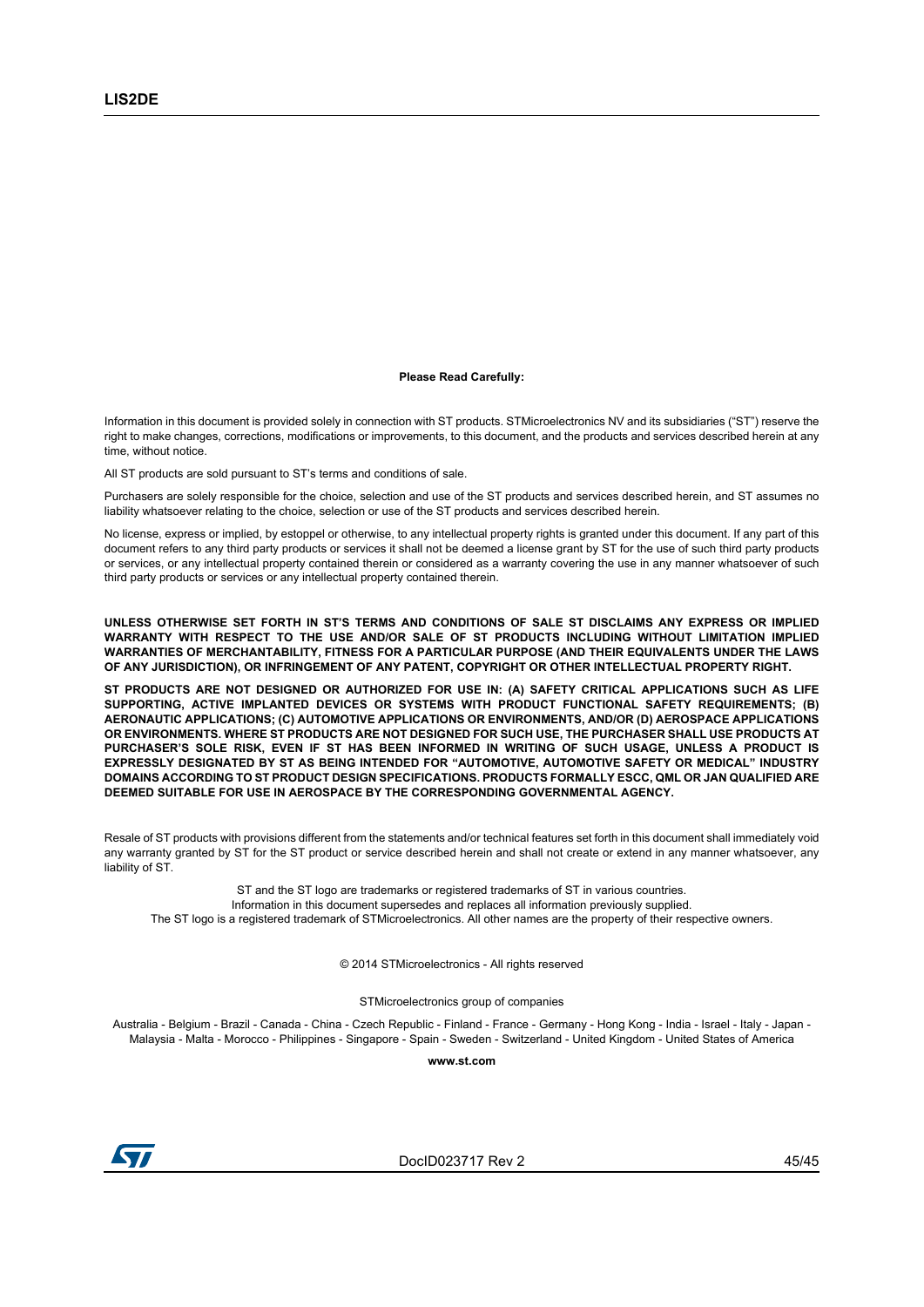**Please Read Carefully:**

Information in this document is provided solely in connection with ST products. STMicroelectronics NV and its subsidiaries (“ST”) reserve the right to make changes, corrections, modifications or improvements, to this document, and the products and services described herein at any time, without notice.

All ST products are sold pursuant to ST’s terms and conditions of sale.

Purchasers are solely responsible for the choice, selection and use of the ST products and services described herein, and ST assumes no liability whatsoever relating to the choice, selection or use of the ST products and services described herein.

No license, express or implied, by estoppel or otherwise, to any intellectual property rights is granted under this document. If any part of this document refers to any third party products or services it shall not be deemed a license grant by ST for the use of such third party products or services, or any intellectual property contained therein or considered as a warranty covering the use in any manner whatsoever of such third party products or services or any intellectual property contained therein.

**UNLESS OTHERWISE SET FORTH IN ST’S TERMS AND CONDITIONS OF SALE ST DISCLAIMS ANY EXPRESS OR IMPLIED WARRANTY WITH RESPECT TO THE USE AND/OR SALE OF ST PRODUCTS INCLUDING WITHOUT LIMITATION IMPLIED WARRANTIES OF MERCHANTABILITY, FITNESS FOR A PARTICULAR PURPOSE (AND THEIR EQUIVALENTS UNDER THE LAWS OF ANY JURISDICTION), OR INFRINGEMENT OF ANY PATENT, COPYRIGHT OR OTHER INTELLECTUAL PROPERTY RIGHT.**

**ST PRODUCTS ARE NOT DESIGNED OR AUTHORIZED FOR USE IN: (A) SAFETY CRITICAL APPLICATIONS SUCH AS LIFE SUPPORTING, ACTIVE IMPLANTED DEVICES OR SYSTEMS WITH PRODUCT FUNCTIONAL SAFETY REQUIREMENTS; (B) AERONAUTIC APPLICATIONS; (C) AUTOMOTIVE APPLICATIONS OR ENVIRONMENTS, AND/OR (D) AEROSPACE APPLICATIONS OR ENVIRONMENTS. WHERE ST PRODUCTS ARE NOT DESIGNED FOR SUCH USE, THE PURCHASER SHALL USE PRODUCTS AT PURCHASER’S SOLE RISK, EVEN IF ST HAS BEEN INFORMED IN WRITING OF SUCH USAGE, UNLESS A PRODUCT IS EXPRESSLY DESIGNATED BY ST AS BEING INTENDED FOR “AUTOMOTIVE, AUTOMOTIVE SAFETY OR MEDICAL” INDUSTRY DOMAINS ACCORDING TO ST PRODUCT DESIGN SPECIFICATIONS. PRODUCTS FORMALLY ESCC, QML OR JAN QUALIFIED ARE DEEMED SUITABLE FOR USE IN AEROSPACE BY THE CORRESPONDING GOVERNMENTAL AGENCY.**

Resale of ST products with provisions different from the statements and/or technical features set forth in this document shall immediately void any warranty granted by ST for the ST product or service described herein and shall not create or extend in any manner whatsoever, any liability of ST.

ST and the ST logo are trademarks or registered trademarks of ST in various countries.
Information in this document supersedes and replaces all information previously supplied.
The ST logo is a registered trademark of STMicroelectronics. All other names are the property of their respective owners.

© 2014 STMicroelectronics - All rights reserved

STMicroelectronics group of companies

Australia - Belgium - Brazil - Canada - China - Czech Republic - Finland - France - Germany - Hong Kong - India - Israel - Italy - Japan - Malaysia - Malta - Morocco - Philippines - Singapore - Spain - Sweden - Switzerland - United Kingdom - United States of America

**www.st.com**